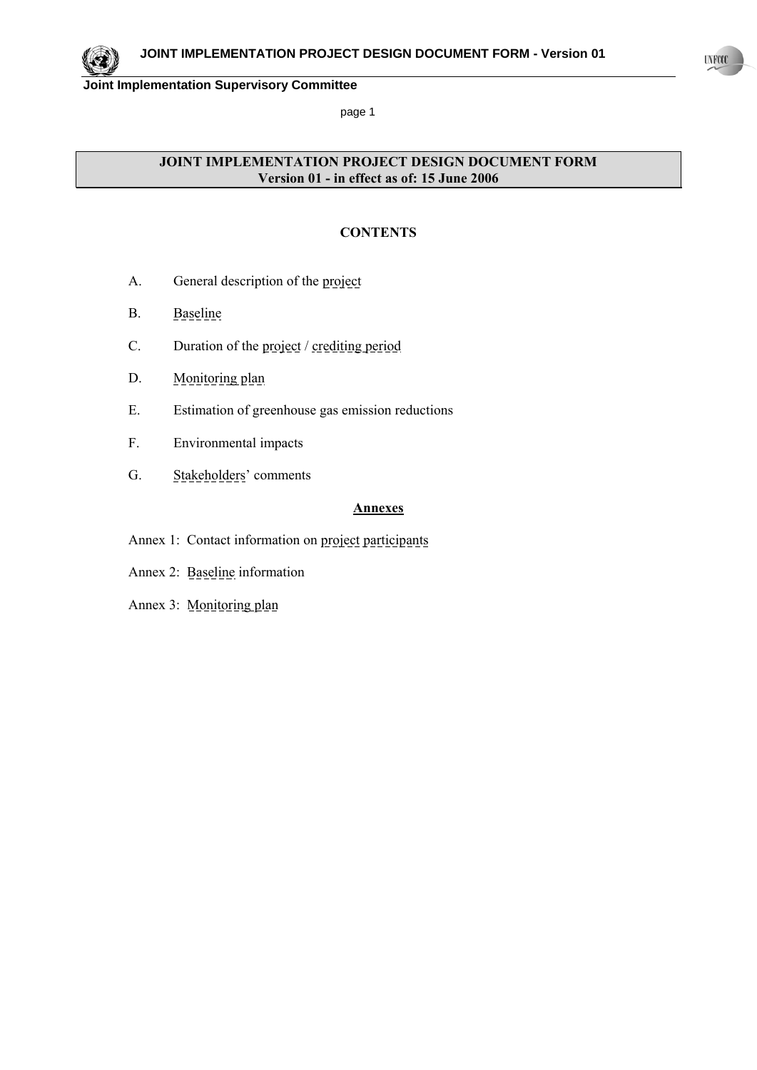# JOINT IMPLEMENTATION PROJECT DESIGN DOCUMENT FORM
## Version 01 - in effect as of: 15 June 2006

### CONTENTS

A. General description of the project

B. Baseline

C. Duration of the project / crediting period

D. Monitoring plan

E. Estimation of greenhouse gas emission reductions

F. Environmental impacts

G. Stakeholders' comments

### Annexes

Annex 1: Contact information on project participants

Annex 2: Baseline information

Annex 3: Monitoring plan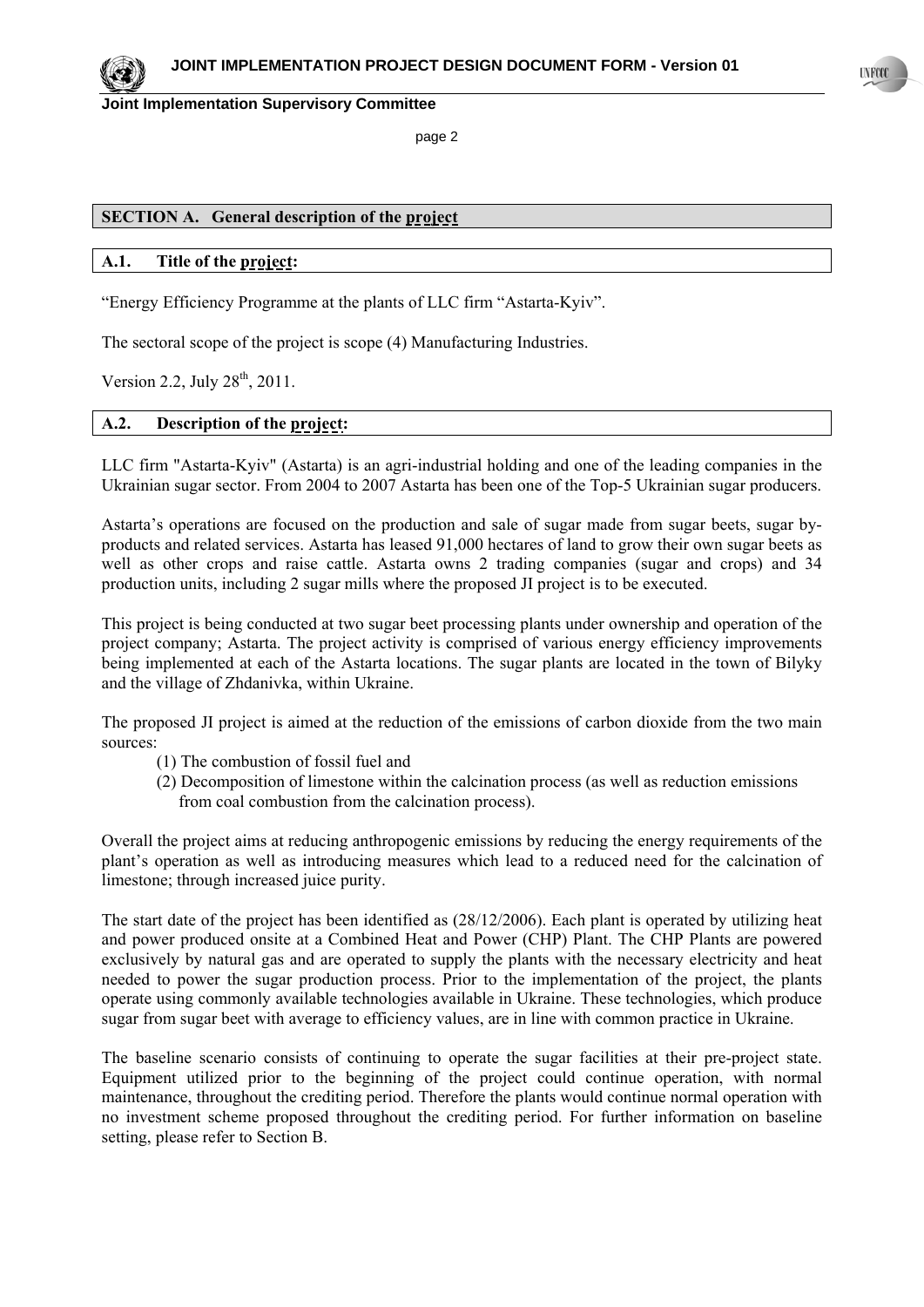## SECTION A. General description of the project

### A.1. Title of the project:

"Energy Efficiency Programme at the plants of LLC firm "Astarta-Kyiv".

The sectoral scope of the project is scope (4) Manufacturing Industries.

Version 2.2, July 28th, 2011.

### A.2. Description of the project:

LLC firm "Astarta-Kyiv" (Astarta) is an agri-industrial holding and one of the leading companies in the Ukrainian sugar sector. From 2004 to 2007 Astarta has been one of the Top-5 Ukrainian sugar producers.

Astarta's operations are focused on the production and sale of sugar made from sugar beets, sugar by-products and related services. Astarta has leased 91,000 hectares of land to grow their own sugar beets as well as other crops and raise cattle. Astarta owns 2 trading companies (sugar and crops) and 34 production units, including 2 sugar mills where the proposed JI project is to be executed.

This project is being conducted at two sugar beet processing plants under ownership and operation of the project company; Astarta. The project activity is comprised of various energy efficiency improvements being implemented at each of the Astarta locations. The sugar plants are located in the town of Bilyky and the village of Zhdanivka, within Ukraine.

The proposed JI project is aimed at the reduction of the emissions of carbon dioxide from the two main sources:

(1) The combustion of fossil fuel and
(2) Decomposition of limestone within the calcination process (as well as reduction emissions from coal combustion from the calcination process).

Overall the project aims at reducing anthropogenic emissions by reducing the energy requirements of the plant's operation as well as introducing measures which lead to a reduced need for the calcination of limestone; through increased juice purity.

The start date of the project has been identified as (28/12/2006). Each plant is operated by utilizing heat and power produced onsite at a Combined Heat and Power (CHP) Plant. The CHP Plants are powered exclusively by natural gas and are operated to supply the plants with the necessary electricity and heat needed to power the sugar production process. Prior to the implementation of the project, the plants operate using commonly available technologies available in Ukraine. These technologies, which produce sugar from sugar beet with average to efficiency values, are in line with common practice in Ukraine.

The baseline scenario consists of continuing to operate the sugar facilities at their pre-project state. Equipment utilized prior to the beginning of the project could continue operation, with normal maintenance, throughout the crediting period. Therefore the plants would continue normal operation with no investment scheme proposed throughout the crediting period. For further information on baseline setting, please refer to Section B.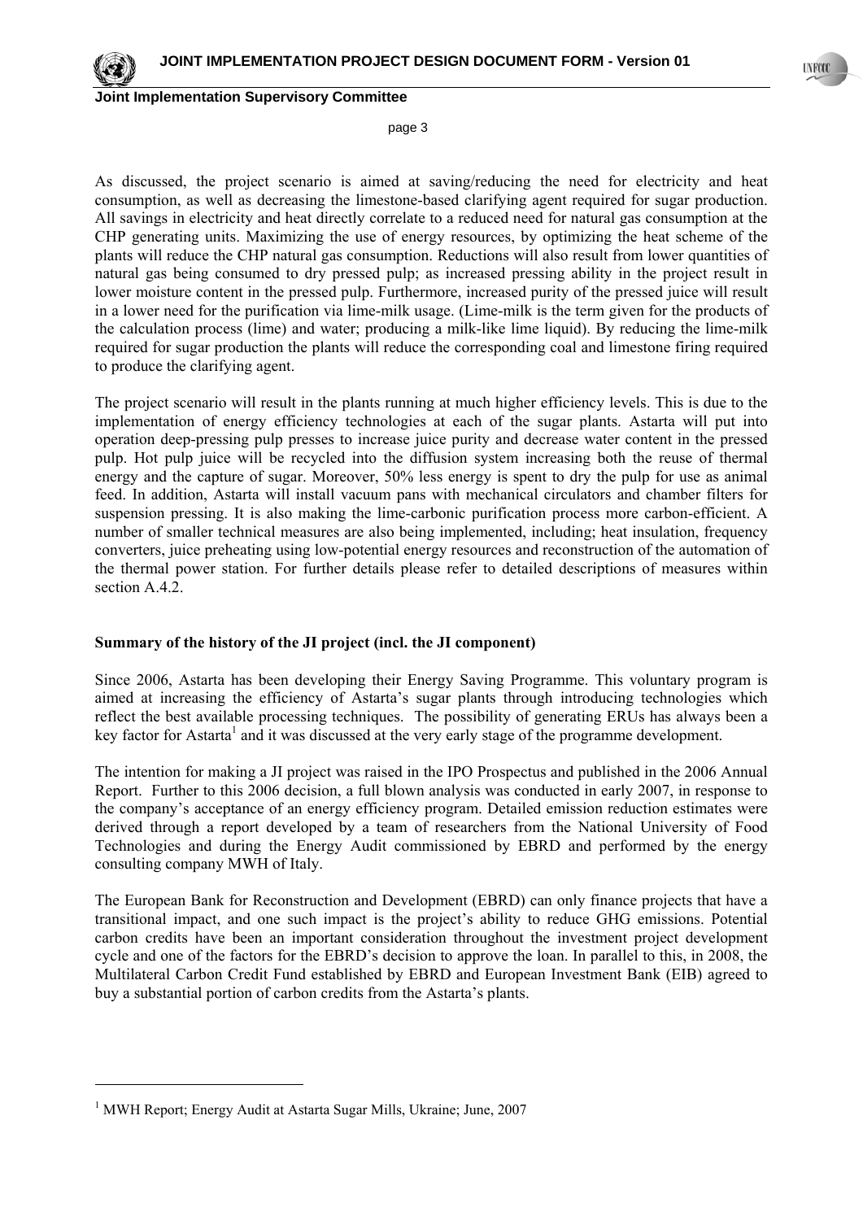As discussed, the project scenario is aimed at saving/reducing the need for electricity and heat consumption, as well as decreasing the limestone-based clarifying agent required for sugar production. All savings in electricity and heat directly correlate to a reduced need for natural gas consumption at the CHP generating units. Maximizing the use of energy resources, by optimizing the heat scheme of the plants will reduce the CHP natural gas consumption. Reductions will also result from lower quantities of natural gas being consumed to dry pressed pulp; as increased pressing ability in the project result in lower moisture content in the pressed pulp. Furthermore, increased purity of the pressed juice will result in a lower need for the purification via lime-milk usage. (Lime-milk is the term given for the products of the calculation process (lime) and water; producing a milk-like lime liquid). By reducing the lime-milk required for sugar production the plants will reduce the corresponding coal and limestone firing required to produce the clarifying agent.

The project scenario will result in the plants running at much higher efficiency levels. This is due to the implementation of energy efficiency technologies at each of the sugar plants. Astarta will put into operation deep-pressing pulp presses to increase juice purity and decrease water content in the pressed pulp. Hot pulp juice will be recycled into the diffusion system increasing both the reuse of thermal energy and the capture of sugar. Moreover, 50% less energy is spent to dry the pulp for use as animal feed. In addition, Astarta will install vacuum pans with mechanical circulators and chamber filters for suspension pressing. It is also making the lime-carbonic purification process more carbon-efficient. A number of smaller technical measures are also being implemented, including; heat insulation, frequency converters, juice preheating using low-potential energy resources and reconstruction of the automation of the thermal power station. For further details please refer to detailed descriptions of measures within section A.4.2.

**Summary of the history of the JI project (incl. the JI component)**

Since 2006, Astarta has been developing their Energy Saving Programme. This voluntary program is aimed at increasing the efficiency of Astarta's sugar plants through introducing technologies which reflect the best available processing techniques. The possibility of generating ERUs has always been a key factor for Astarta[1] and it was discussed at the very early stage of the programme development.

The intention for making a JI project was raised in the IPO Prospectus and published in the 2006 Annual Report. Further to this 2006 decision, a full blown analysis was conducted in early 2007, in response to the company's acceptance of an energy efficiency program. Detailed emission reduction estimates were derived through a report developed by a team of researchers from the National University of Food Technologies and during the Energy Audit commissioned by EBRD and performed by the energy consulting company MWH of Italy.

The European Bank for Reconstruction and Development (EBRD) can only finance projects that have a transitional impact, and one such impact is the project's ability to reduce GHG emissions. Potential carbon credits have been an important consideration throughout the investment project development cycle and one of the factors for the EBRD's decision to approve the loan. In parallel to this, in 2008, the Multilateral Carbon Credit Fund established by EBRD and European Investment Bank (EIB) agreed to buy a substantial portion of carbon credits from the Astarta's plants.

[1] MWH Report; Energy Audit at Astarta Sugar Mills, Ukraine; June, 2007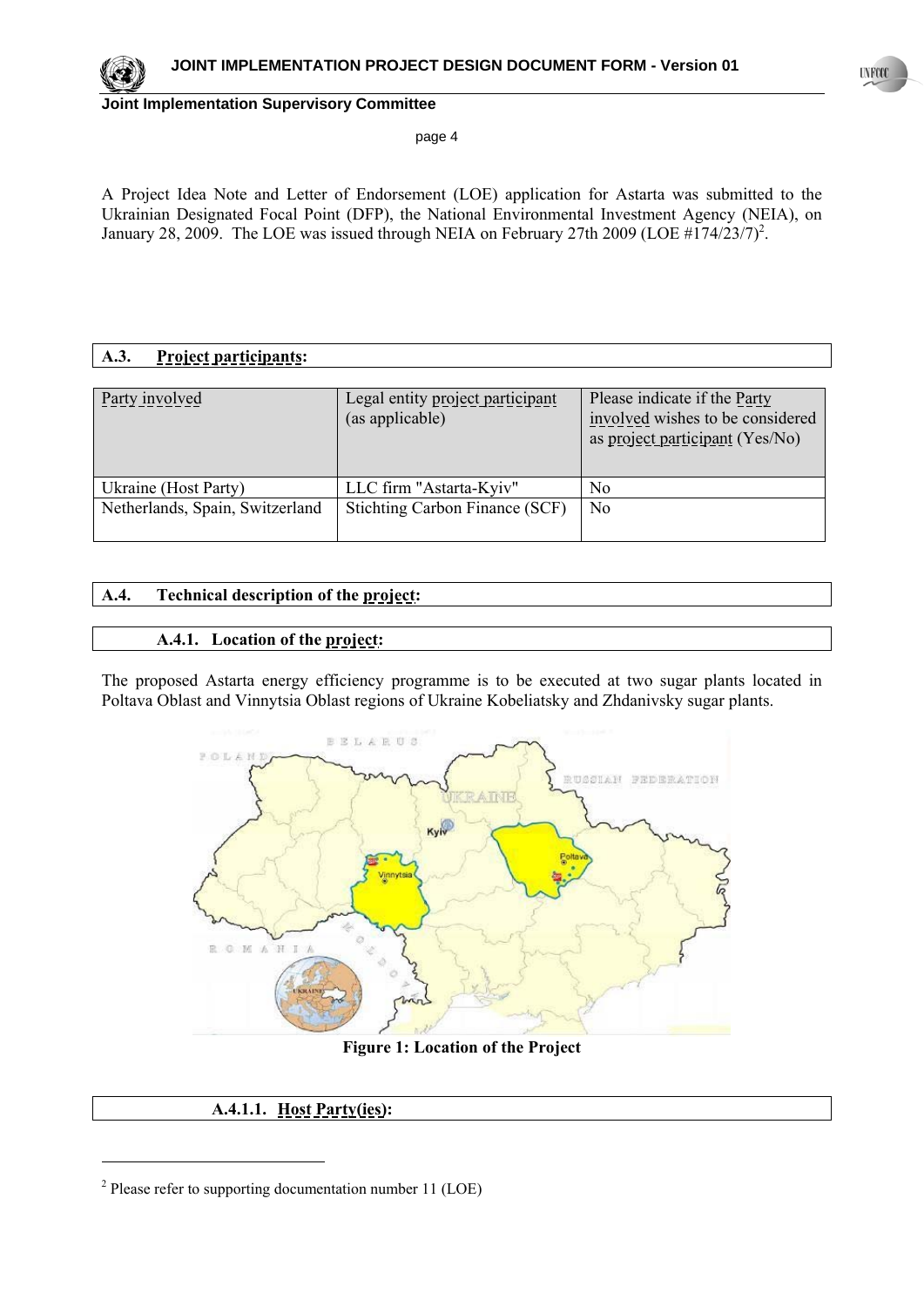A Project Idea Note and Letter of Endorsement (LOE) application for Astarta was submitted to the Ukrainian Designated Focal Point (DFP), the National Environmental Investment Agency (NEIA), on January 28, 2009. The LOE was issued through NEIA on February 27th 2009 (LOE #174/23/7)[2].

## A.3. Project participants:

| Party involved | Legal entity project participant (as applicable) | Please indicate if the Party involved wishes to be considered as project participant (Yes/No) |
|---|---|---|
| Ukraine (Host Party) | LLC firm "Astarta-Kyiv" | No |
| Netherlands, Spain, Switzerland | Stichting Carbon Finance (SCF) | No |

## A.4. Technical description of the project:

### A.4.1. Location of the project:

The proposed Astarta energy efficiency programme is to be executed at two sugar plants located in Poltava Oblast and Vinnytsia Oblast regions of Ukraine Kobeliatsky and Zhdanivsky sugar plants.

**Figure 1: Location of the Project**

#### A.4.1.1. Host Party(ies):

[2] Please refer to supporting documentation number 11 (LOE)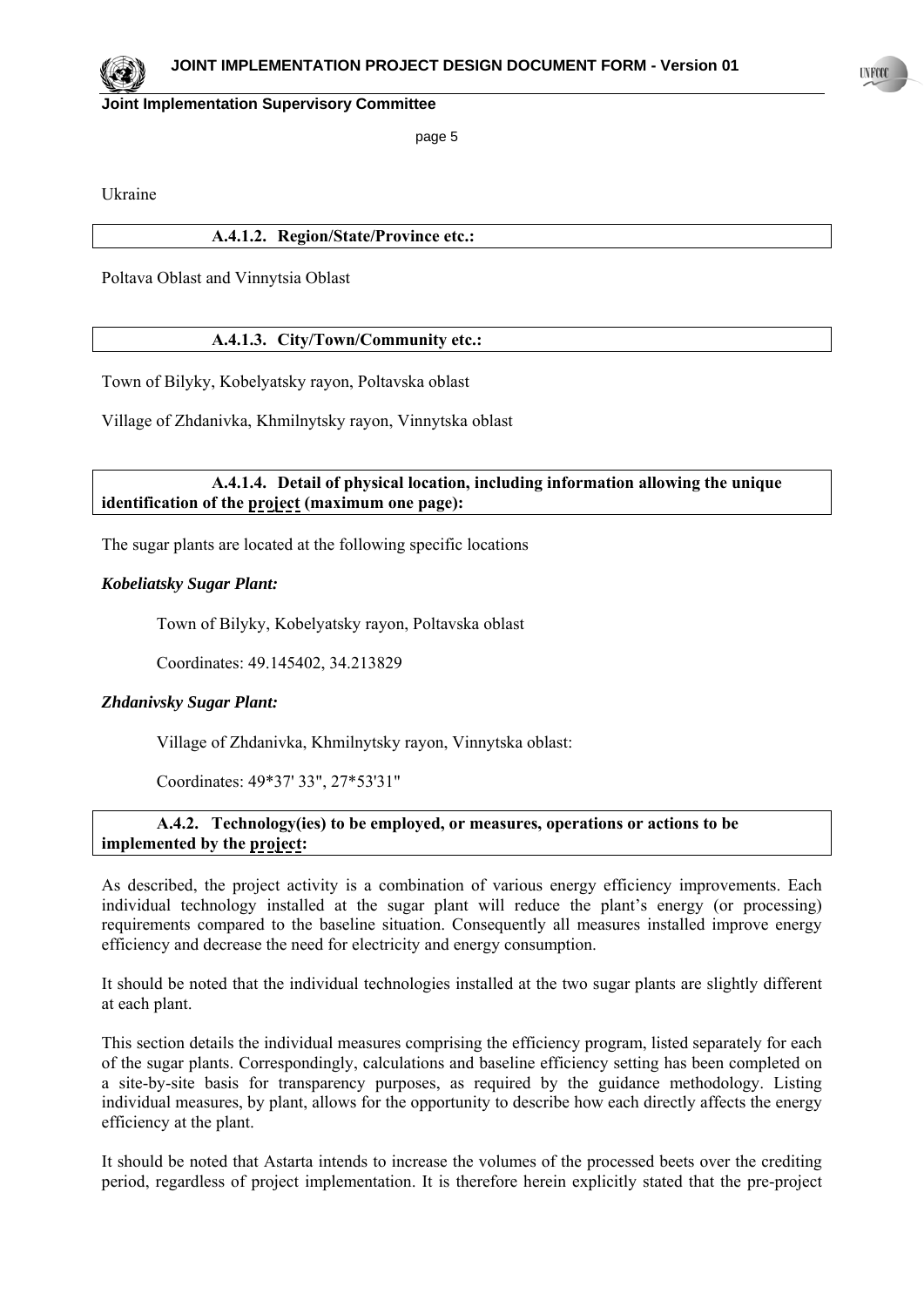Ukraine

#### A.4.1.2. Region/State/Province etc.:

Poltava Oblast and Vinnytsia Oblast

#### A.4.1.3. City/Town/Community etc.:

Town of Bilyky, Kobelyatsky rayon, Poltavska oblast

Village of Zhdanivka, Khmilnytsky rayon, Vinnytska oblast

#### A.4.1.4. Detail of physical location, including information allowing the unique identification of the project (maximum one page):

The sugar plants are located at the following specific locations

***Kobeliatsky Sugar Plant:***

Town of Bilyky, Kobelyatsky rayon, Poltavska oblast

Coordinates: 49.145402, 34.213829

***Zhdanivsky Sugar Plant:***

Village of Zhdanivka, Khmilnytsky rayon, Vinnytska oblast:

Coordinates: 49*37' 33", 27*53'31"

### A.4.2. Technology(ies) to be employed, or measures, operations or actions to be implemented by the project:

As described, the project activity is a combination of various energy efficiency improvements. Each individual technology installed at the sugar plant will reduce the plant's energy (or processing) requirements compared to the baseline situation. Consequently all measures installed improve energy efficiency and decrease the need for electricity and energy consumption.

It should be noted that the individual technologies installed at the two sugar plants are slightly different at each plant.

This section details the individual measures comprising the efficiency program, listed separately for each of the sugar plants. Correspondingly, calculations and baseline efficiency setting has been completed on a site-by-site basis for transparency purposes, as required by the guidance methodology. Listing individual measures, by plant, allows for the opportunity to describe how each directly affects the energy efficiency at the plant.

It should be noted that Astarta intends to increase the volumes of the processed beets over the crediting period, regardless of project implementation. It is therefore herein explicitly stated that the pre-project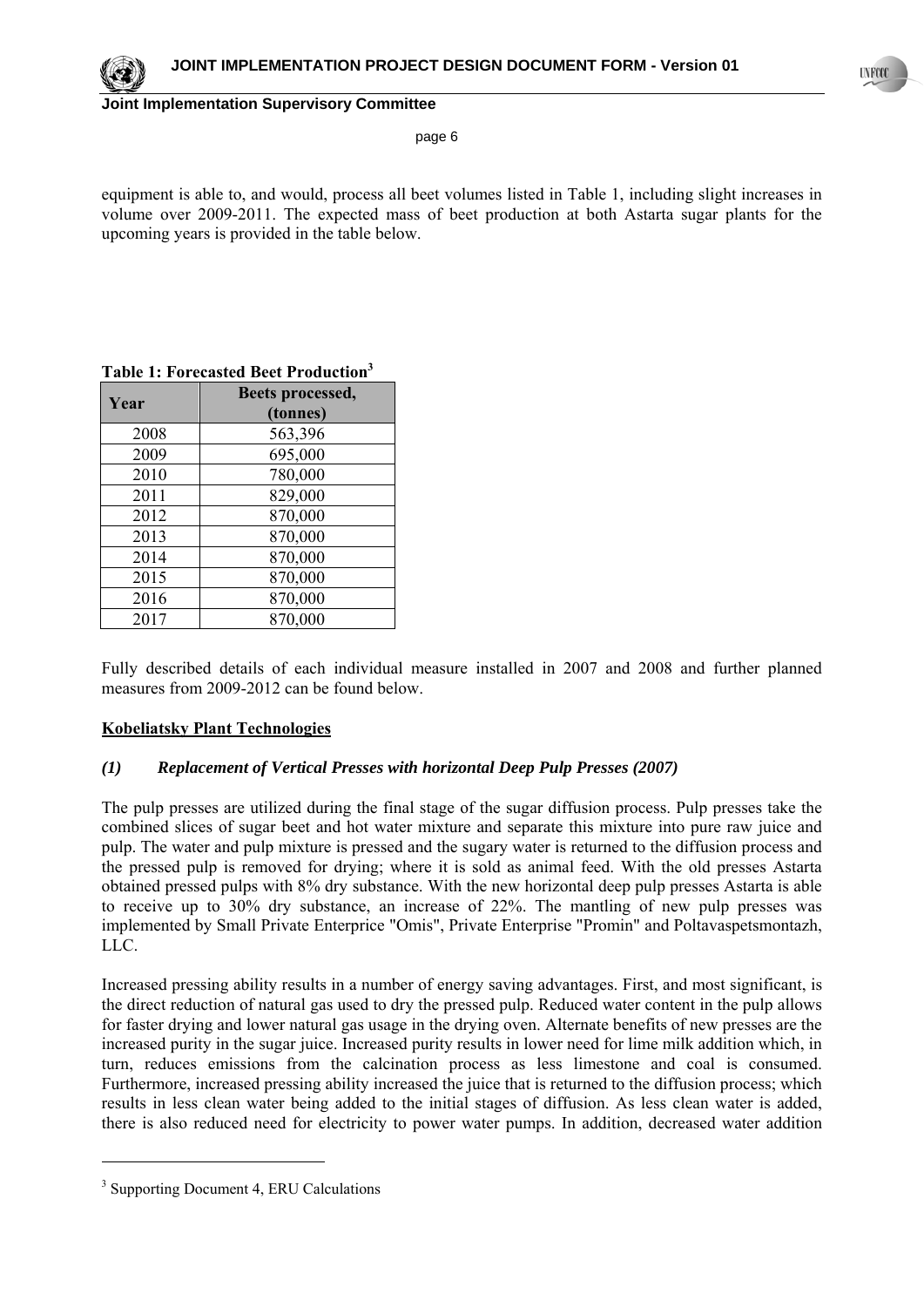equipment is able to, and would, process all beet volumes listed in Table 1, including slight increases in volume over 2009-2011. The expected mass of beet production at both Astarta sugar plants for the upcoming years is provided in the table below.

**Table 1: Forecasted Beet Production[3]**

| Year | Beets processed, (tonnes) |
|---|---|
| 2008 | 563,396 |
| 2009 | 695,000 |
| 2010 | 780,000 |
| 2011 | 829,000 |
| 2012 | 870,000 |
| 2013 | 870,000 |
| 2014 | 870,000 |
| 2015 | 870,000 |
| 2016 | 870,000 |
| 2017 | 870,000 |

Fully described details of each individual measure installed in 2007 and 2008 and further planned measures from 2009-2012 can be found below.

**Kobeliatsky Plant Technologies**

### *(1) Replacement of Vertical Presses with horizontal Deep Pulp Presses (2007)*

The pulp presses are utilized during the final stage of the sugar diffusion process. Pulp presses take the combined slices of sugar beet and hot water mixture and separate this mixture into pure raw juice and pulp. The water and pulp mixture is pressed and the sugary water is returned to the diffusion process and the pressed pulp is removed for drying; where it is sold as animal feed. With the old presses Astarta obtained pressed pulps with 8% dry substance. With the new horizontal deep pulp presses Astarta is able to receive up to 30% dry substance, an increase of 22%. The mantling of new pulp presses was implemented by Small Private Enterprice "Omis", Private Enterprise "Promin" and Poltavaspetsmontazh, LLC.

Increased pressing ability results in a number of energy saving advantages. First, and most significant, is the direct reduction of natural gas used to dry the pressed pulp. Reduced water content in the pulp allows for faster drying and lower natural gas usage in the drying oven. Alternate benefits of new presses are the increased purity in the sugar juice. Increased purity results in lower need for lime milk addition which, in turn, reduces emissions from the calcination process as less limestone and coal is consumed. Furthermore, increased pressing ability increased the juice that is returned to the diffusion process; which results in less clean water being added to the initial stages of diffusion. As less clean water is added, there is also reduced need for electricity to power water pumps. In addition, decreased water addition

---

[3] Supporting Document 4, ERU Calculations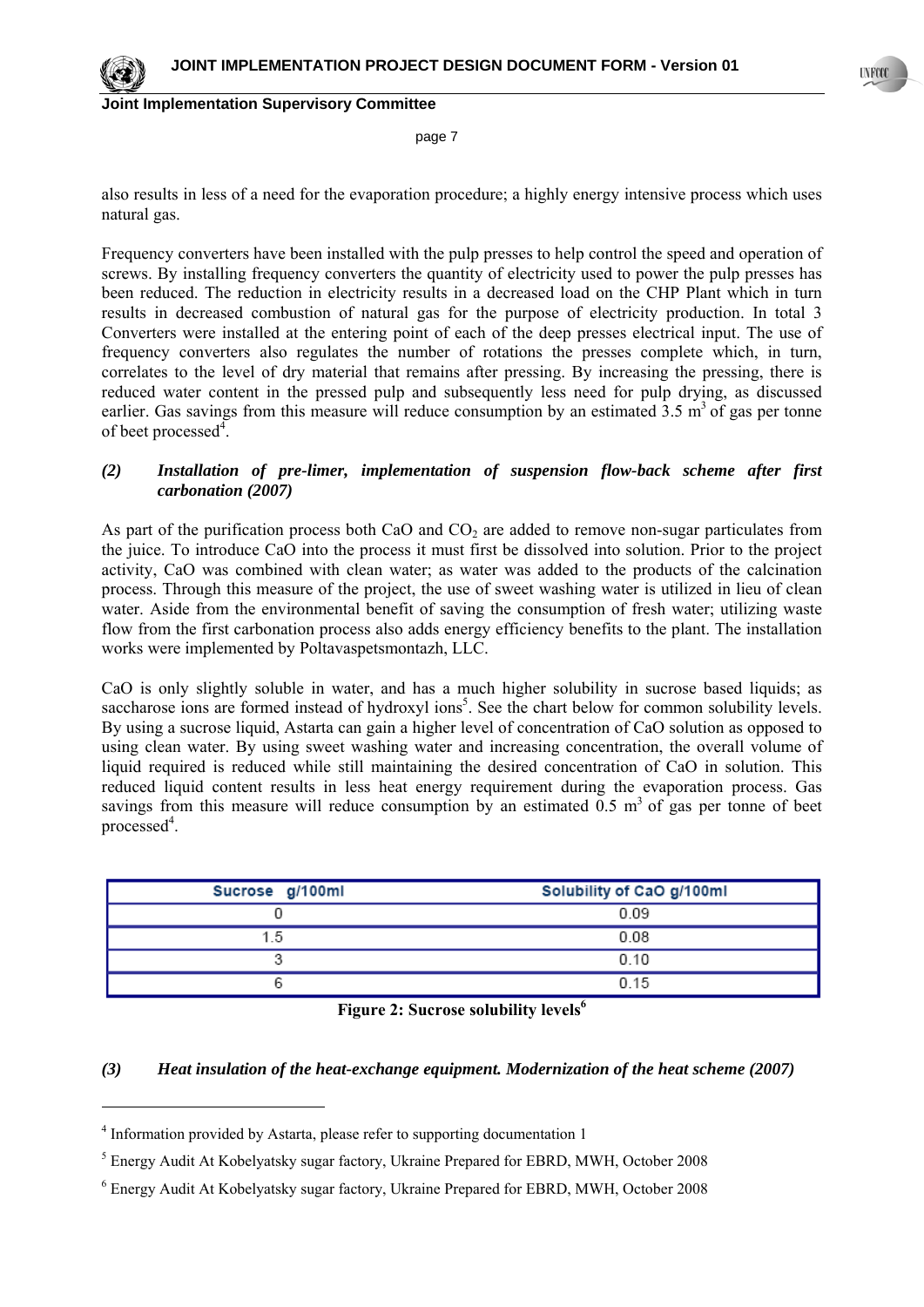also results in less of a need for the evaporation procedure; a highly energy intensive process which uses natural gas.

Frequency converters have been installed with the pulp presses to help control the speed and operation of screws. By installing frequency converters the quantity of electricity used to power the pulp presses has been reduced. The reduction in electricity results in a decreased load on the CHP Plant which in turn results in decreased combustion of natural gas for the purpose of electricity production. In total 3 Converters were installed at the entering point of each of the deep presses electrical input. The use of frequency converters also regulates the number of rotations the presses complete which, in turn, correlates to the level of dry material that remains after pressing. By increasing the pressing, there is reduced water content in the pressed pulp and subsequently less need for pulp drying, as discussed earlier. Gas savings from this measure will reduce consumption by an estimated 3.5 $m^3$ of gas per tonne of beet processed[4].

### *(2) Installation of pre-limer, implementation of suspension flow-back scheme after first carbonation (2007)*

As part of the purification process both CaO and $CO_2$ are added to remove non-sugar particulates from the juice. To introduce CaO into the process it must first be dissolved into solution. Prior to the project activity, CaO was combined with clean water; as water was added to the products of the calcination process. Through this measure of the project, the use of sweet washing water is utilized in lieu of clean water. Aside from the environmental benefit of saving the consumption of fresh water; utilizing waste flow from the first carbonation process also adds energy efficiency benefits to the plant. The installation works were implemented by Poltavaspetsmontazh, LLC.

CaO is only slightly soluble in water, and has a much higher solubility in sucrose based liquids; as saccharose ions are formed instead of hydroxyl ions[5]. See the chart below for common solubility levels. By using a sucrose liquid, Astarta can gain a higher level of concentration of CaO solution as opposed to using clean water. By using sweet washing water and increasing concentration, the overall volume of liquid required is reduced while still maintaining the desired concentration of CaO in solution. This reduced liquid content results in less heat energy requirement during the evaporation process. Gas savings from this measure will reduce consumption by an estimated 0.5 $m^3$ of gas per tonne of beet processed[4].

| Sucrose g/100ml | Solubility of CaO g/100ml |
|---|---|
| 0 | 0.09 |
| 1.5 | 0.08 |
| 3 | 0.10 |
| 6 | 0.15 |

**Figure 2: Sucrose solubility levels[6]**

### *(3) Heat insulation of the heat-exchange equipment. Modernization of the heat scheme (2007)*

---

[4] Information provided by Astarta, please refer to supporting documentation 1

[5] Energy Audit At Kobelyatsky sugar factory, Ukraine Prepared for EBRD, MWH, October 2008

[6] Energy Audit At Kobelyatsky sugar factory, Ukraine Prepared for EBRD, MWH, October 2008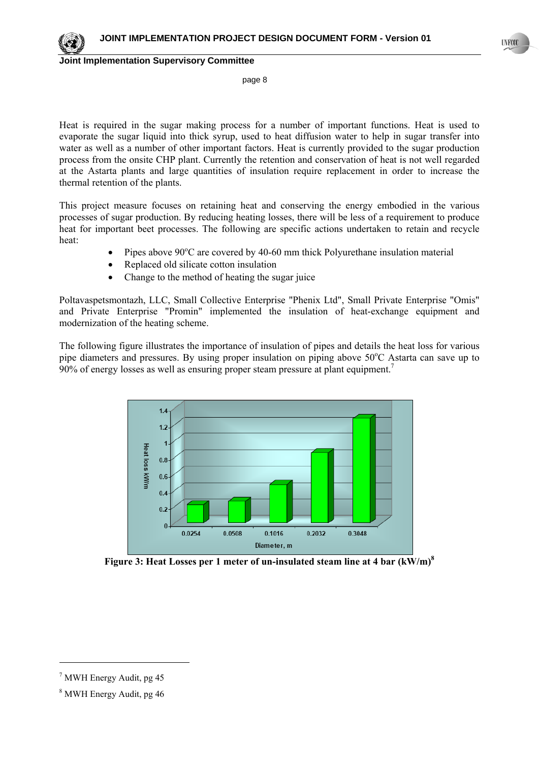Heat is required in the sugar making process for a number of important functions. Heat is used to evaporate the sugar liquid into thick syrup, used to heat diffusion water to help in sugar transfer into water as well as a number of other important factors. Heat is currently provided to the sugar production process from the onsite CHP plant. Currently the retention and conservation of heat is not well regarded at the Astarta plants and large quantities of insulation require replacement in order to increase the thermal retention of the plants.

This project measure focuses on retaining heat and conserving the energy embodied in the various processes of sugar production. By reducing heating losses, there will be less of a requirement to produce heat for important beet processes. The following are specific actions undertaken to retain and recycle heat:

- Pipes above 90°C are covered by 40-60 mm thick Polyurethane insulation material
- Replaced old silicate cotton insulation
- Change to the method of heating the sugar juice

Poltavaspetsmontazh, LLC, Small Collective Enterprise "Phenix Ltd", Small Private Enterprise "Omis" and Private Enterprise "Promin" implemented the insulation of heat-exchange equipment and modernization of the heating scheme.

The following figure illustrates the importance of insulation of pipes and details the heat loss for various pipe diameters and pressures. By using proper insulation on piping above 50°C Astarta can save up to 90% of energy losses as well as ensuring proper steam pressure at plant equipment.[7]

**Figure 3: Heat Losses per 1 meter of un-insulated steam line at 4 bar (kW/m)[8]**

---

[7] MWH Energy Audit, pg 45

[8] MWH Energy Audit, pg 46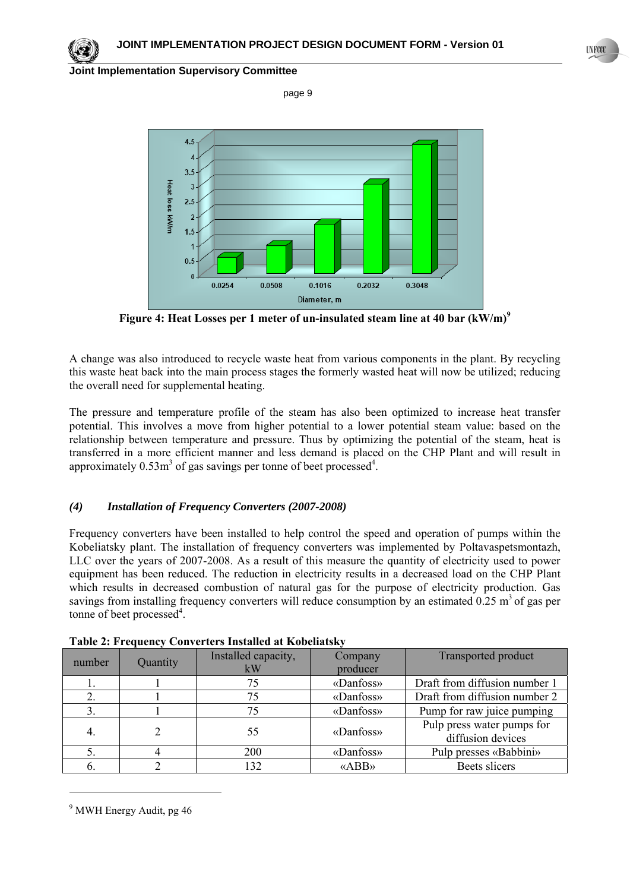**Figure 4: Heat Losses per 1 meter of un-insulated steam line at 40 bar (kW/m)[9]**

A change was also introduced to recycle waste heat from various components in the plant. By recycling this waste heat back into the main process stages the formerly wasted heat will now be utilized; reducing the overall need for supplemental heating.

The pressure and temperature profile of the steam has also been optimized to increase heat transfer potential. This involves a move from higher potential to a lower potential steam value: based on the relationship between temperature and pressure. Thus by optimizing the potential of the steam, heat is transferred in a more efficient manner and less demand is placed on the CHP Plant and will result in approximately $0.53 m^3$ of gas savings per tonne of beet processed[4].

### *(4) Installation of Frequency Converters (2007-2008)*

Frequency converters have been installed to help control the speed and operation of pumps within the Kobeliatsky plant. The installation of frequency converters was implemented by Poltavaspetsmontazh, LLC over the years of 2007-2008. As a result of this measure the quantity of electricity used to power equipment has been reduced. The reduction in electricity results in a decreased load on the CHP Plant which results in decreased combustion of natural gas for the purpose of electricity production. Gas savings from installing frequency converters will reduce consumption by an estimated $0.25 m^3$ of gas per tonne of beet processed[4].

**Table 2: Frequency Converters Installed at Kobeliatsky**

| number | Quantity | Installed capacity, kW | Company producer | Transported product |
|---|---|---|---|---|
| 1. | 1 | 75 | «Danfoss» | Draft from diffusion number 1 |
| 2. | 1 | 75 | «Danfoss» | Draft from diffusion number 2 |
| 3. | 1 | 75 | «Danfoss» | Pump for raw juice pumping |
| 4. | 2 | 55 | «Danfoss» | Pulp press water pumps for diffusion devices |
| 5. | 4 | 200 | «Danfoss» | Pulp presses «Babbini» |
| 6. | 2 | 132 | «ABB» | Beets slicers |

[9] MWH Energy Audit, pg 46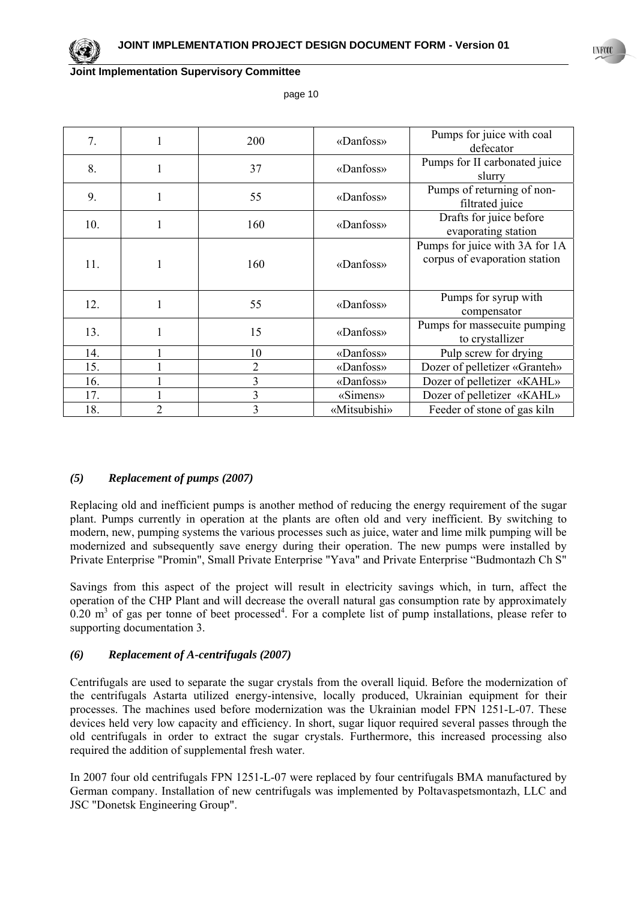| 7. | 1 | 200 | «Danfoss» | Pumps for juice with coal defecator |
|---|---|---|---|---|
| 8. | 1 | 37 | «Danfoss» | Pumps for II carbonated juice slurry |
| 9. | 1 | 55 | «Danfoss» | Pumps of returning of non-filtrated juice |
| 10. | 1 | 160 | «Danfoss» | Drafts for juice before evaporating station |
| 11. | 1 | 160 | «Danfoss» | Pumps for juice with 3A for 1A corpus of evaporation station |
| 12. | 1 | 55 | «Danfoss» | Pumps for syrup with compensator |
| 13. | 1 | 15 | «Danfoss» | Pumps for massecuite pumping to crystallizer |
| 14. | 1 | 10 | «Danfoss» | Pulp screw for drying |
| 15. | 1 | 2 | «Danfoss» | Dozer of pelletizer «Granteh» |
| 16. | 1 | 3 | «Danfoss» | Dozer of pelletizer «KAHL» |
| 17. | 1 | 3 | «Simens» | Dozer of pelletizer «KAHL» |
| 18. | 2 | 3 | «Mitsubishi» | Feeder of stone of gas kiln |

### *(5) Replacement of pumps (2007)*

Replacing old and inefficient pumps is another method of reducing the energy requirement of the sugar plant. Pumps currently in operation at the plants are often old and very inefficient. By switching to modern, new, pumping systems the various processes such as juice, water and lime milk pumping will be modernized and subsequently save energy during their operation. The new pumps were installed by Private Enterprise "Promin", Small Private Enterprise "Yava" and Private Enterprise "Budmontazh Ch S"

Savings from this aspect of the project will result in electricity savings which, in turn, affect the operation of the CHP Plant and will decrease the overall natural gas consumption rate by approximately 0.20 $m^3$ of gas per tonne of beet processed[4]. For a complete list of pump installations, please refer to supporting documentation 3.

### *(6) Replacement of A-centrifugals (2007)*

Centrifugals are used to separate the sugar crystals from the overall liquid. Before the modernization of the centrifugals Astarta utilized energy-intensive, locally produced, Ukrainian equipment for their processes. The machines used before modernization was the Ukrainian model FPN 1251-L-07. These devices held very low capacity and efficiency. In short, sugar liquor required several passes through the old centrifugals in order to extract the sugar crystals. Furthermore, this increased processing also required the addition of supplemental fresh water.

In 2007 four old centrifugals FPN 1251-L-07 were replaced by four centrifugals BMA manufactured by German company. Installation of new centrifugals was implemented by Poltavaspetsmontazh, LLC and JSC "Donetsk Engineering Group".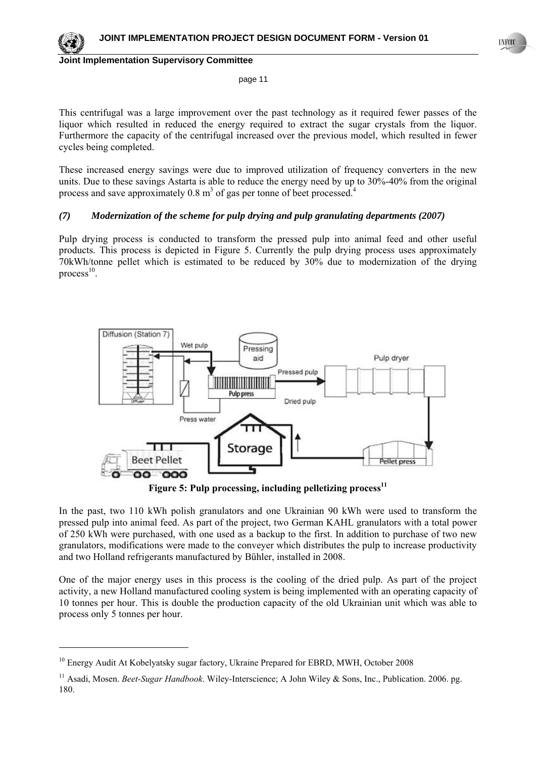This centrifugal was a large improvement over the past technology as it required fewer passes of the liquor which resulted in reduced the energy required to extract the sugar crystals from the liquor. Furthermore the capacity of the centrifugal increased over the previous model, which resulted in fewer cycles being completed.

These increased energy savings were due to improved utilization of frequency converters in the new units. Due to these savings Astarta is able to reduce the energy need by up to 30%-40% from the original process and save approximately 0.8 $m^3$ of gas per tonne of beet processed.[4]

### *(7) Modernization of the scheme for pulp drying and pulp granulating departments (2007)*

Pulp drying process is conducted to transform the pressed pulp into animal feed and other useful products. This process is depicted in Figure 5. Currently the pulp drying process uses approximately 70kWh/tonne pellet which is estimated to be reduced by 30% due to modernization of the drying process[10].

**Figure 5: Pulp processing, including pelletizing process[11]**

In the past, two 110 kWh polish granulators and one Ukrainian 90 kWh were used to transform the pressed pulp into animal feed. As part of the project, two German KAHL granulators with a total power of 250 kWh were purchased, with one used as a backup to the first. In addition to purchase of two new granulators, modifications were made to the conveyer which distributes the pulp to increase productivity and two Holland refrigerants manufactured by Bűhler, installed in 2008.

One of the major energy uses in this process is the cooling of the dried pulp. As part of the project activity, a new Holland manufactured cooling system is being implemented with an operating capacity of 10 tonnes per hour. This is double the production capacity of the old Ukrainian unit which was able to process only 5 tonnes per hour.

---

[10] Energy Audit At Kobelyatsky sugar factory, Ukraine Prepared for EBRD, MWH, October 2008

[11] Asadi, Mosen. *Beet-Sugar Handbook*. Wiley-Interscience; A John Wiley & Sons, Inc., Publication. 2006. pg. 180.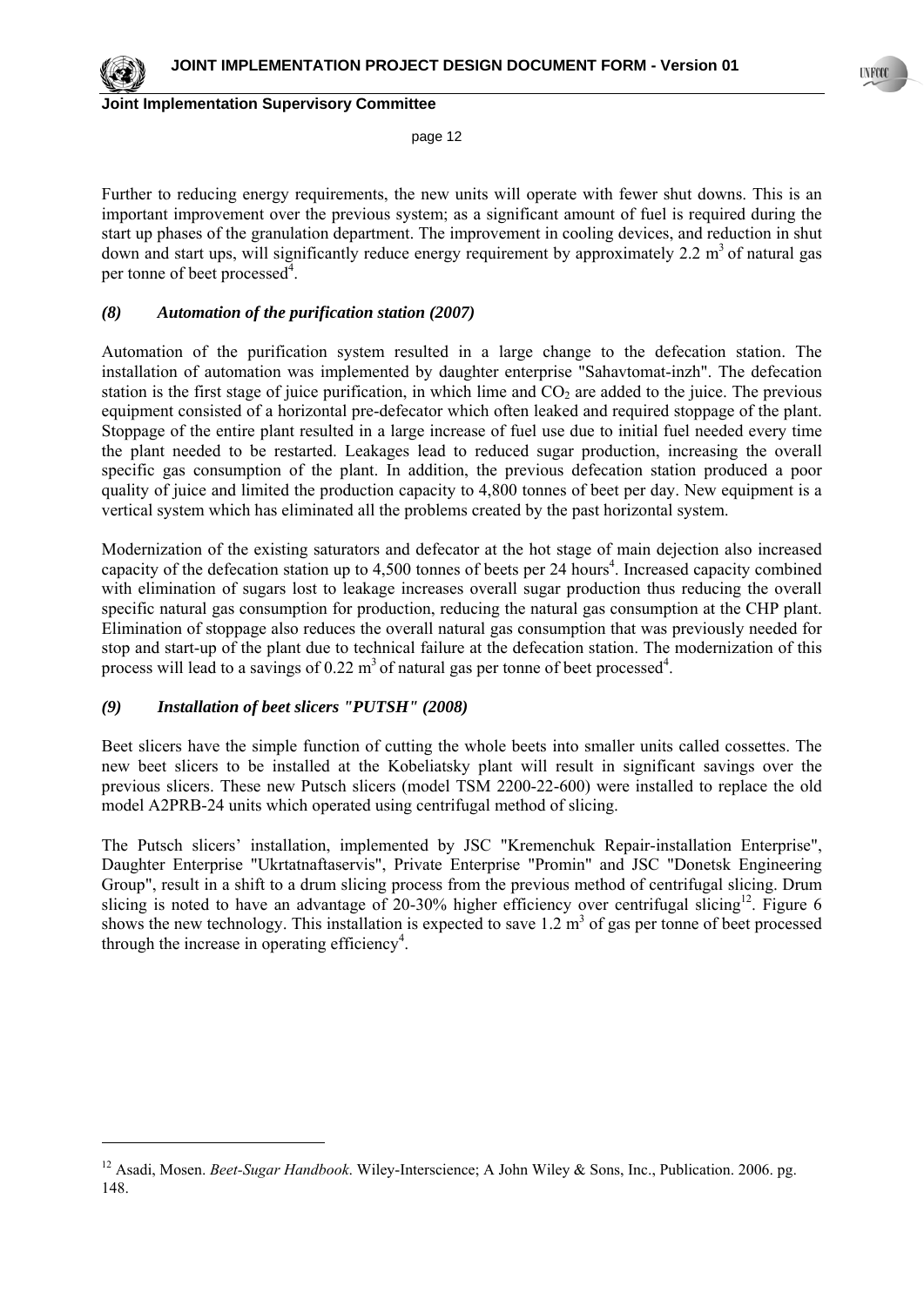Further to reducing energy requirements, the new units will operate with fewer shut downs. This is an important improvement over the previous system; as a significant amount of fuel is required during the start up phases of the granulation department. The improvement in cooling devices, and reduction in shut down and start ups, will significantly reduce energy requirement by approximately 2.2 $m^3$ of natural gas per tonne of beet processed[4].

### *(8) Automation of the purification station (2007)*

Automation of the purification system resulted in a large change to the defecation station. The installation of automation was implemented by daughter enterprise "Sahavtomat-inzh". The defecation station is the first stage of juice purification, in which lime and $CO_2$ are added to the juice. The previous equipment consisted of a horizontal pre-defecator which often leaked and required stoppage of the plant. Stoppage of the entire plant resulted in a large increase of fuel use due to initial fuel needed every time the plant needed to be restarted. Leakages lead to reduced sugar production, increasing the overall specific gas consumption of the plant. In addition, the previous defecation station produced a poor quality of juice and limited the production capacity to 4,800 tonnes of beet per day. New equipment is a vertical system which has eliminated all the problems created by the past horizontal system.

Modernization of the existing saturators and defecator at the hot stage of main dejection also increased capacity of the defecation station up to 4,500 tonnes of beets per 24 hours[4]. Increased capacity combined with elimination of sugars lost to leakage increases overall sugar production thus reducing the overall specific natural gas consumption for production, reducing the natural gas consumption at the CHP plant. Elimination of stoppage also reduces the overall natural gas consumption that was previously needed for stop and start-up of the plant due to technical failure at the defecation station. The modernization of this process will lead to a savings of 0.22 $m^3$ of natural gas per tonne of beet processed[4].

### *(9) Installation of beet slicers "PUTSH" (2008)*

Beet slicers have the simple function of cutting the whole beets into smaller units called cossettes. The new beet slicers to be installed at the Kobeliatsky plant will result in significant savings over the previous slicers. These new Putsch slicers (model TSM 2200-22-600) were installed to replace the old model A2PRB-24 units which operated using centrifugal method of slicing.

The Putsch slicers' installation, implemented by JSC "Kremenchuk Repair-installation Enterprise", Daughter Enterprise "Ukrtatnaftaservis", Private Enterprise "Promin" and JSC "Donetsk Engineering Group", result in a shift to a drum slicing process from the previous method of centrifugal slicing. Drum slicing is noted to have an advantage of 20-30% higher efficiency over centrifugal slicing[12]. Figure 6 shows the new technology. This installation is expected to save 1.2 $m^3$ of gas per tonne of beet processed through the increase in operating efficiency[4].

---

[12] Asadi, Mosen. *Beet-Sugar Handbook*. Wiley-Interscience; A John Wiley & Sons, Inc., Publication. 2006. pg. 148.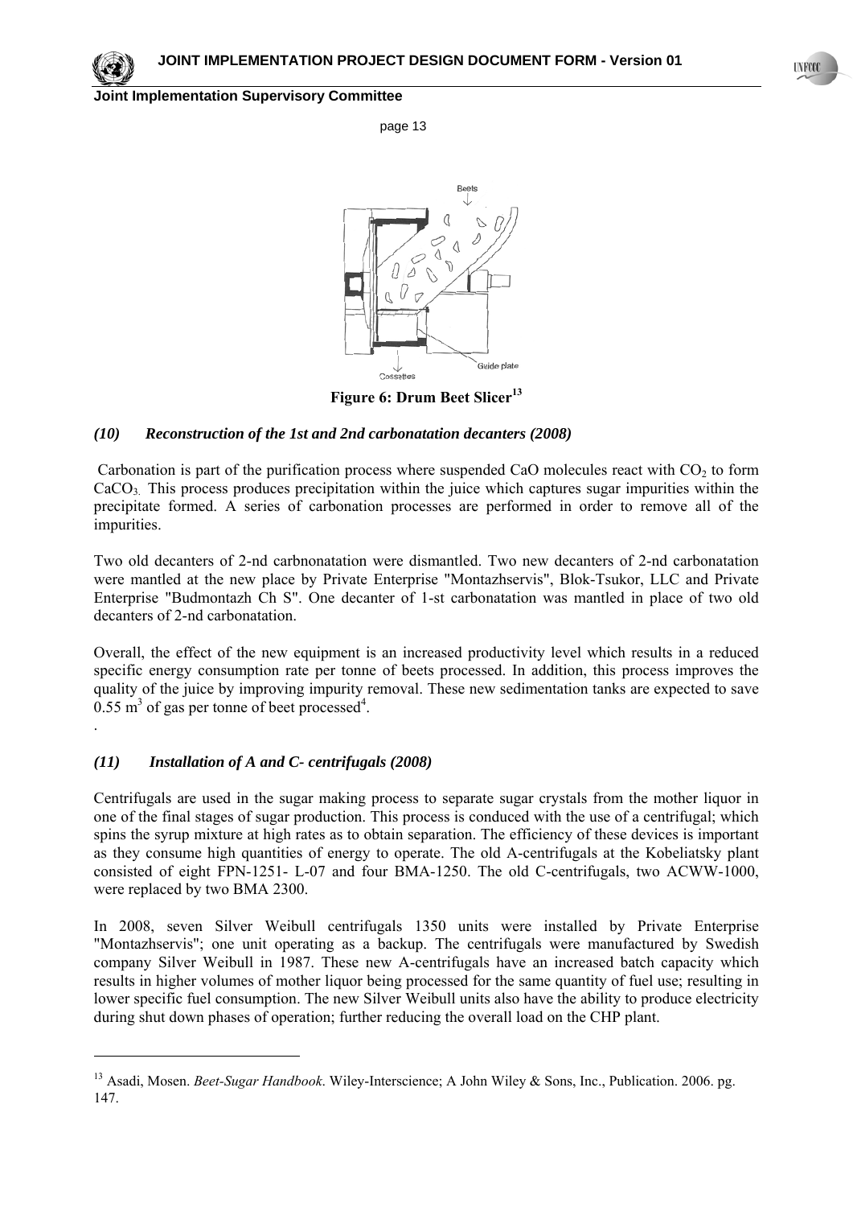**Figure 6: Drum Beet Slicer[13]**

### *(10) Reconstruction of the 1st and 2nd carbonatation decanters (2008)*

Carbonation is part of the purification process where suspended CaO molecules react with $CO_2$ to form $CaCO_3$. This process produces precipitation within the juice which captures sugar impurities within the precipitate formed. A series of carbonation processes are performed in order to remove all of the impurities.

Two old decanters of 2-nd carbnonatation were dismantled. Two new decanters of 2-nd carbonatation were mantled at the new place by Private Enterprise "Montazhservis", Blok-Tsukor, LLC and Private Enterprise "Budmontazh Ch S". One decanter of 1-st carbonatation was mantled in place of two old decanters of 2-nd carbonatation.

Overall, the effect of the new equipment is an increased productivity level which results in a reduced specific energy consumption rate per tonne of beets processed. In addition, this process improves the quality of the juice by improving impurity removal. These new sedimentation tanks are expected to save 0.55 $m^3$ of gas per tonne of beet processed[4].

.

### *(11) Installation of A and C- centrifugals (2008)*

Centrifugals are used in the sugar making process to separate sugar crystals from the mother liquor in one of the final stages of sugar production. This process is conduced with the use of a centrifugal; which spins the syrup mixture at high rates as to obtain separation. The efficiency of these devices is important as they consume high quantities of energy to operate. The old A-centrifugals at the Kobeliatsky plant consisted of eight FPN-1251- L-07 and four BMA-1250. The old C-centrifugals, two ACWW-1000, were replaced by two BMA 2300.

In 2008, seven Silver Weibull centrifugals 1350 units were installed by Private Enterprise "Montazhservis"; one unit operating as a backup. The centrifugals were manufactured by Swedish company Silver Weibull in 1987. These new A-centrifugals have an increased batch capacity which results in higher volumes of mother liquor being processed for the same quantity of fuel use; resulting in lower specific fuel consumption. The new Silver Weibull units also have the ability to produce electricity during shut down phases of operation; further reducing the overall load on the CHP plant.

---

[13] Asadi, Mosen. *Beet-Sugar Handbook*. Wiley-Interscience; A John Wiley & Sons, Inc., Publication. 2006. pg. 147.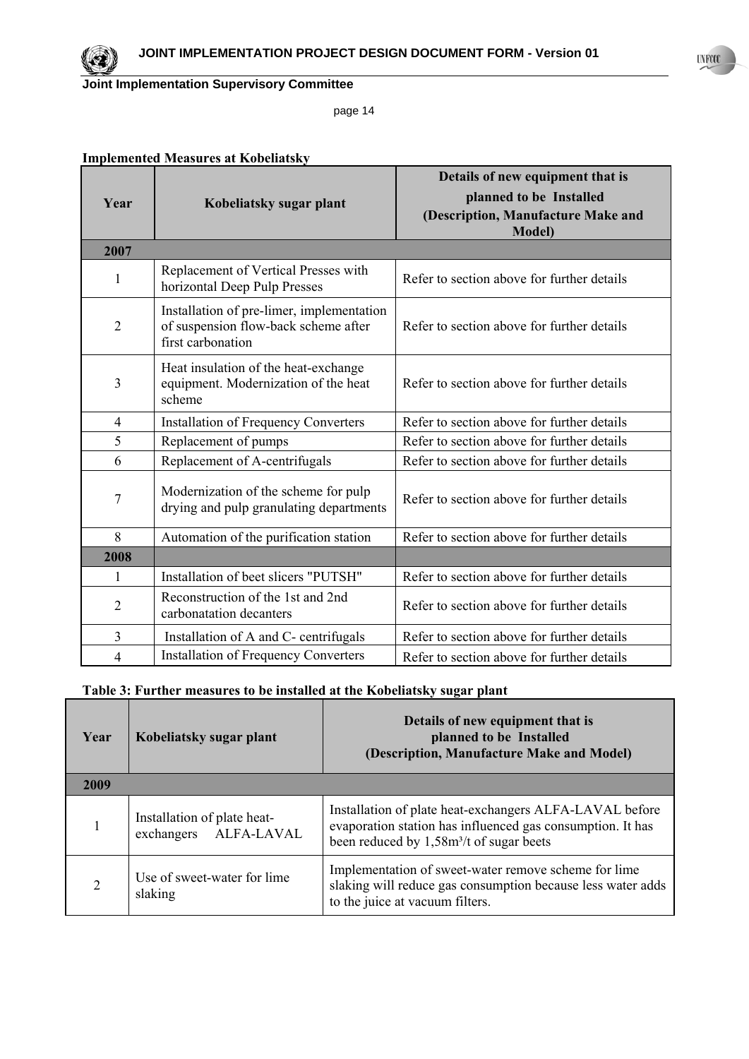**Implemented Measures at Kobeliatsky**

| Year | Kobeliatsky sugar plant | Details of new equipment that is planned to be Installed (Description, Manufacture Make and Model) |
|---|---|---|
| **2007** | | |
| 1 | Replacement of Vertical Presses with horizontal Deep Pulp Presses | Refer to section above for further details |
| 2 | Installation of pre-limer, implementation of suspension flow-back scheme after first carbonation | Refer to section above for further details |
| 3 | Heat insulation of the heat-exchange equipment. Modernization of the heat scheme | Refer to section above for further details |
| 4 | Installation of Frequency Converters | Refer to section above for further details |
| 5 | Replacement of pumps | Refer to section above for further details |
| 6 | Replacement of A-centrifugals | Refer to section above for further details |
| 7 | Modernization of the scheme for pulp drying and pulp granulating departments | Refer to section above for further details |
| 8 | Automation of the purification station | Refer to section above for further details |
| **2008** | | |
| 1 | Installation of beet slicers "PUTSH" | Refer to section above for further details |
| 2 | Reconstruction of the 1st and 2nd carbonatation decanters | Refer to section above for further details |
| 3 | Installation of A and C- centrifugals | Refer to section above for further details |
| 4 | Installation of Frequency Converters | Refer to section above for further details |

**Table 3: Further measures to be installed at the Kobeliatsky sugar plant**

| Year | Kobeliatsky sugar plant | Details of new equipment that is planned to be Installed (Description, Manufacture Make and Model) |
|---|---|---|
| **2009** | | |
| 1 | Installation of plate heat-exchangers ALFA-LAVAL | Installation of plate heat-exchangers ALFA-LAVAL before evaporation station has influenced gas consumption. It has been reduced by 1,58m³/t of sugar beets |
| 2 | Use of sweet-water for lime slaking | Implementation of sweet-water remove scheme for lime slaking will reduce gas consumption because less water adds to the juice at vacuum filters. |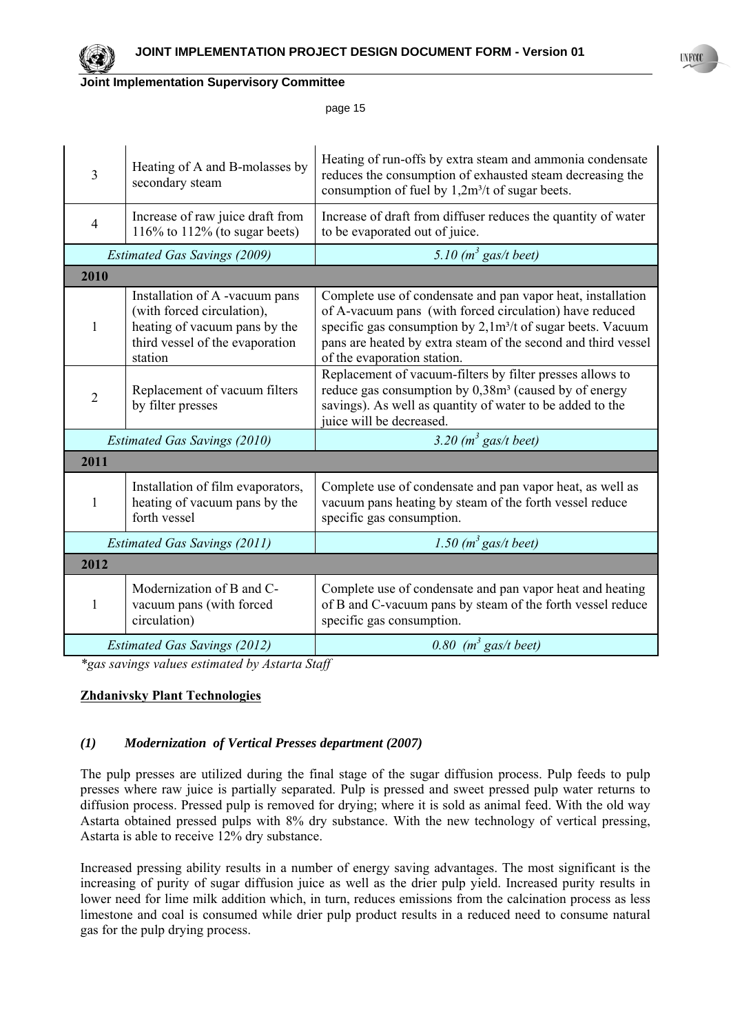| 3 | Heating of A and B-molasses by secondary steam | Heating of run-offs by extra steam and ammonia condensate reduces the consumption of exhausted steam decreasing the consumption of fuel by 1,2m³/t of sugar beets. |
|---|---|---|
| 4 | Increase of raw juice draft from 116% to 112% (to sugar beets) | Increase of draft from diffuser reduces the quantity of water to be evaporated out of juice. |
| *Estimated Gas Savings (2009)* | | *5.10 ($m^3$ gas/t beet)* |
| **2010** | | |
| 1 | Installation of A -vacuum pans (with forced circulation), heating of vacuum pans by the third vessel of the evaporation station | Complete use of condensate and pan vapor heat, installation of A-vacuum pans (with forced circulation) have reduced specific gas consumption by 2,1m³/t of sugar beets. Vacuum pans are heated by extra steam of the second and third vessel of the evaporation station. |
| 2 | Replacement of vacuum filters by filter presses | Replacement of vacuum-filters by filter presses allows to reduce gas consumption by 0,38m³ (caused by of energy savings). As well as quantity of water to be added to the juice will be decreased. |
| *Estimated Gas Savings (2010)* | | *3.20 ($m^3$ gas/t beet)* |
| **2011** | | |
| 1 | Installation of film evaporators, heating of vacuum pans by the forth vessel | Complete use of condensate and pan vapor heat, as well as vacuum pans heating by steam of the forth vessel reduce specific gas consumption. |
| *Estimated Gas Savings (2011)* | | *1.50 ($m^3$ gas/t beet)* |
| **2012** | | |
| 1 | Modernization of B and C-vacuum pans (with forced circulation) | Complete use of condensate and pan vapor heat and heating of B and C-vacuum pans by steam of the forth vessel reduce specific gas consumption. |
| *Estimated Gas Savings (2012)* | | *0.80 ($m^3$ gas/t beet)* |

*\*gas savings values estimated by Astarta Staff*

**Zhdanivsky Plant Technologies**

***(1) Modernization of Vertical Presses department (2007)***

The pulp presses are utilized during the final stage of the sugar diffusion process. Pulp feeds to pulp presses where raw juice is partially separated. Pulp is pressed and sweet pressed pulp water returns to diffusion process. Pressed pulp is removed for drying; where it is sold as animal feed. With the old way Astarta obtained pressed pulps with 8% dry substance. With the new technology of vertical pressing, Astarta is able to receive 12% dry substance.

Increased pressing ability results in a number of energy saving advantages. The most significant is the increasing of purity of sugar diffusion juice as well as the drier pulp yield. Increased purity results in lower need for lime milk addition which, in turn, reduces emissions from the calcination process as less limestone and coal is consumed while drier pulp product results in a reduced need to consume natural gas for the pulp drying process.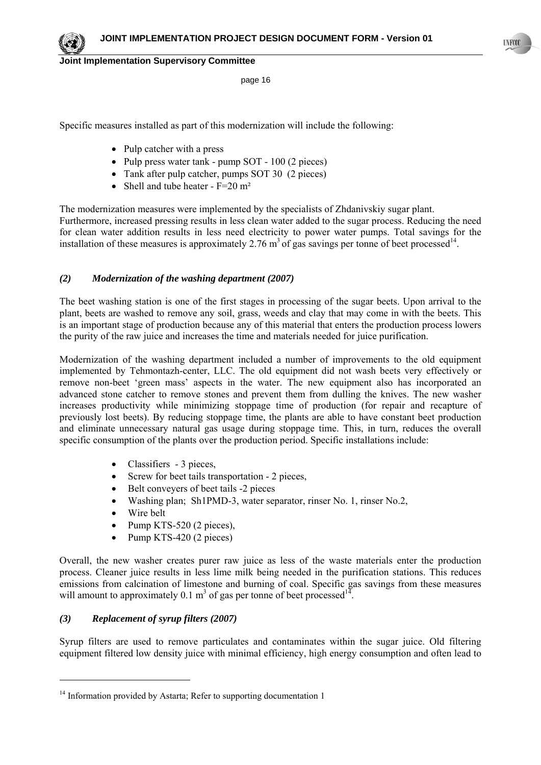Specific measures installed as part of this modernization will include the following:

- Pulp catcher with a press
- Pulp press water tank - pump SOT - 100 (2 pieces)
- Tank after pulp catcher, pumps SOT 30 (2 pieces)
- Shell and tube heater - F=20 m²

The modernization measures were implemented by the specialists of Zhdanivskiy sugar plant. Furthermore, increased pressing results in less clean water added to the sugar process. Reducing the need for clean water addition results in less need electricity to power water pumps. Total savings for the installation of these measures is approximately 2.76 $m^3$ of gas savings per tonne of beet processed[14].

### *(2) Modernization of the washing department (2007)*

The beet washing station is one of the first stages in processing of the sugar beets. Upon arrival to the plant, beets are washed to remove any soil, grass, weeds and clay that may come in with the beets. This is an important stage of production because any of this material that enters the production process lowers the purity of the raw juice and increases the time and materials needed for juice purification.

Modernization of the washing department included a number of improvements to the old equipment implemented by Tehmontazh-center, LLC. The old equipment did not wash beets very effectively or remove non-beet 'green mass' aspects in the water. The new equipment also has incorporated an advanced stone catcher to remove stones and prevent them from dulling the knives. The new washer increases productivity while minimizing stoppage time of production (for repair and recapture of previously lost beets). By reducing stoppage time, the plants are able to have constant beet production and eliminate unnecessary natural gas usage during stoppage time. This, in turn, reduces the overall specific consumption of the plants over the production period. Specific installations include:

- Classifiers - 3 pieces,
- Screw for beet tails transportation - 2 pieces,
- Belt conveyers of beet tails -2 pieces
- Washing plan; Sh1PMD-3, water separator, rinser No. 1, rinser No.2,
- Wire belt
- Pump KTS-520 (2 pieces),
- Pump KTS-420 (2 pieces)

Overall, the new washer creates purer raw juice as less of the waste materials enter the production process. Cleaner juice results in less lime milk being needed in the purification stations. This reduces emissions from calcination of limestone and burning of coal. Specific gas savings from these measures will amount to approximately 0.1 $m^3$ of gas per tonne of beet processed[14].

### *(3) Replacement of syrup filters (2007)*

Syrup filters are used to remove particulates and contaminates within the sugar juice. Old filtering equipment filtered low density juice with minimal efficiency, high energy consumption and often lead to

---

[14] Information provided by Astarta; Refer to supporting documentation 1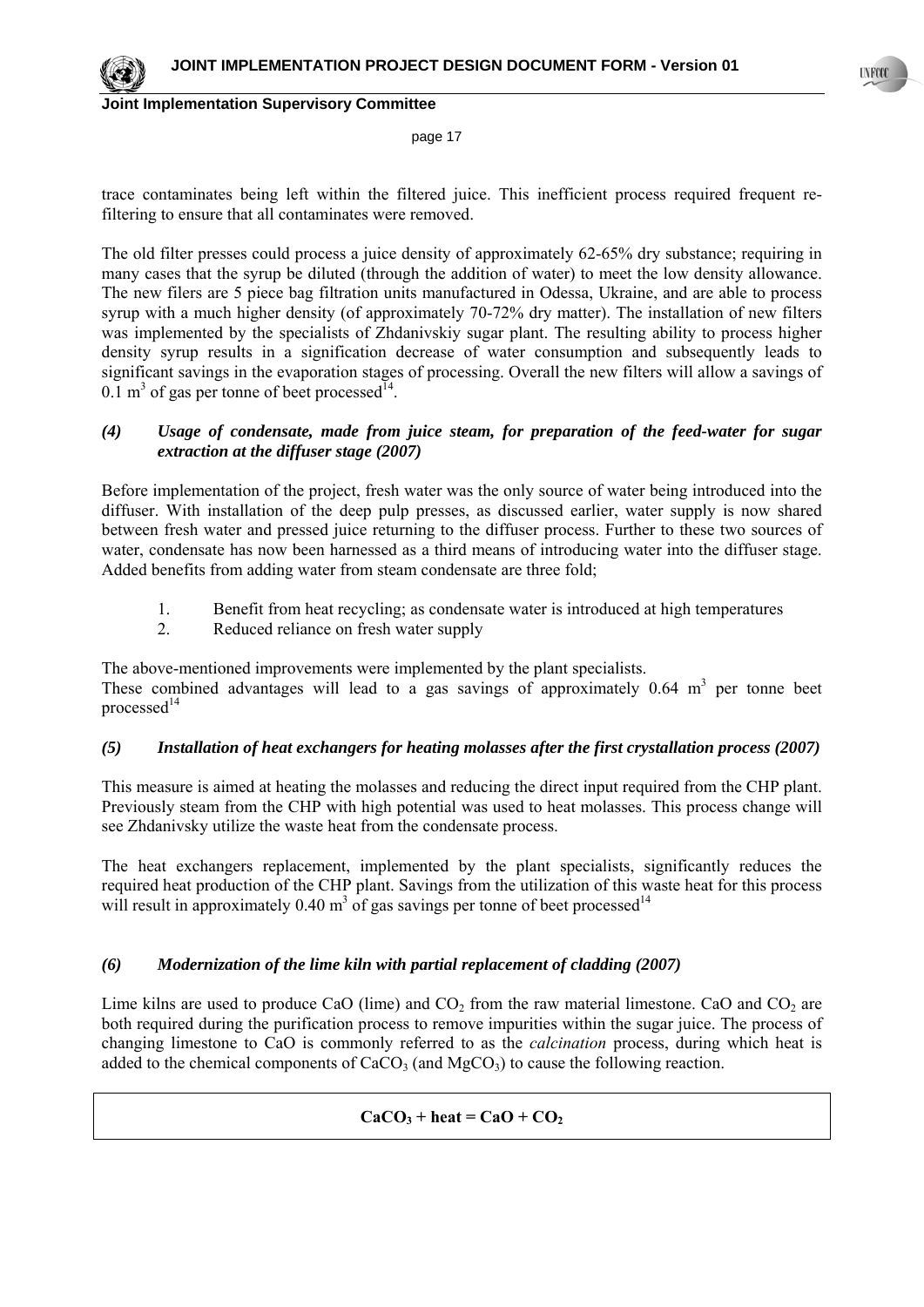trace contaminates being left within the filtered juice. This inefficient process required frequent re-filtering to ensure that all contaminates were removed.

The old filter presses could process a juice density of approximately 62-65% dry substance; requiring in many cases that the syrup be diluted (through the addition of water) to meet the low density allowance. The new filers are 5 piece bag filtration units manufactured in Odessa, Ukraine, and are able to process syrup with a much higher density (of approximately 70-72% dry matter). The installation of new filters was implemented by the specialists of Zhdanivskiy sugar plant. The resulting ability to process higher density syrup results in a signification decrease of water consumption and subsequently leads to significant savings in the evaporation stages of processing. Overall the new filters will allow a savings of 0.1 $m^3$ of gas per tonne of beet processed[14].

### *(4) Usage of condensate, made from juice steam, for preparation of the feed-water for sugar extraction at the diffuser stage (2007)*

Before implementation of the project, fresh water was the only source of water being introduced into the diffuser. With installation of the deep pulp presses, as discussed earlier, water supply is now shared between fresh water and pressed juice returning to the diffuser process. Further to these two sources of water, condensate has now been harnessed as a third means of introducing water into the diffuser stage. Added benefits from adding water from steam condensate are three fold;

1. Benefit from heat recycling; as condensate water is introduced at high temperatures
2. Reduced reliance on fresh water supply

The above-mentioned improvements were implemented by the plant specialists.
These combined advantages will lead to a gas savings of approximately 0.64 $m^3$ per tonne beet processed[14]

### *(5) Installation of heat exchangers for heating molasses after the first crystallation process (2007)*

This measure is aimed at heating the molasses and reducing the direct input required from the CHP plant. Previously steam from the CHP with high potential was used to heat molasses. This process change will see Zhdanivsky utilize the waste heat from the condensate process.

The heat exchangers replacement, implemented by the plant specialists, significantly reduces the required heat production of the CHP plant. Savings from the utilization of this waste heat for this process will result in approximately 0.40 $m^3$ of gas savings per tonne of beet processed[14]

### *(6) Modernization of the lime kiln with partial replacement of cladding (2007)*

Lime kilns are used to produce CaO (lime) and $CO_2$ from the raw material limestone. CaO and $CO_2$ are both required during the purification process to remove impurities within the sugar juice. The process of changing limestone to CaO is commonly referred to as the *calcination* process, during which heat is added to the chemical components of $CaCO_3$ (and $MgCO_3$) to cause the following reaction.

$$CaCO_3 + heat = CaO + CO_2$$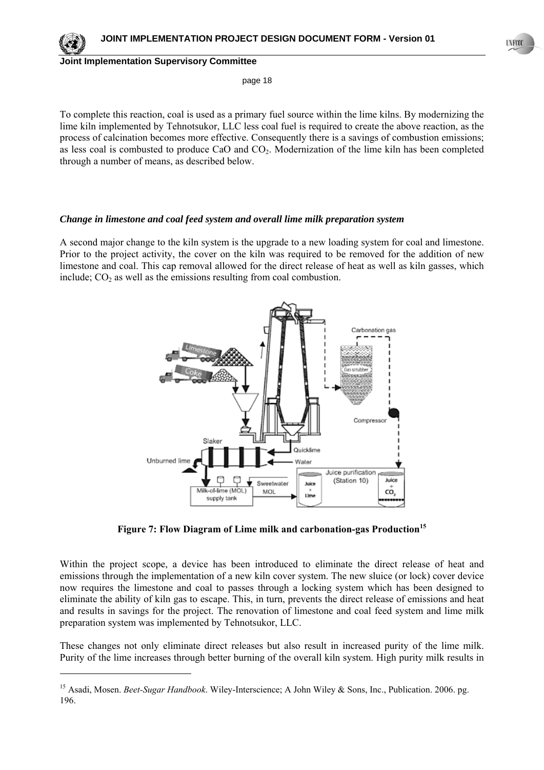To complete this reaction, coal is used as a primary fuel source within the lime kilns. By modernizing the lime kiln implemented by Tehnotsukor, LLC less coal fuel is required to create the above reaction, as the process of calcination becomes more effective. Consequently there is a savings of combustion emissions; as less coal is combusted to produce CaO and $CO_2$. Modernization of the lime kiln has been completed through a number of means, as described below.

### *Change in limestone and coal feed system and overall lime milk preparation system*

A second major change to the kiln system is the upgrade to a new loading system for coal and limestone. Prior to the project activity, the cover on the kiln was required to be removed for the addition of new limestone and coal. This cap removal allowed for the direct release of heat as well as kiln gasses, which include; $CO_2$ as well as the emissions resulting from coal combustion.

**Figure 7: Flow Diagram of Lime milk and carbonation-gas Production[15]**

Within the project scope, a device has been introduced to eliminate the direct release of heat and emissions through the implementation of a new kiln cover system. The new sluice (or lock) cover device now requires the limestone and coal to passes through a locking system which has been designed to eliminate the ability of kiln gas to escape. This, in turn, prevents the direct release of emissions and heat and results in savings for the project. The renovation of limestone and coal feed system and lime milk preparation system was implemented by Tehnotsukor, LLC.

These changes not only eliminate direct releases but also result in increased purity of the lime milk. Purity of the lime increases through better burning of the overall kiln system. High purity milk results in

---

[15] Asadi, Mosen. *Beet-Sugar Handbook*. Wiley-Interscience; A John Wiley & Sons, Inc., Publication. 2006. pg. 196.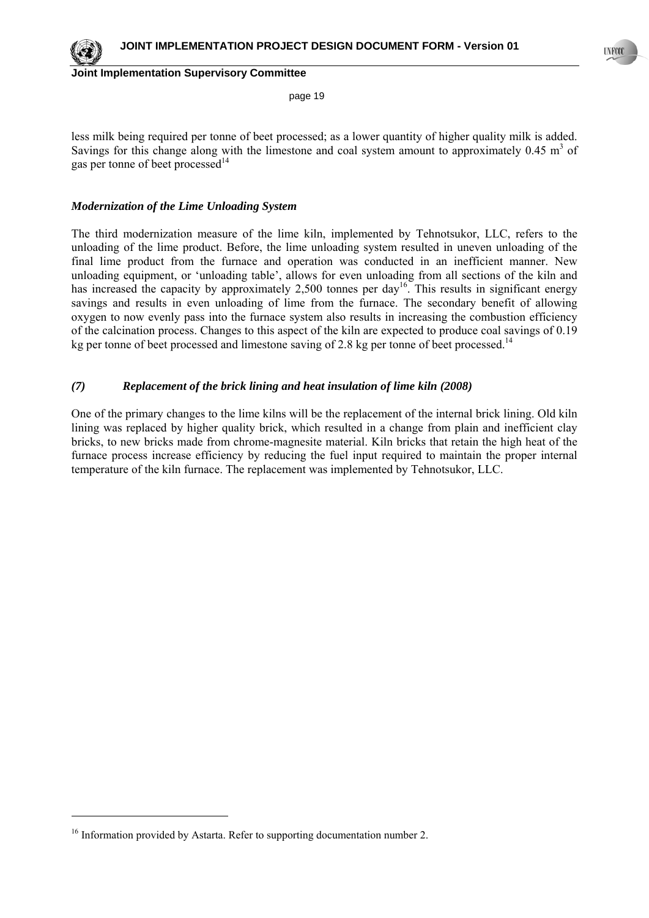less milk being required per tonne of beet processed; as a lower quantity of higher quality milk is added. Savings for this change along with the limestone and coal system amount to approximately 0.45 $m^3$ of gas per tonne of beet processed[14]

### *Modernization of the Lime Unloading System*

The third modernization measure of the lime kiln, implemented by Tehnotsukor, LLC, refers to the unloading of the lime product. Before, the lime unloading system resulted in uneven unloading of the final lime product from the furnace and operation was conducted in an inefficient manner. New unloading equipment, or 'unloading table', allows for even unloading from all sections of the kiln and has increased the capacity by approximately 2,500 tonnes per day[16]. This results in significant energy savings and results in even unloading of lime from the furnace. The secondary benefit of allowing oxygen to now evenly pass into the furnace system also results in increasing the combustion efficiency of the calcination process. Changes to this aspect of the kiln are expected to produce coal savings of 0.19 kg per tonne of beet processed and limestone saving of 2.8 kg per tonne of beet processed.[14]

### *(7) Replacement of the brick lining and heat insulation of lime kiln (2008)*

One of the primary changes to the lime kilns will be the replacement of the internal brick lining. Old kiln lining was replaced by higher quality brick, which resulted in a change from plain and inefficient clay bricks, to new bricks made from chrome-magnesite material. Kiln bricks that retain the high heat of the furnace process increase efficiency by reducing the fuel input required to maintain the proper internal temperature of the kiln furnace. The replacement was implemented by Tehnotsukor, LLC.

---

[16] Information provided by Astarta. Refer to supporting documentation number 2.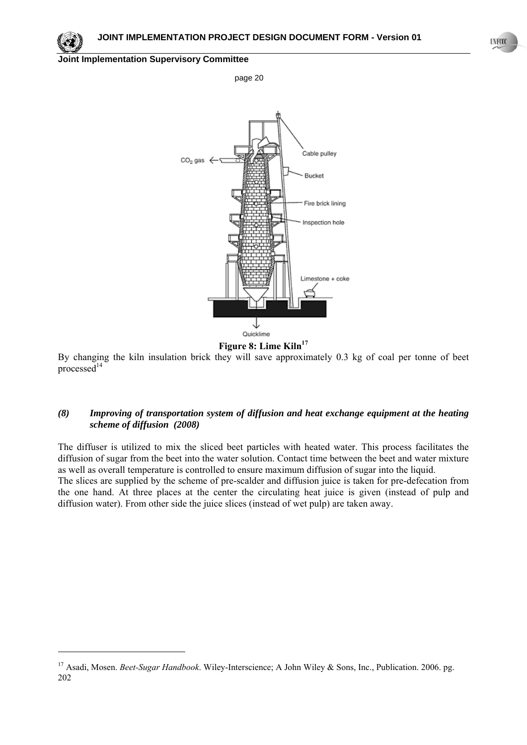**Figure 8: Lime Kiln**[17]

By changing the kiln insulation brick they will save approximately 0.3 kg of coal per tonne of beet processed[14]

### *(8) Improving of transportation system of diffusion and heat exchange equipment at the heating scheme of diffusion (2008)*

The diffuser is utilized to mix the sliced beet particles with heated water. This process facilitates the diffusion of sugar from the beet into the water solution. Contact time between the beet and water mixture as well as overall temperature is controlled to ensure maximum diffusion of sugar into the liquid.
The slices are supplied by the scheme of pre-scalder and diffusion juice is taken for pre-defecation from the one hand. At three places at the center the circulating heat juice is given (instead of pulp and diffusion water). From other side the juice slices (instead of wet pulp) are taken away.

---

[17] Asadi, Mosen. *Beet-Sugar Handbook*. Wiley-Interscience; A John Wiley & Sons, Inc., Publication. 2006. pg. 202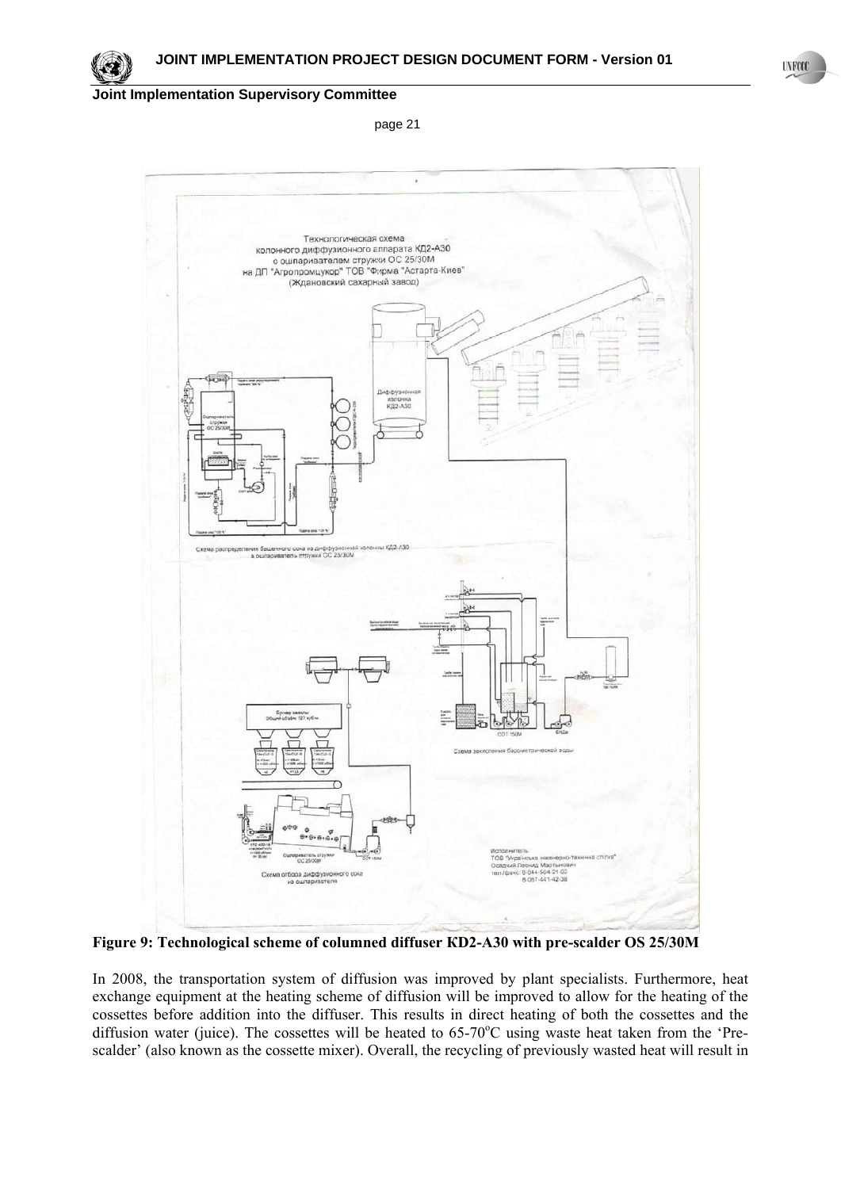Figure 9: Technological scheme of columned diffuser KD2-A30 with pre-scalder OS 25/30M

In 2008, the transportation system of diffusion was improved by plant specialists. Furthermore, heat exchange equipment at the heating scheme of diffusion will be improved to allow for the heating of the cossettes before addition into the diffuser. This results in direct heating of both the cossettes and the diffusion water (juice). The cossettes will be heated to 65-70°C using waste heat taken from the 'Pre-scalder' (also known as the cossette mixer). Overall, the recycling of previously wasted heat will result in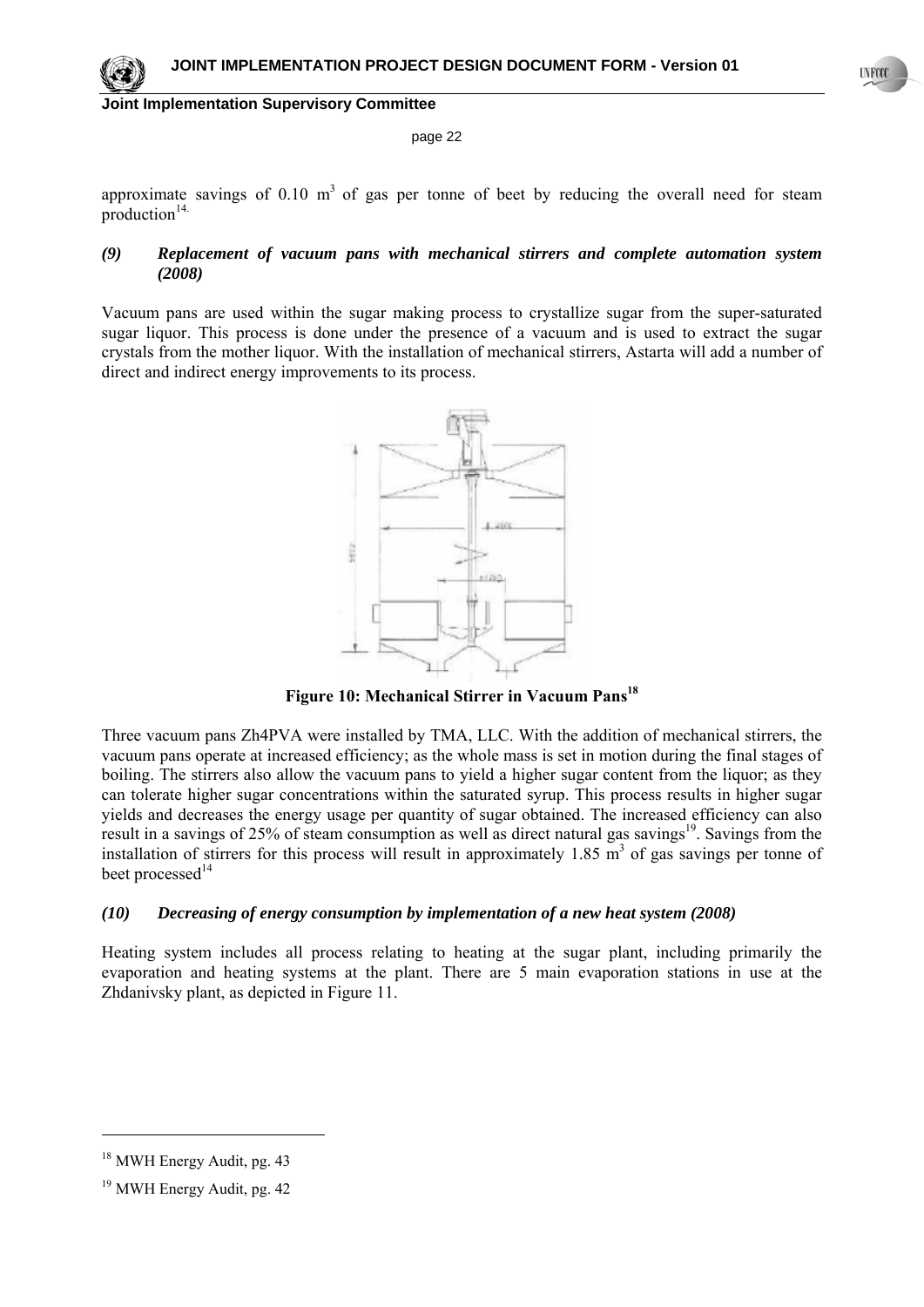approximate savings of 0.10 $m^3$ of gas per tonne of beet by reducing the overall need for steam production[14].

### *(9) Replacement of vacuum pans with mechanical stirrers and complete automation system (2008)*

Vacuum pans are used within the sugar making process to crystallize sugar from the super-saturated sugar liquor. This process is done under the presence of a vacuum and is used to extract the sugar crystals from the mother liquor. With the installation of mechanical stirrers, Astarta will add a number of direct and indirect energy improvements to its process.

**Figure 10: Mechanical Stirrer in Vacuum Pans[18]**

Three vacuum pans Zh4PVA were installed by TMA, LLC. With the addition of mechanical stirrers, the vacuum pans operate at increased efficiency; as the whole mass is set in motion during the final stages of boiling. The stirrers also allow the vacuum pans to yield a higher sugar content from the liquor; as they can tolerate higher sugar concentrations within the saturated syrup. This process results in higher sugar yields and decreases the energy usage per quantity of sugar obtained. The increased efficiency can also result in a savings of 25% of steam consumption as well as direct natural gas savings[19]. Savings from the installation of stirrers for this process will result in approximately 1.85 $m^3$ of gas savings per tonne of beet processed[14]

### *(10) Decreasing of energy consumption by implementation of a new heat system (2008)*

Heating system includes all process relating to heating at the sugar plant, including primarily the evaporation and heating systems at the plant. There are 5 main evaporation stations in use at the Zhdanivsky plant, as depicted in Figure 11.

---

[18] MWH Energy Audit, pg. 43

[19] MWH Energy Audit, pg. 42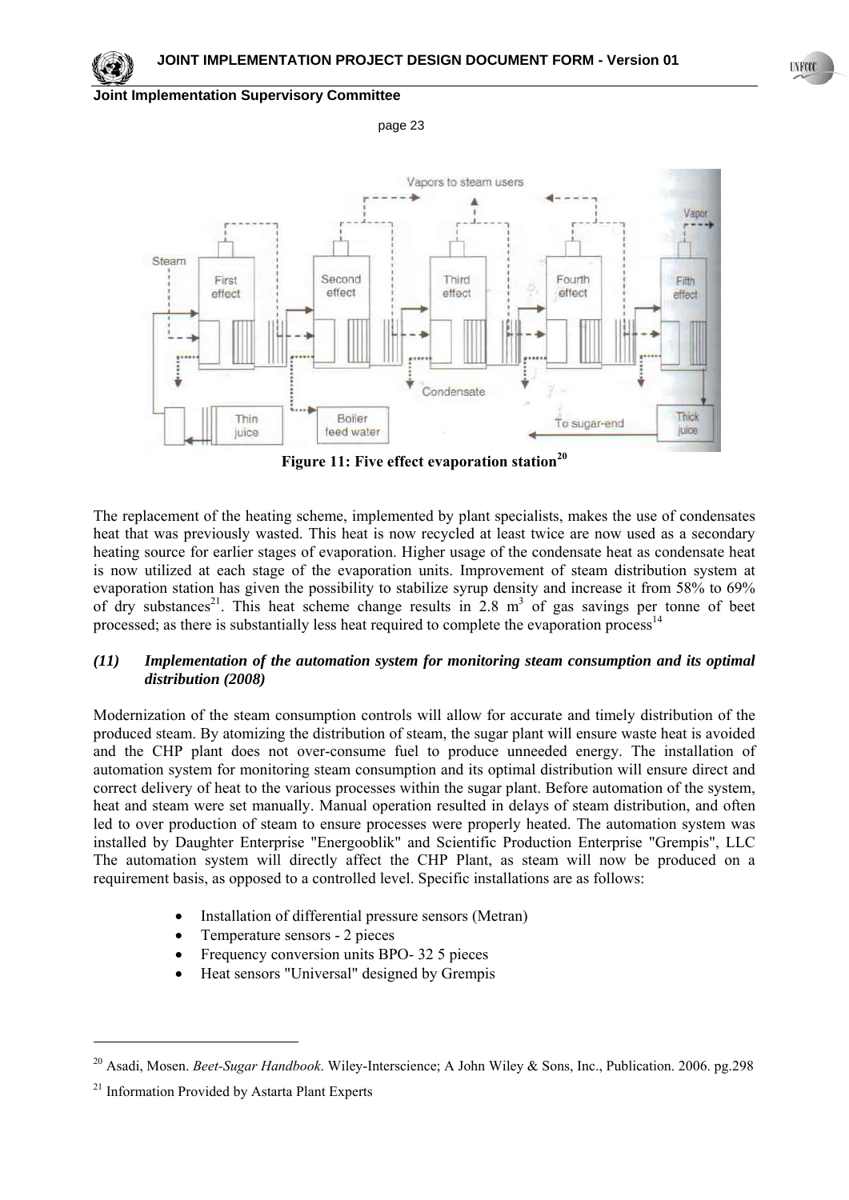**Figure 11: Five effect evaporation station[20]**

The replacement of the heating scheme, implemented by plant specialists, makes the use of condensates heat that was previously wasted. This heat is now recycled at least twice are now used as a secondary heating source for earlier stages of evaporation. Higher usage of the condensate heat as condensate heat is now utilized at each stage of the evaporation units. Improvement of steam distribution system at evaporation station has given the possibility to stabilize syrup density and increase it from 58% to 69% of dry substances[21]. This heat scheme change results in 2.8 $m^3$ of gas savings per tonne of beet processed; as there is substantially less heat required to complete the evaporation process[14]

### *(11) Implementation of the automation system for monitoring steam consumption and its optimal distribution (2008)*

Modernization of the steam consumption controls will allow for accurate and timely distribution of the produced steam. By atomizing the distribution of steam, the sugar plant will ensure waste heat is avoided and the CHP plant does not over-consume fuel to produce unneeded energy. The installation of automation system for monitoring steam consumption and its optimal distribution will ensure direct and correct delivery of heat to the various processes within the sugar plant. Before automation of the system, heat and steam were set manually. Manual operation resulted in delays of steam distribution, and often led to over production of steam to ensure processes were properly heated. The automation system was installed by Daughter Enterprise "Energooblik" and Scientific Production Enterprise "Grempis", LLC The automation system will directly affect the CHP Plant, as steam will now be produced on a requirement basis, as opposed to a controlled level. Specific installations are as follows:

- Installation of differential pressure sensors (Metran)
- Temperature sensors - 2 pieces
- Frequency conversion units BPO- 32 5 pieces
- Heat sensors "Universal" designed by Grempis

---

[20] Asadi, Mosen. *Beet-Sugar Handbook*. Wiley-Interscience; A John Wiley & Sons, Inc., Publication. 2006. pg.298

[21] Information Provided by Astarta Plant Experts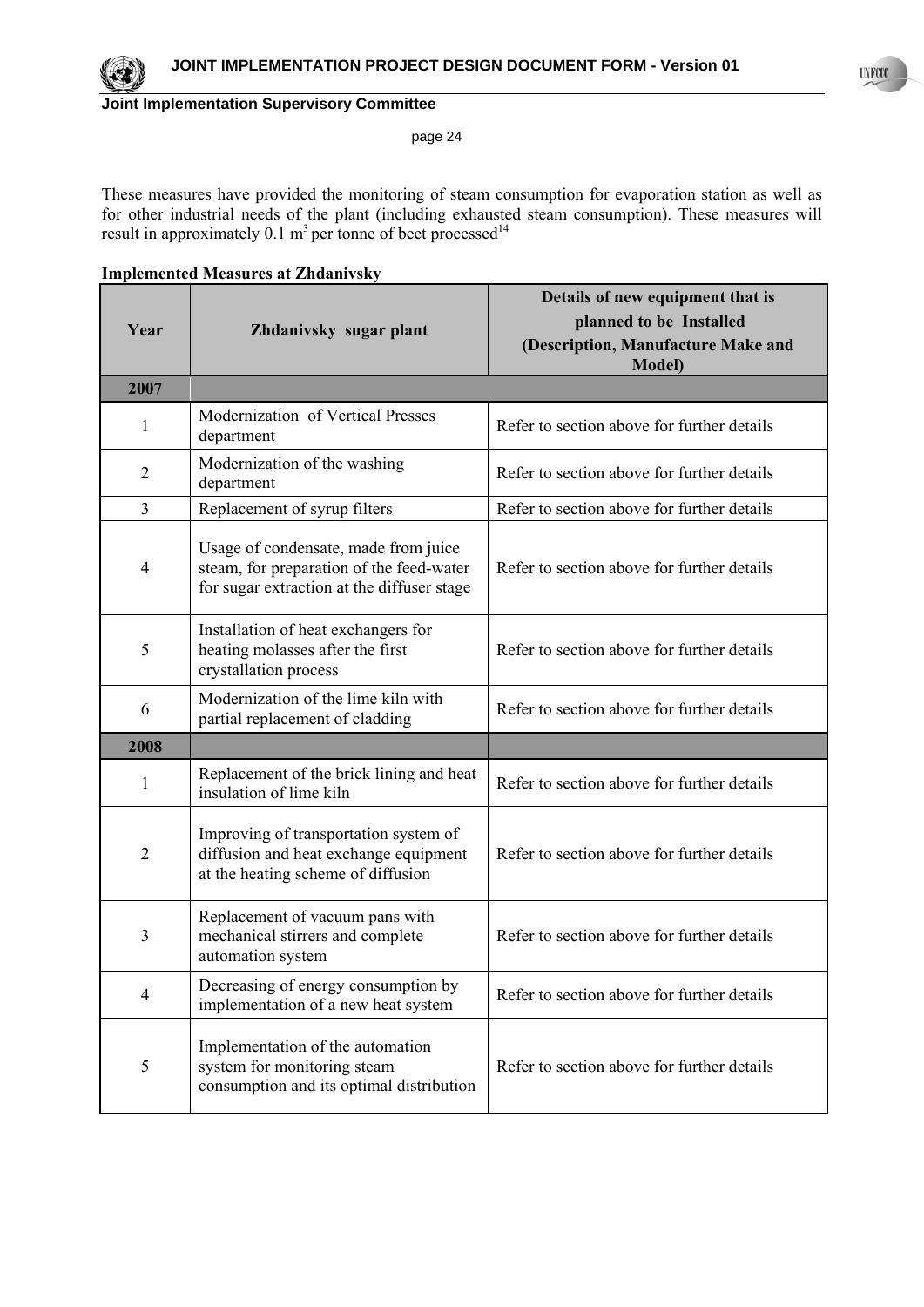These measures have provided the monitoring of steam consumption for evaporation station as well as for other industrial needs of the plant (including exhausted steam consumption). These measures will result in approximately 0.1 $m^3$ per tonne of beet processed[14]

**Implemented Measures at Zhdanivsky**

| Year | Zhdanivsky sugar plant | Details of new equipment that is planned to be Installed (Description, Manufacture Make and Model) |
|---|---|---|
| **2007** | | |
| 1 | Modernization of Vertical Presses department | Refer to section above for further details |
| 2 | Modernization of the washing department | Refer to section above for further details |
| 3 | Replacement of syrup filters | Refer to section above for further details |
| 4 | Usage of condensate, made from juice steam, for preparation of the feed-water for sugar extraction at the diffuser stage | Refer to section above for further details |
| 5 | Installation of heat exchangers for heating molasses after the first crystallation process | Refer to section above for further details |
| 6 | Modernization of the lime kiln with partial replacement of cladding | Refer to section above for further details |
| **2008** | | |
| 1 | Replacement of the brick lining and heat insulation of lime kiln | Refer to section above for further details |
| 2 | Improving of transportation system of diffusion and heat exchange equipment at the heating scheme of diffusion | Refer to section above for further details |
| 3 | Replacement of vacuum pans with mechanical stirrers and complete automation system | Refer to section above for further details |
| 4 | Decreasing of energy consumption by implementation of a new heat system | Refer to section above for further details |
| 5 | Implementation of the automation system for monitoring steam consumption and its optimal distribution | Refer to section above for further details |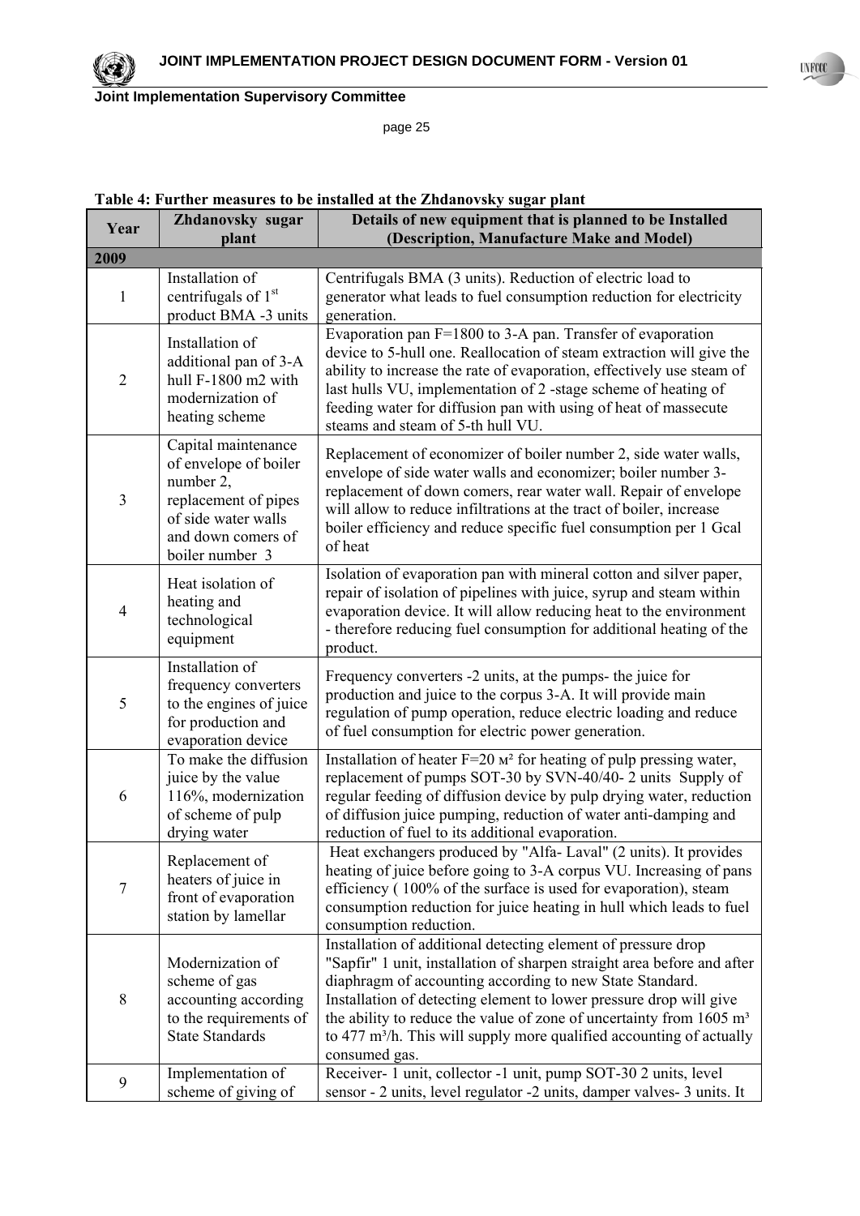**Table 4: Further measures to be installed at the Zhdanovsky sugar plant**

| Year | Zhdanovsky sugar plant | Details of new equipment that is planned to be Installed (Description, Manufacture Make and Model) |
|---|---|---|
| **2009** | | |
| 1 | Installation of centrifugals of 1st product BMA -3 units | Centrifugals BMA (3 units). Reduction of electric load to generator what leads to fuel consumption reduction for electricity generation. |
| 2 | Installation of additional pan of 3-A hull F-1800 m2 with modernization of heating scheme | Evaporation pan F=1800 to 3-A pan. Transfer of evaporation device to 5-hull one. Reallocation of steam extraction will give the ability to increase the rate of evaporation, effectively use steam of last hulls VU, implementation of 2 -stage scheme of heating of feeding water for diffusion pan with using of heat of massecute steams and steam of 5-th hull VU. |
| 3 | Capital maintenance of envelope of boiler number 2, replacement of pipes of side water walls and down comers of boiler number 3 | Replacement of economizer of boiler number 2, side water walls, envelope of side water walls and economizer; boiler number 3- replacement of down comers, rear water wall. Repair of envelope will allow to reduce infiltrations at the tract of boiler, increase boiler efficiency and reduce specific fuel consumption per 1 Gcal of heat |
| 4 | Heat isolation of heating and technological equipment | Isolation of evaporation pan with mineral cotton and silver paper, repair of isolation of pipelines with juice, syrup and steam within evaporation device. It will allow reducing heat to the environment - therefore reducing fuel consumption for additional heating of the product. |
| 5 | Installation of frequency converters to the engines of juice for production and evaporation device | Frequency converters -2 units, at the pumps- the juice for production and juice to the corpus 3-A. It will provide main regulation of pump operation, reduce electric loading and reduce of fuel consumption for electric power generation. |
| 6 | To make the diffusion juice by the value 116%, modernization of scheme of pulp drying water | Installation of heater F=20 м² for heating of pulp pressing water, replacement of pumps SOT-30 by SVN-40/40- 2 units Supply of regular feeding of diffusion device by pulp drying water, reduction of diffusion juice pumping, reduction of water anti-damping and reduction of fuel to its additional evaporation. |
| 7 | Replacement of heaters of juice in front of evaporation station by lamellar | Heat exchangers produced by "Alfa- Laval" (2 units). It provides heating of juice before going to 3-A corpus VU. Increasing of pans efficiency ( 100% of the surface is used for evaporation), steam consumption reduction for juice heating in hull which leads to fuel consumption reduction. |
| 8 | Modernization of scheme of gas accounting according to the requirements of State Standards | Installation of additional detecting element of pressure drop "Sapfir" 1 unit, installation of sharpen straight area before and after diaphragm of accounting according to new State Standard. Installation of detecting element to lower pressure drop will give the ability to reduce the value of zone of uncertainty from 1605 m³ to 477 m³/h. This will supply more qualified accounting of actually consumed gas. |
| 9 | Implementation of scheme of giving of | Receiver- 1 unit, collector -1 unit, pump SOT-30 2 units, level sensor - 2 units, level regulator -2 units, damper valves- 3 units. It |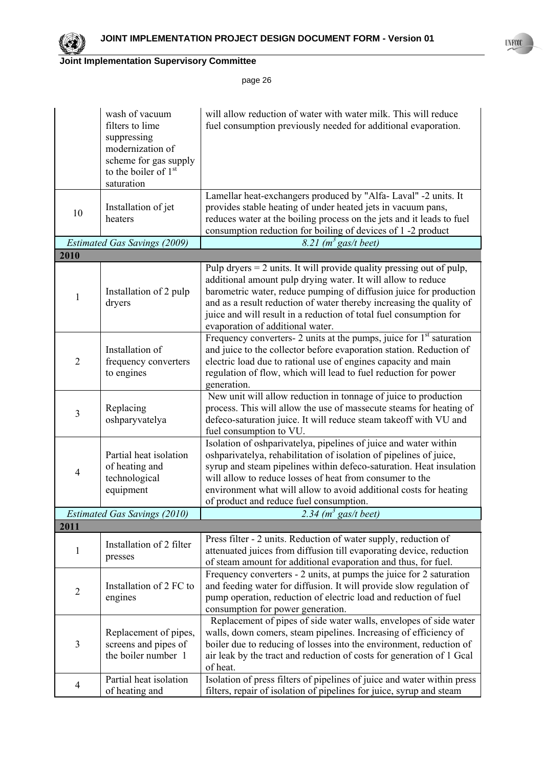| | | |
|---|---|---|
| | wash of vacuum filters to lime suppressing modernization of scheme for gas supply to the boiler of 1st saturation | will allow reduction of water with water milk. This will reduce fuel consumption previously needed for additional evaporation. |
| 10 | Installation of jet heaters | Lamellar heat-exchangers produced by "Alfa- Laval" -2 units. It provides stable heating of under heated jets in vacuum pans, reduces water at the boiling process on the jets and it leads to fuel consumption reduction for boiling of devices of 1 -2 product |
| *Estimated Gas Savings (2009)* | | *8.21 ($m^3$ gas/t beet)* |
| **2010** | | |
| 1 | Installation of 2 pulp dryers | Pulp dryers = 2 units. It will provide quality pressing out of pulp, additional amount pulp drying water. It will allow to reduce barometric water, reduce pumping of diffusion juice for production and as a result reduction of water thereby increasing the quality of juice and will result in a reduction of total fuel consumption for evaporation of additional water. |
| 2 | Installation of frequency converters to engines | Frequency converters- 2 units at the pumps, juice for 1st saturation and juice to the collector before evaporation station. Reduction of electric load due to rational use of engines capacity and main regulation of flow, which will lead to fuel reduction for power generation. |
| 3 | Replacing oshparyvatelya | New unit will allow reduction in tonnage of juice to production process. This will allow the use of massecute steams for heating of defeco-saturation juice. It will reduce steam takeoff with VU and fuel consumption to VU. |
| 4 | Partial heat isolation of heating and technological equipment | Isolation of oshparivatelya, pipelines of juice and water within oshparivatelya, rehabilitation of isolation of pipelines of juice, syrup and steam pipelines within defeco-saturation. Heat insulation will allow to reduce losses of heat from consumer to the environment what will allow to avoid additional costs for heating of product and reduce fuel consumption. |
| *Estimated Gas Savings (2010)* | | *2.34 ($m^3$ gas/t beet)* |
| **2011** | | |
| 1 | Installation of 2 filter presses | Press filter - 2 units. Reduction of water supply, reduction of attenuated juices from diffusion till evaporating device, reduction of steam amount for additional evaporation and thus, for fuel. |
| 2 | Installation of 2 FC to engines | Frequency converters - 2 units, at pumps the juice for 2 saturation and feeding water for diffusion. It will provide slow regulation of pump operation, reduction of electric load and reduction of fuel consumption for power generation. |
| 3 | Replacement of pipes, screens and pipes of the boiler number 1 | Replacement of pipes of side water walls, envelopes of side water walls, down comers, steam pipelines. Increasing of efficiency of boiler due to reducing of losses into the environment, reduction of air leak by the tract and reduction of costs for generation of 1 Gcal of heat. |
| 4 | Partial heat isolation of heating and | Isolation of press filters of pipelines of juice and water within press filters, repair of isolation of pipelines for juice, syrup and steam |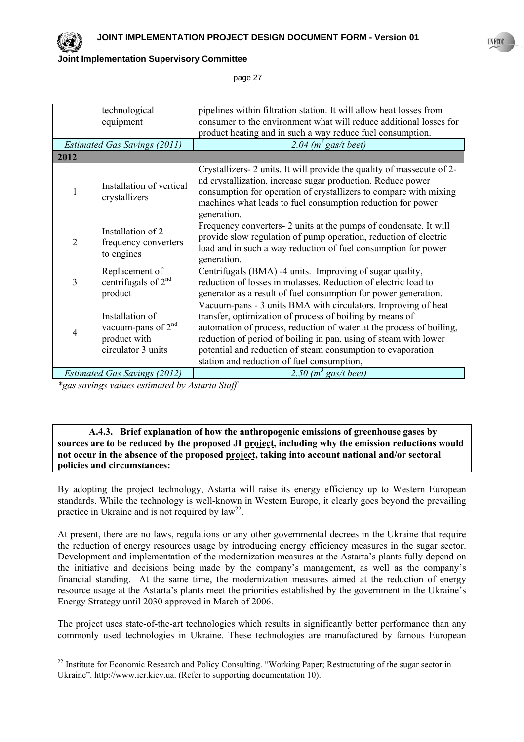|  | technological equipment | pipelines within filtration station. It will allow heat losses from consumer to the environment what will reduce additional losses for product heating and in such a way reduce fuel consumption. |
| --- | --- | --- |
| *Estimated Gas Savings (2011)* | | *2.04 ($m^3$ gas/t beet)* |
| **2012** | | |
| 1 | Installation of vertical crystallizers | Crystallizers- 2 units. It will provide the quality of massecute of 2-nd crystallization, increase sugar production. Reduce power consumption for operation of crystallizers to compare with mixing machines what leads to fuel consumption reduction for power generation. |
| 2 | Installation of 2 frequency converters to engines | Frequency converters- 2 units at the pumps of condensate. It will provide slow regulation of pump operation, reduction of electric load and in such a way reduction of fuel consumption for power generation. |
| 3 | Replacement of centrifugals of 2nd product | Centrifugals (BMA) -4 units. Improving of sugar quality, reduction of losses in molasses. Reduction of electric load to generator as a result of fuel consumption for power generation. |
| 4 | Installation of vacuum-pans of 2nd product with circulator 3 units | Vacuum-pans - 3 units BMA with circulators. Improving of heat transfer, optimization of process of boiling by means of automation of process, reduction of water at the process of boiling, reduction of period of boiling in pan, using of steam with lower potential and reduction of steam consumption to evaporation station and reduction of fuel consumption, |
| *Estimated Gas Savings (2012)* | | *2.50 ($m^3$ gas/t beet)* |

*\*gas savings values estimated by Astarta Staff*

**A.4.3. Brief explanation of how the anthropogenic emissions of greenhouse gases by sources are to be reduced by the proposed JI project, including why the emission reductions would not occur in the absence of the proposed project, taking into account national and/or sectoral policies and circumstances:**

By adopting the project technology, Astarta will raise its energy efficiency up to Western European standards. While the technology is well-known in Western Europe, it clearly goes beyond the prevailing practice in Ukraine and is not required by law[22].

At present, there are no laws, regulations or any other governmental decrees in the Ukraine that require the reduction of energy resources usage by introducing energy efficiency measures in the sugar sector. Development and implementation of the modernization measures at the Astarta's plants fully depend on the initiative and decisions being made by the company's management, as well as the company's financial standing. At the same time, the modernization measures aimed at the reduction of energy resource usage at the Astarta's plants meet the priorities established by the government in the Ukraine's Energy Strategy until 2030 approved in March of 2006.

The project uses state-of-the-art technologies which results in significantly better performance than any commonly used technologies in Ukraine. These technologies are manufactured by famous European

[22] Institute for Economic Research and Policy Consulting. "Working Paper; Restructuring of the sugar sector in Ukraine". http://www.ier.kiev.ua. (Refer to supporting documentation 10).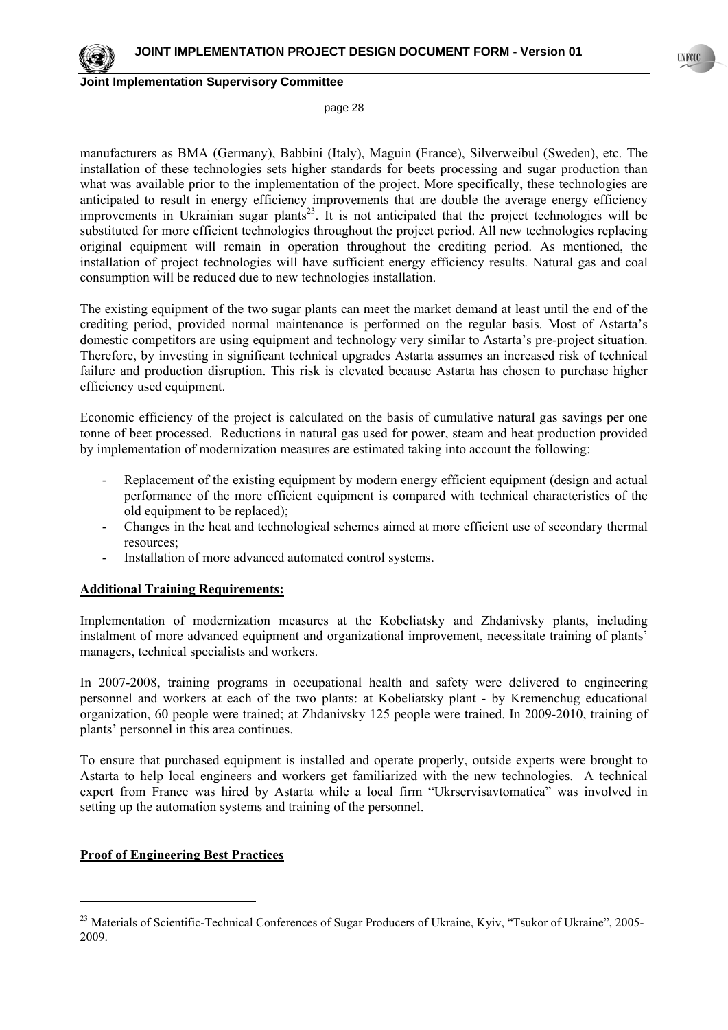manufacturers as BMA (Germany), Babbini (Italy), Maguin (France), Silverweibul (Sweden), etc. The installation of these technologies sets higher standards for beets processing and sugar production than what was available prior to the implementation of the project. More specifically, these technologies are anticipated to result in energy efficiency improvements that are double the average energy efficiency improvements in Ukrainian sugar plants[23]. It is not anticipated that the project technologies will be substituted for more efficient technologies throughout the project period. All new technologies replacing original equipment will remain in operation throughout the crediting period. As mentioned, the installation of project technologies will have sufficient energy efficiency results. Natural gas and coal consumption will be reduced due to new technologies installation.

The existing equipment of the two sugar plants can meet the market demand at least until the end of the crediting period, provided normal maintenance is performed on the regular basis. Most of Astarta's domestic competitors are using equipment and technology very similar to Astarta's pre-project situation. Therefore, by investing in significant technical upgrades Astarta assumes an increased risk of technical failure and production disruption. This risk is elevated because Astarta has chosen to purchase higher efficiency used equipment.

Economic efficiency of the project is calculated on the basis of cumulative natural gas savings per one tonne of beet processed. Reductions in natural gas used for power, steam and heat production provided by implementation of modernization measures are estimated taking into account the following:

- Replacement of the existing equipment by modern energy efficient equipment (design and actual performance of the more efficient equipment is compared with technical characteristics of the old equipment to be replaced);
- Changes in the heat and technological schemes aimed at more efficient use of secondary thermal resources;
- Installation of more advanced automated control systems.

**Additional Training Requirements:**

Implementation of modernization measures at the Kobeliatsky and Zhdanivsky plants, including instalment of more advanced equipment and organizational improvement, necessitate training of plants' managers, technical specialists and workers.

In 2007-2008, training programs in occupational health and safety were delivered to engineering personnel and workers at each of the two plants: at Kobeliatsky plant - by Kremenchug educational organization, 60 people were trained; at Zhdanivsky 125 people were trained. In 2009-2010, training of plants' personnel in this area continues.

To ensure that purchased equipment is installed and operate properly, outside experts were brought to Astarta to help local engineers and workers get familiarized with the new technologies. A technical expert from France was hired by Astarta while a local firm "Ukrservisavtomatica" was involved in setting up the automation systems and training of the personnel.

**Proof of Engineering Best Practices**

[23] Materials of Scientific-Technical Conferences of Sugar Producers of Ukraine, Kyiv, "Tsukor of Ukraine", 2005-2009.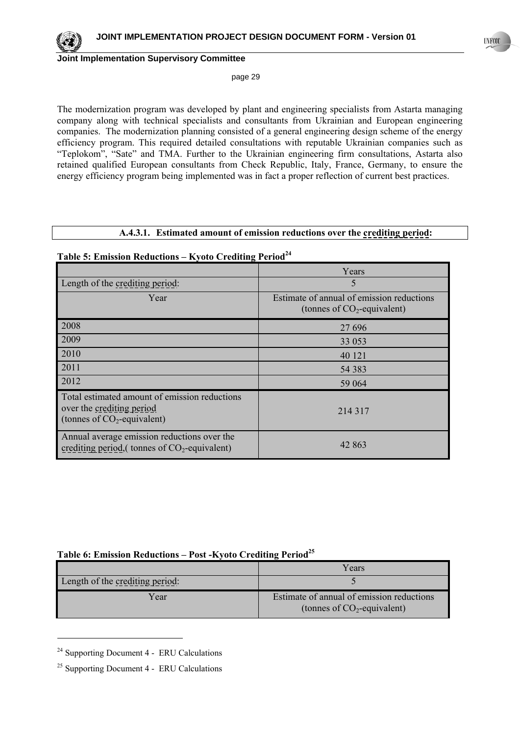The modernization program was developed by plant and engineering specialists from Astarta managing company along with technical specialists and consultants from Ukrainian and European engineering companies. The modernization planning consisted of a general engineering design scheme of the energy efficiency program. This required detailed consultations with reputable Ukrainian companies such as "Teplokom", "Sate" and TMA. Further to the Ukrainian engineering firm consultations, Astarta also retained qualified European consultants from Check Republic, Italy, France, Germany, to ensure the energy efficiency program being implemented was in fact a proper reflection of current best practices.

#### A.4.3.1. Estimated amount of emission reductions over the crediting period:

**Table 5: Emission Reductions – Kyoto Crediting Period[24]**

| | Years |
|---|---|
| Length of the crediting period: | 5 |
| Year | Estimate of annual of emission reductions (tonnes of $CO_2$-equivalent) |
| 2008 | 27 696 |
| 2009 | 33 053 |
| 2010 | 40 121 |
| 2011 | 54 383 |
| 2012 | 59 064 |
| Total estimated amount of emission reductions over the crediting period (tonnes of $CO_2$-equivalent) | 214 317 |
| Annual average emission reductions over the crediting period,( tonnes of $CO_2$-equivalent) | 42 863 |

**Table 6: Emission Reductions – Post -Kyoto Crediting Period[25]**

| | Years |
|---|---|
| Length of the crediting period: | 5 |
| Year | Estimate of annual of emission reductions (tonnes of $CO_2$-equivalent) |

[24] Supporting Document 4 - ERU Calculations

[25] Supporting Document 4 - ERU Calculations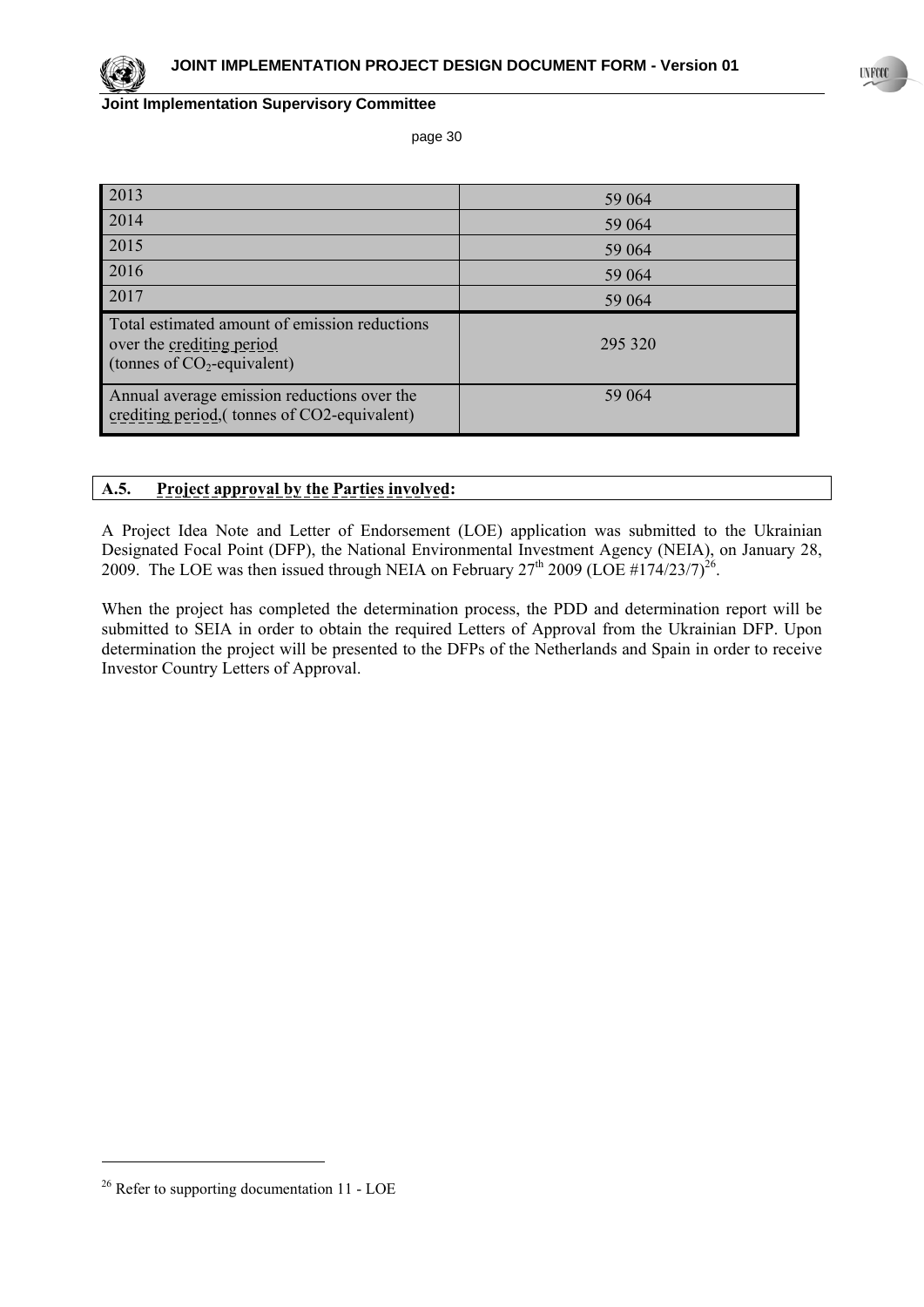| | |
|---|---|
| 2013 | 59 064 |
| 2014 | 59 064 |
| 2015 | 59 064 |
| 2016 | 59 064 |
| 2017 | 59 064 |
| Total estimated amount of emission reductions over the crediting period (tonnes of $CO_2$-equivalent) | 295 320 |
| Annual average emission reductions over the crediting period,( tonnes of CO2-equivalent) | 59 064 |

## A.5. Project approval by the Parties involved:

A Project Idea Note and Letter of Endorsement (LOE) application was submitted to the Ukrainian Designated Focal Point (DFP), the National Environmental Investment Agency (NEIA), on January 28, 2009. The LOE was then issued through NEIA on February 27th 2009 (LOE #174/23/7)[26].

When the project has completed the determination process, the PDD and determination report will be submitted to SEIA in order to obtain the required Letters of Approval from the Ukrainian DFP. Upon determination the project will be presented to the DFPs of the Netherlands and Spain in order to receive Investor Country Letters of Approval.

[26] Refer to supporting documentation 11 - LOE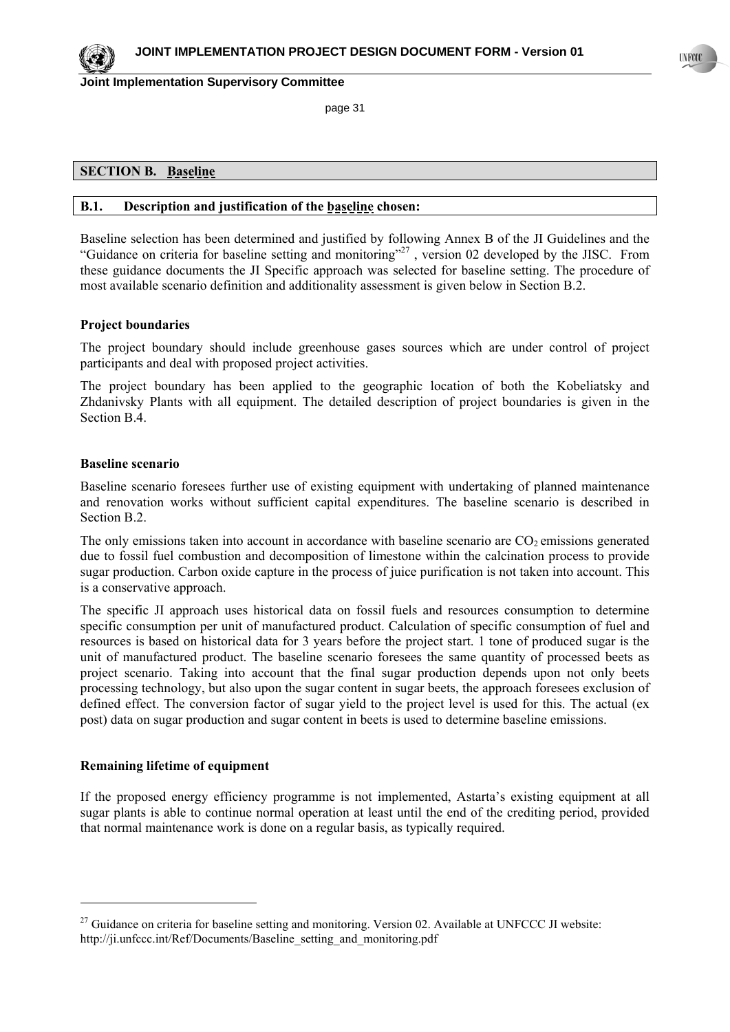## SECTION B. Baseline

### B.1. Description and justification of the baseline chosen:

Baseline selection has been determined and justified by following Annex B of the JI Guidelines and the "Guidance on criteria for baseline setting and monitoring"[27] , version 02 developed by the JISC. From these guidance documents the JI Specific approach was selected for baseline setting. The procedure of most available scenario definition and additionality assessment is given below in Section B.2.

**Project boundaries**

The project boundary should include greenhouse gases sources which are under control of project participants and deal with proposed project activities.

The project boundary has been applied to the geographic location of both the Kobeliatsky and Zhdanivsky Plants with all equipment. The detailed description of project boundaries is given in the Section B.4.

**Baseline scenario**

Baseline scenario foresees further use of existing equipment with undertaking of planned maintenance and renovation works without sufficient capital expenditures. The baseline scenario is described in Section B.2.

The only emissions taken into account in accordance with baseline scenario are $CO_2$ emissions generated due to fossil fuel combustion and decomposition of limestone within the calcination process to provide sugar production. Carbon oxide capture in the process of juice purification is not taken into account. This is a conservative approach.

The specific JI approach uses historical data on fossil fuels and resources consumption to determine specific consumption per unit of manufactured product. Calculation of specific consumption of fuel and resources is based on historical data for 3 years before the project start. 1 tone of produced sugar is the unit of manufactured product. The baseline scenario foresees the same quantity of processed beets as project scenario. Taking into account that the final sugar production depends upon not only beets processing technology, but also upon the sugar content in sugar beets, the approach foresees exclusion of defined effect. The conversion factor of sugar yield to the project level is used for this. The actual (ex post) data on sugar production and sugar content in beets is used to determine baseline emissions.

**Remaining lifetime of equipment**

If the proposed energy efficiency programme is not implemented, Astarta's existing equipment at all sugar plants is able to continue normal operation at least until the end of the crediting period, provided that normal maintenance work is done on a regular basis, as typically required.

---

[27] Guidance on criteria for baseline setting and monitoring. Version 02. Available at UNFCCC JI website: http://ji.unfccc.int/Ref/Documents/Baseline_setting_and_monitoring.pdf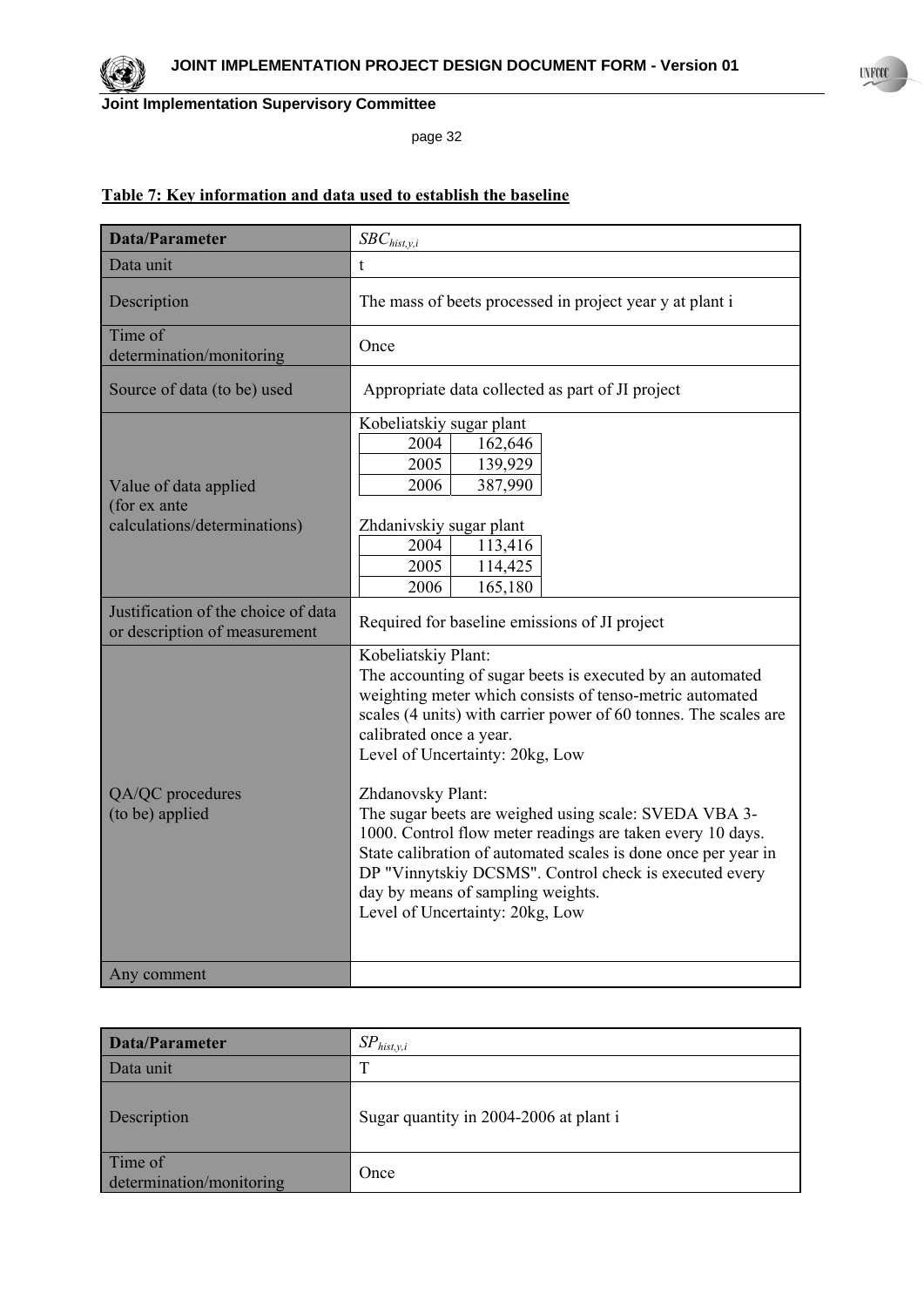**Table 7: Key information and data used to establish the baseline**

| Data/Parameter | $SBC_{hist,y,i}$ |
|---|---|
| Data unit | t |
| Description | The mass of beets processed in project year y at plant i |
| Time of determination/monitoring | Once |
| Source of data (to be) used | Appropriate data collected as part of JI project |
| Value of data applied (for ex ante calculations/determinations) | Kobeliatskiy sugar plant<br>2004: 162,646<br>2005: 139,929<br>2006: 387,990<br><br>Zhdanivskiy sugar plant<br>2004: 113,416<br>2005: 114,425<br>2006: 165,180 |
| Justification of the choice of data or description of measurement | Required for baseline emissions of JI project |
| QA/QC procedures (to be) applied | Kobeliatskiy Plant:<br>The accounting of sugar beets is executed by an automated weighting meter which consists of tenso-metric automated scales (4 units) with carrier power of 60 tonnes. The scales are calibrated once a year.<br>Level of Uncertainty: 20kg, Low<br><br>Zhdanovsky Plant:<br>The sugar beets are weighed using scale: SVEDA VBA 3-1000. Control flow meter readings are taken every 10 days. State calibration of automated scales is done once per year in DP "Vinnytskiy DCSMS". Control check is executed every day by means of sampling weights.<br>Level of Uncertainty: 20kg, Low |
| Any comment | |

| Data/Parameter | $SP_{hist,y,i}$ |
|---|---|
| Data unit | T |
| Description | Sugar quantity in 2004-2006 at plant i |
| Time of determination/monitoring | Once |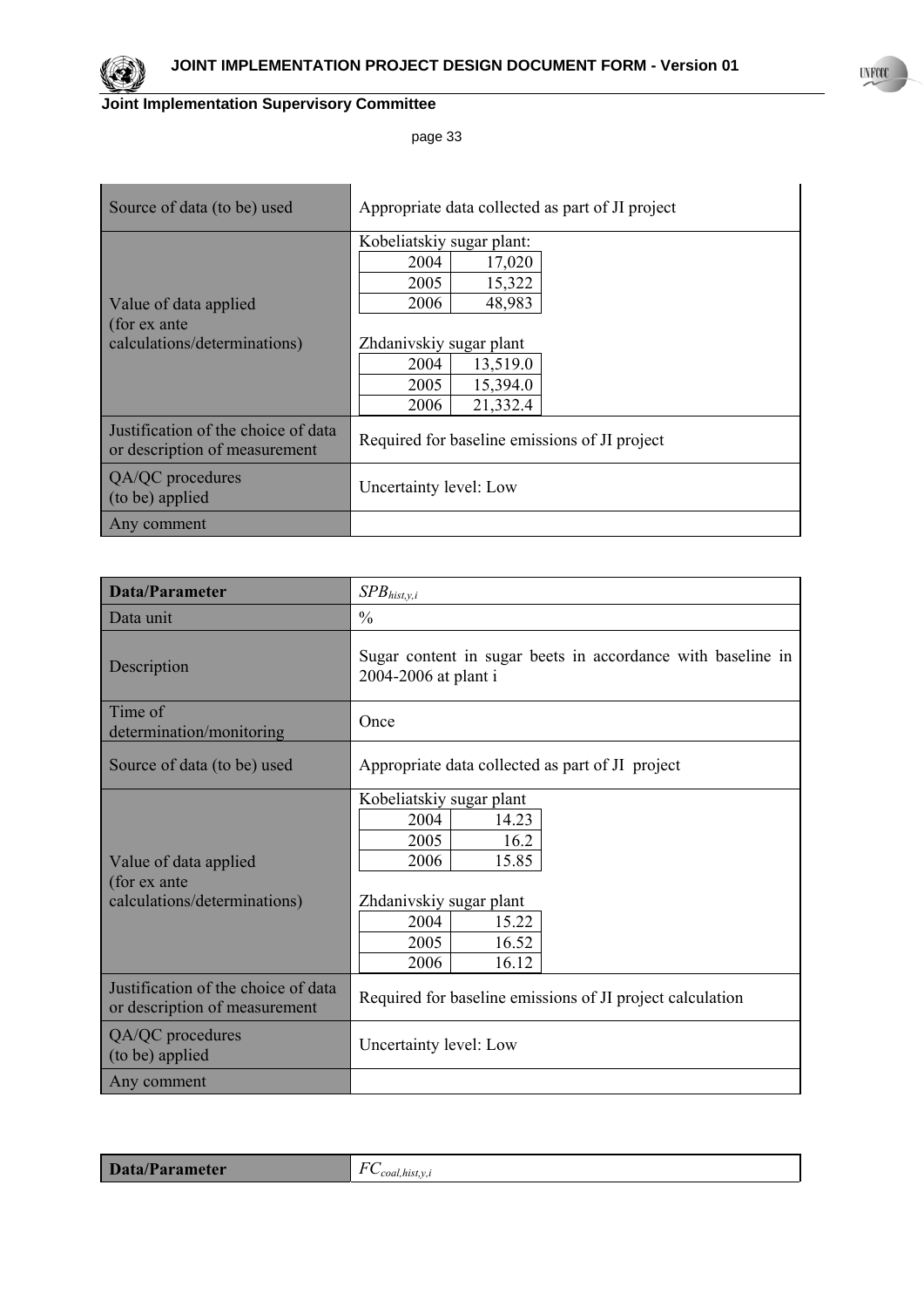| | |
|---|---|
| Source of data (to be) used | Appropriate data collected as part of JI project |
| Value of data applied (for ex ante calculations/determinations) | Kobeliatskiy sugar plant:<br>2004 — 17,020<br>2005 — 15,322<br>2006 — 48,983<br><br>Zhdanivskiy sugar plant<br>2004 — 13,519.0<br>2005 — 15,394.0<br>2006 — 21,332.4 |
| Justification of the choice of data or description of measurement | Required for baseline emissions of JI project |
| QA/QC procedures (to be) applied | Uncertainty level: Low |
| Any comment | |

| **Data/Parameter** | $SPB_{hist,y,i}$ |
|---|---|
| Data unit | % |
| Description | Sugar content in sugar beets in accordance with baseline in 2004-2006 at plant i |
| Time of determination/monitoring | Once |
| Source of data (to be) used | Appropriate data collected as part of JI project |
| Value of data applied (for ex ante calculations/determinations) | Kobeliatskiy sugar plant<br>2004 — 14.23<br>2005 — 16.2<br>2006 — 15.85<br><br>Zhdanivskiy sugar plant<br>2004 — 15.22<br>2005 — 16.52<br>2006 — 16.12 |
| Justification of the choice of data or description of measurement | Required for baseline emissions of JI project calculation |
| QA/QC procedures (to be) applied | Uncertainty level: Low |
| Any comment | |

| **Data/Parameter** | $FC_{coal,hist,y,i}$ |
|---|---|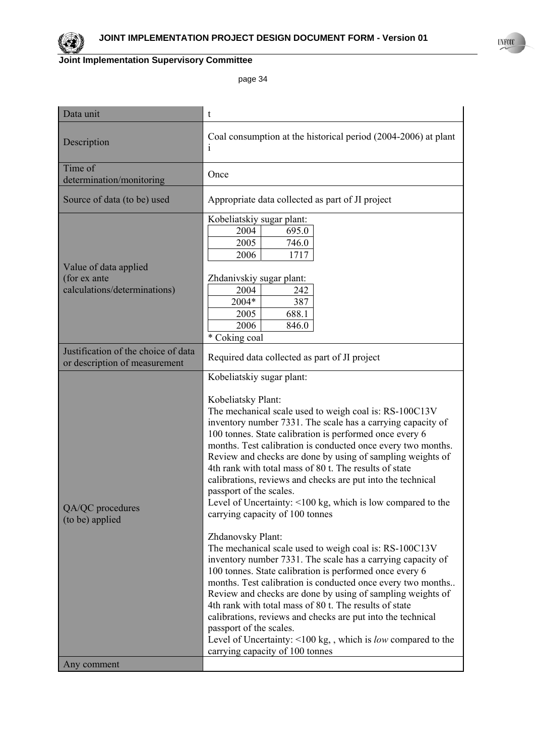| Data unit | t |
|---|---|
| Description | Coal consumption at the historical period (2004-2006) at plant i |
| Time of determination/monitoring | Once |
| Source of data (to be) used | Appropriate data collected as part of JI project |
| Value of data applied (for ex ante calculations/determinations) | Kobeliatskiy sugar plant:<br>2004 695.0<br>2005 746.0<br>2006 1717<br><br>Zhdanivskiy sugar plant:<br>2004 242<br>2004* 387<br>2005 688.1<br>2006 846.0<br>* Coking coal |
| Justification of the choice of data or description of measurement | Required data collected as part of JI project |
| QA/QC procedures (to be) applied | Kobeliatskiy sugar plant:<br><br>Kobeliatsky Plant:<br>The mechanical scale used to weigh coal is: RS-100C13V inventory number 7331. The scale has a carrying capacity of 100 tonnes. State calibration is performed once every 6 months. Test calibration is conducted once every two months. Review and checks are done by using of sampling weights of 4th rank with total mass of 80 t. The results of state calibrations, reviews and checks are put into the technical passport of the scales.<br>Level of Uncertainty: <100 kg, which is low compared to the carrying capacity of 100 tonnes<br><br>Zhdanovsky Plant:<br>The mechanical scale used to weigh coal is: RS-100C13V inventory number 7331. The scale has a carrying capacity of 100 tonnes. State calibration is performed once every 6 months. Test calibration is conducted once every two months.. Review and checks are done by using of sampling weights of 4th rank with total mass of 80 t. The results of state calibrations, reviews and checks are put into the technical passport of the scales.<br>Level of Uncertainty: <100 kg, , which is *low* compared to the carrying capacity of 100 tonnes |
| Any comment | |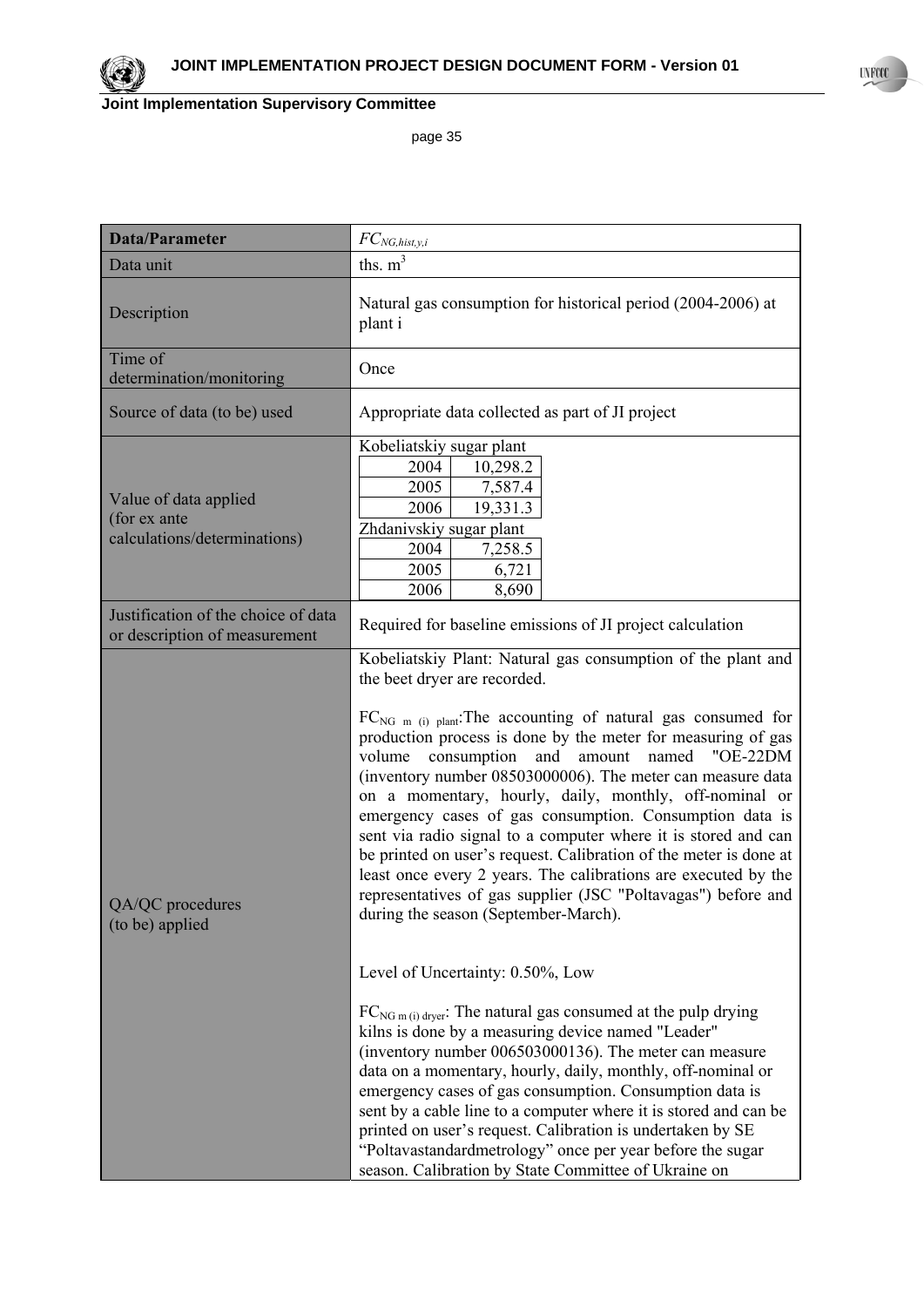| Data/Parameter | $FC_{NG,hist,y,i}$ |
|---|---|
| Data unit | ths. $m^3$ |
| Description | Natural gas consumption for historical period (2004-2006) at plant i |
| Time of determination/monitoring | Once |
| Source of data (to be) used | Appropriate data collected as part of JI project |
| Value of data applied (for ex ante calculations/determinations) | Kobeliatskiy sugar plant<br>2004 — 10,298.2<br>2005 — 7,587.4<br>2006 — 19,331.3<br>Zhdanivskiy sugar plant<br>2004 — 7,258.5<br>2005 — 6,721<br>2006 — 8,690 |
| Justification of the choice of data or description of measurement | Required for baseline emissions of JI project calculation |
| QA/QC procedures (to be) applied | Kobeliatskiy Plant: Natural gas consumption of the plant and the beet dryer are recorded.<br><br>$FC_{NG\ m\ (i)\ plant}$:The accounting of natural gas consumed for production process is done by the meter for measuring of gas volume consumption and amount named "OE-22DM (inventory number 08503000006). The meter can measure data on a momentary, hourly, daily, monthly, off-nominal or emergency cases of gas consumption. Consumption data is sent via radio signal to a computer where it is stored and can be printed on user's request. Calibration of the meter is done at least once every 2 years. The calibrations are executed by the representatives of gas supplier (JSC "Poltavagas") before and during the season (September-March).<br><br>Level of Uncertainty: 0.50%, Low<br><br>$FC_{NG\ m\ (i)\ dryer}$: The natural gas consumed at the pulp drying kilns is done by a measuring device named "Leader" (inventory number 006503000136). The meter can measure data on a momentary, hourly, daily, monthly, off-nominal or emergency cases of gas consumption. Consumption data is sent by a cable line to a computer where it is stored and can be printed on user's request. Calibration is undertaken by SE "Poltavastandardmetrology" once per year before the sugar season. Calibration by State Committee of Ukraine on |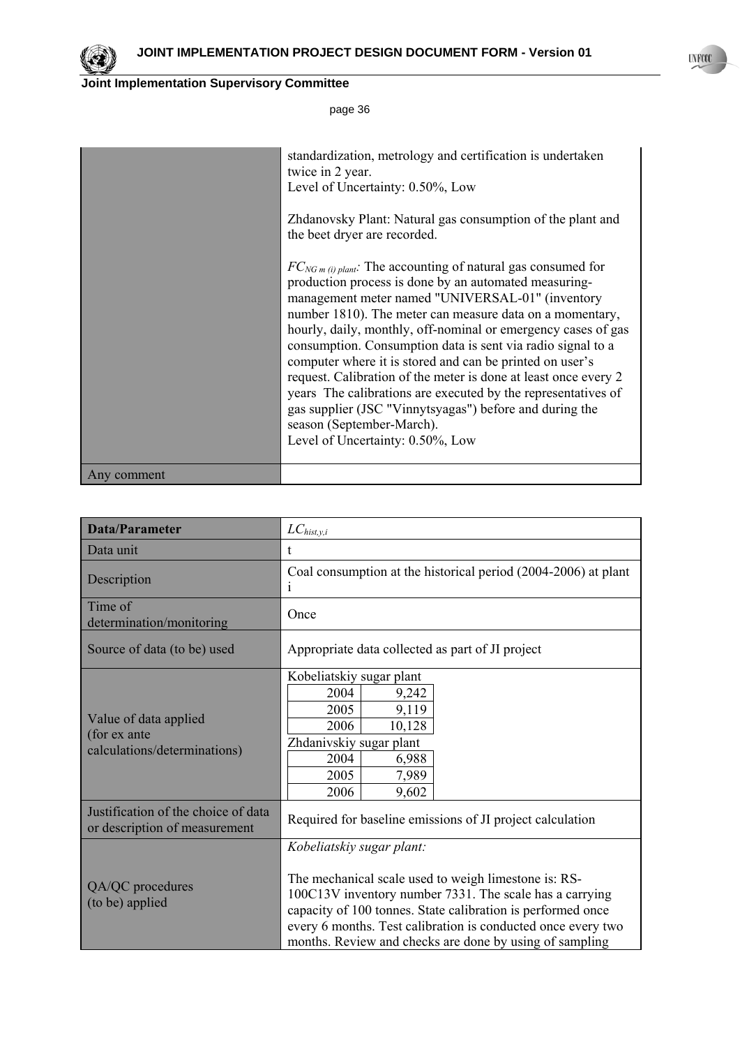| | |
|---|---|
| | standardization, metrology and certification is undertaken twice in 2 year.<br>Level of Uncertainty: 0.50%, Low<br><br>Zhdanovsky Plant: Natural gas consumption of the plant and the beet dryer are recorded.<br><br>$FC_{NG\ m\ (i)\ plant}$: The accounting of natural gas consumed for production process is done by an automated measuring-management meter named "UNIVERSAL-01" (inventory number 1810). The meter can measure data on a momentary, hourly, daily, monthly, off-nominal or emergency cases of gas consumption. Consumption data is sent via radio signal to a computer where it is stored and can be printed on user's request. Calibration of the meter is done at least once every 2 years The calibrations are executed by the representatives of gas supplier (JSC "Vinnytsyagas") before and during the season (September-March).<br>Level of Uncertainty: 0.50%, Low |
| Any comment | |

| **Data/Parameter** | $LC_{hist,y,i}$ |
|---|---|
| Data unit | t |
| Description | Coal consumption at the historical period (2004-2006) at plant i |
| Time of determination/monitoring | Once |
| Source of data (to be) used | Appropriate data collected as part of JI project |
| Value of data applied (for ex ante calculations/determinations) | Kobeliatskiy sugar plant<br>2004: 9,242<br>2005: 9,119<br>2006: 10,128<br>Zhdanivskiy sugar plant<br>2004: 6,988<br>2005: 7,989<br>2006: 9,602 |
| Justification of the choice of data or description of measurement | Required for baseline emissions of JI project calculation |
| QA/QC procedures (to be) applied | *Kobeliatskiy sugar plant:*<br><br>The mechanical scale used to weigh limestone is: RS-100C13V inventory number 7331. The scale has a carrying capacity of 100 tonnes. State calibration is performed once every 6 months. Test calibration is conducted once every two months. Review and checks are done by using of sampling |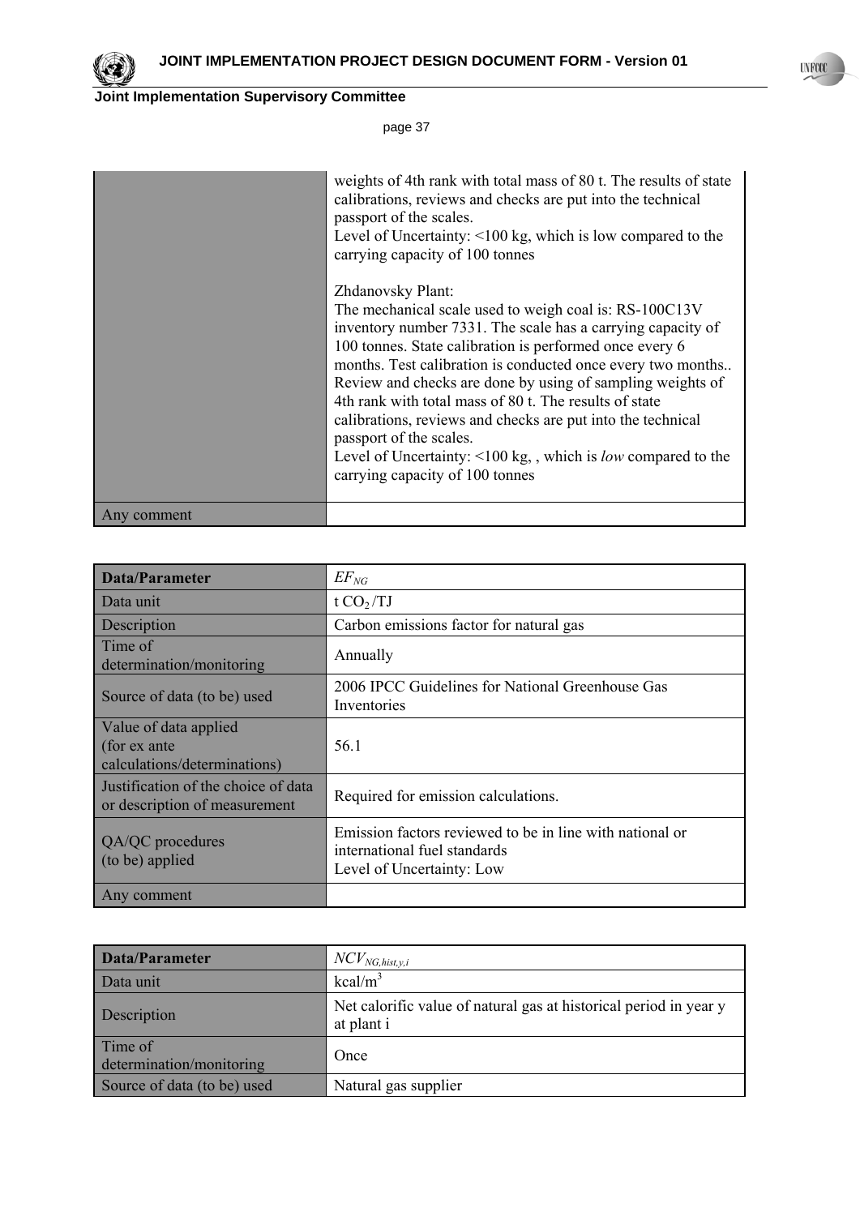| | |
|---|---|
| | weights of 4th rank with total mass of 80 t. The results of state calibrations, reviews and checks are put into the technical passport of the scales.<br>Level of Uncertainty: <100 kg, which is low compared to the carrying capacity of 100 tonnes<br><br>Zhdanovsky Plant:<br>The mechanical scale used to weigh coal is: RS-100C13V inventory number 7331. The scale has a carrying capacity of 100 tonnes. State calibration is performed once every 6 months. Test calibration is conducted once every two months.. Review and checks are done by using of sampling weights of 4th rank with total mass of 80 t. The results of state calibrations, reviews and checks are put into the technical passport of the scales.<br>Level of Uncertainty: <100 kg, , which is *low* compared to the carrying capacity of 100 tonnes |
| Any comment | |

| **Data/Parameter** | $EF_{NG}$ |
|---|---|
| Data unit | t $CO_2$ /TJ |
| Description | Carbon emissions factor for natural gas |
| Time of determination/monitoring | Annually |
| Source of data (to be) used | 2006 IPCC Guidelines for National Greenhouse Gas Inventories |
| Value of data applied (for ex ante calculations/determinations) | 56.1 |
| Justification of the choice of data or description of measurement | Required for emission calculations. |
| QA/QC procedures (to be) applied | Emission factors reviewed to be in line with national or international fuel standards<br>Level of Uncertainty: Low |
| Any comment | |

| **Data/Parameter** | $NCV_{NG,hist,y,i}$ |
|---|---|
| Data unit | kcal/$m^3$ |
| Description | Net calorific value of natural gas at historical period in year y at plant i |
| Time of determination/monitoring | Once |
| Source of data (to be) used | Natural gas supplier |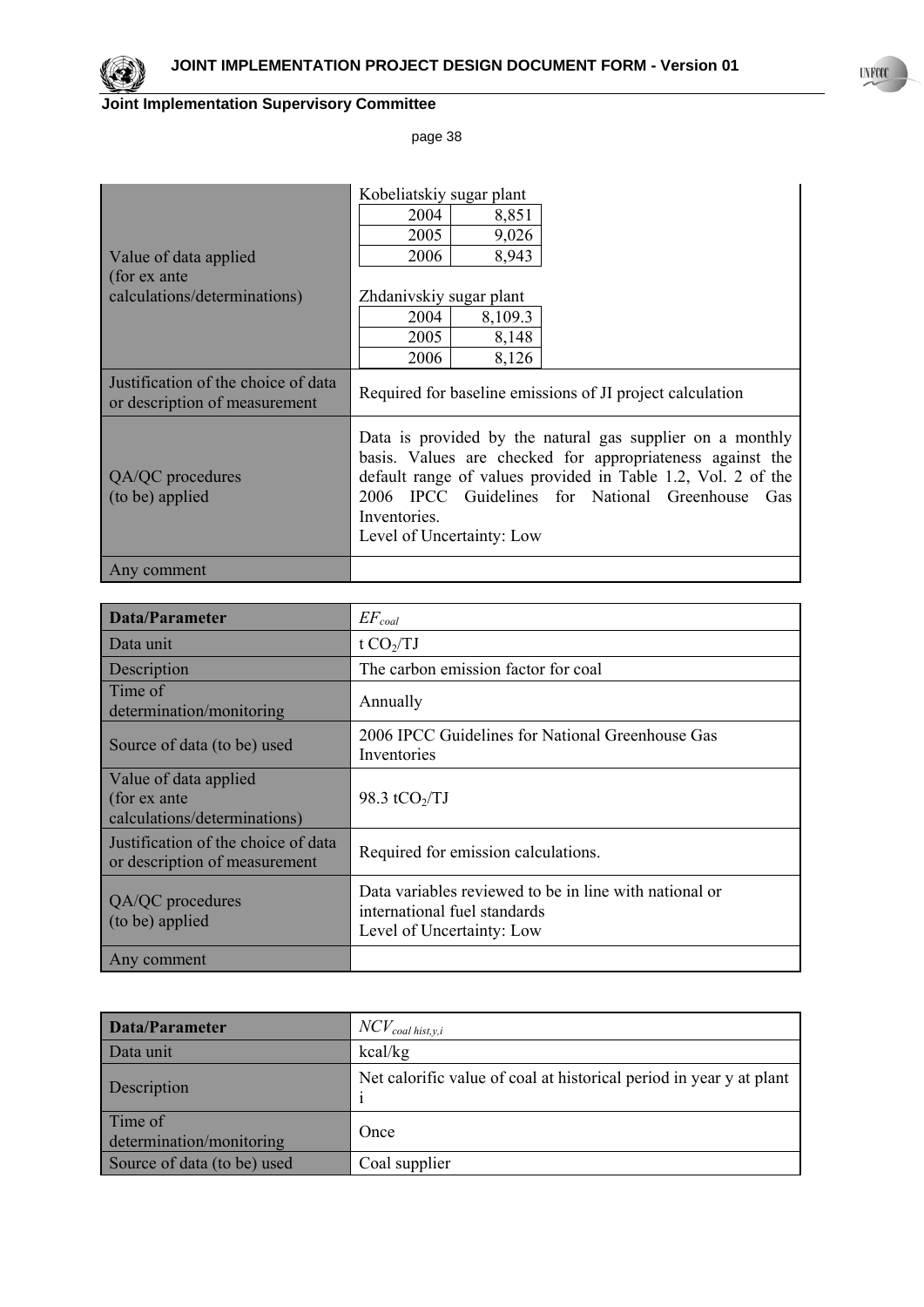| | |
|---|---|
| Value of data applied (for ex ante calculations/determinations) | Kobeliatskiy sugar plant<br><br>2004: 8,851<br>2005: 9,026<br>2006: 8,943<br><br>Zhdanivskiy sugar plant<br><br>2004: 8,109.3<br>2005: 8,148<br>2006: 8,126 |
| Justification of the choice of data or description of measurement | Required for baseline emissions of JI project calculation |
| QA/QC procedures (to be) applied | Data is provided by the natural gas supplier on a monthly basis. Values are checked for appropriateness against the default range of values provided in Table 1.2, Vol. 2 of the 2006 IPCC Guidelines for National Greenhouse Gas Inventories.<br>Level of Uncertainty: Low |
| Any comment | |

| **Data/Parameter** | $EF_{coal}$ |
|---|---|
| Data unit | t $CO_2$/TJ |
| Description | The carbon emission factor for coal |
| Time of determination/monitoring | Annually |
| Source of data (to be) used | 2006 IPCC Guidelines for National Greenhouse Gas Inventories |
| Value of data applied (for ex ante calculations/determinations) | 98.3 t$CO_2$/TJ |
| Justification of the choice of data or description of measurement | Required for emission calculations. |
| QA/QC procedures (to be) applied | Data variables reviewed to be in line with national or international fuel standards<br>Level of Uncertainty: Low |
| Any comment | |

| **Data/Parameter** | $NCV_{coal\ hist,y,i}$ |
|---|---|
| Data unit | kcal/kg |
| Description | Net calorific value of coal at historical period in year y at plant i |
| Time of determination/monitoring | Once |
| Source of data (to be) used | Coal supplier |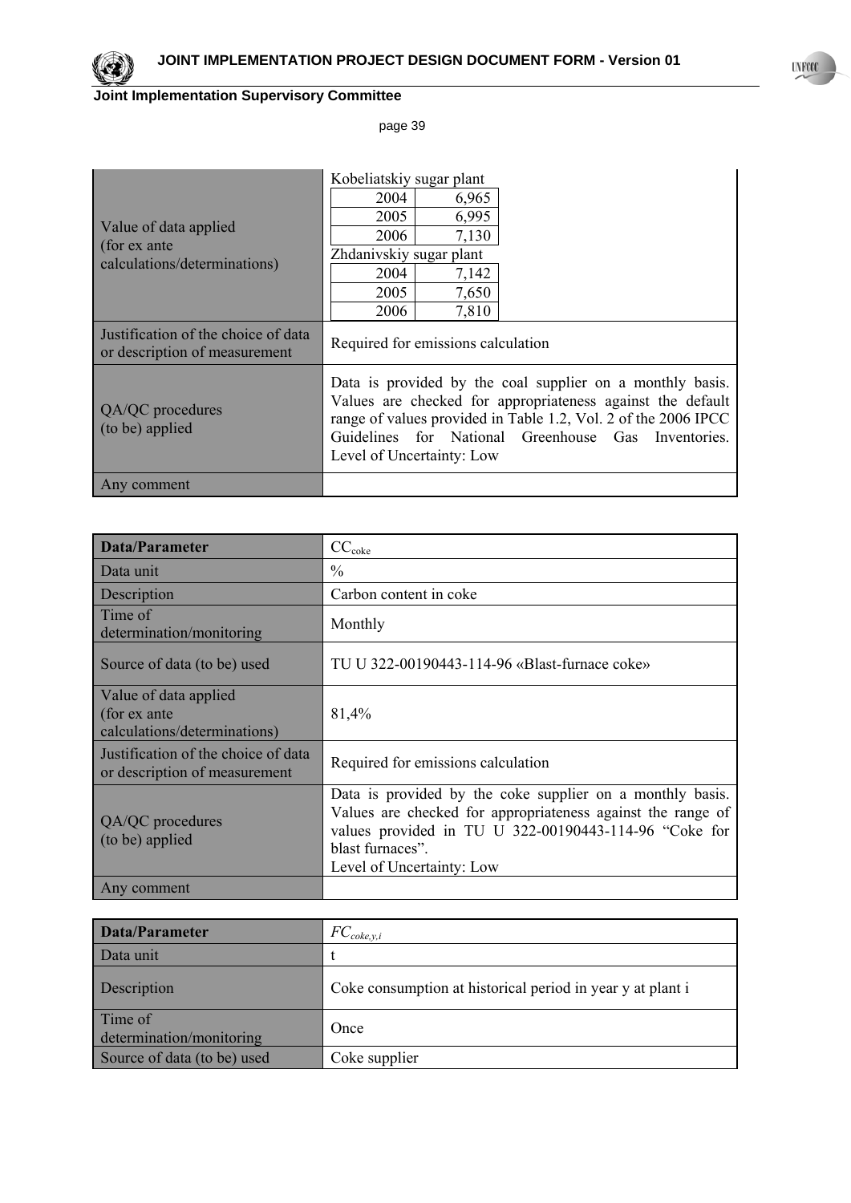| | |
|---|---|
| Value of data applied (for ex ante calculations/determinations) | Kobeliatskiy sugar plant<br>2004 6,965<br>2005 6,995<br>2006 7,130<br>Zhdanivskiy sugar plant<br>2004 7,142<br>2005 7,650<br>2006 7,810 |
| Justification of the choice of data or description of measurement | Required for emissions calculation |
| QA/QC procedures (to be) applied | Data is provided by the coal supplier on a monthly basis. Values are checked for appropriateness against the default range of values provided in Table 1.2, Vol. 2 of the 2006 IPCC Guidelines for National Greenhouse Gas Inventories. Level of Uncertainty: Low |
| Any comment | |

| **Data/Parameter** | $CC_{coke}$ |
|---|---|
| Data unit | % |
| Description | Carbon content in coke |
| Time of determination/monitoring | Monthly |
| Source of data (to be) used | TU U 322-00190443-114-96 «Blast-furnace coke» |
| Value of data applied (for ex ante calculations/determinations) | 81,4% |
| Justification of the choice of data or description of measurement | Required for emissions calculation |
| QA/QC procedures (to be) applied | Data is provided by the coke supplier on a monthly basis. Values are checked for appropriateness against the range of values provided in TU U 322-00190443-114-96 "Coke for blast furnaces".<br>Level of Uncertainty: Low |
| Any comment | |

| **Data/Parameter** | $FC_{coke,y,i}$ |
|---|---|
| Data unit | t |
| Description | Coke consumption at historical period in year y at plant i |
| Time of determination/monitoring | Once |
| Source of data (to be) used | Coke supplier |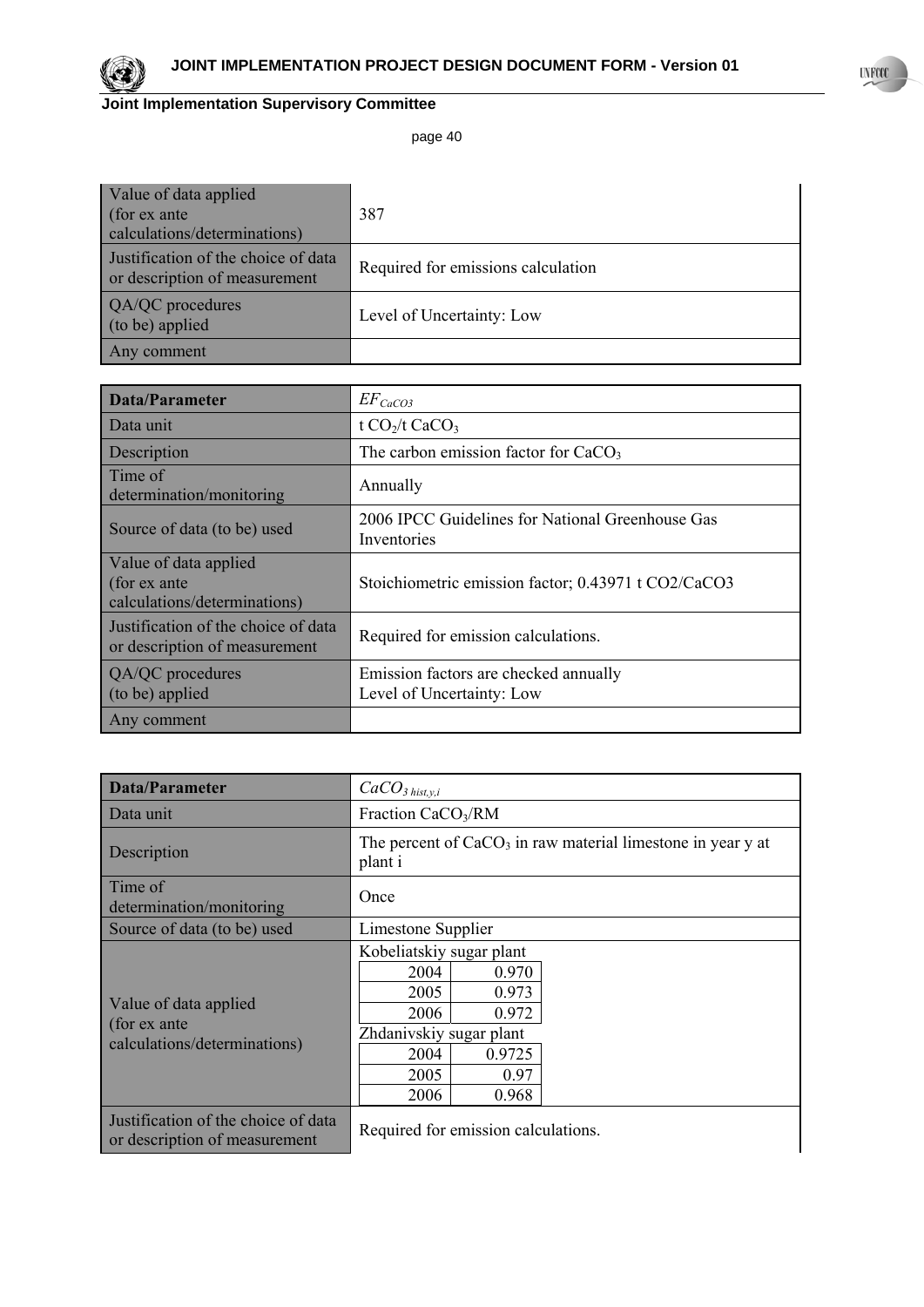| | |
|---|---|
| Value of data applied (for ex ante calculations/determinations) | 387 |
| Justification of the choice of data or description of measurement | Required for emissions calculation |
| QA/QC procedures (to be) applied | Level of Uncertainty: Low |
| Any comment | |

| Data/Parameter | $EF_{CaCO3}$ |
|---|---|
| Data unit | t $CO_2$/t $CaCO_3$ |
| Description | The carbon emission factor for $CaCO_3$ |
| Time of determination/monitoring | Annually |
| Source of data (to be) used | 2006 IPCC Guidelines for National Greenhouse Gas Inventories |
| Value of data applied (for ex ante calculations/determinations) | Stoichiometric emission factor; 0.43971 t CO2/CaCO3 |
| Justification of the choice of data or description of measurement | Required for emission calculations. |
| QA/QC procedures (to be) applied | Emission factors are checked annually<br>Level of Uncertainty: Low |
| Any comment | |

| Data/Parameter | $CaCO_{3\ hist,y,i}$ |
|---|---|
| Data unit | Fraction $CaCO_3$/RM |
| Description | The percent of $CaCO_3$ in raw material limestone in year y at plant i |
| Time of determination/monitoring | Once |
| Source of data (to be) used | Limestone Supplier |
| Value of data applied (for ex ante calculations/determinations) | Kobeliatskiy sugar plant<br>2004: 0.970<br>2005: 0.973<br>2006: 0.972<br>Zhdanivskiy sugar plant<br>2004: 0.9725<br>2005: 0.97<br>2006: 0.968 |
| Justification of the choice of data or description of measurement | Required for emission calculations. |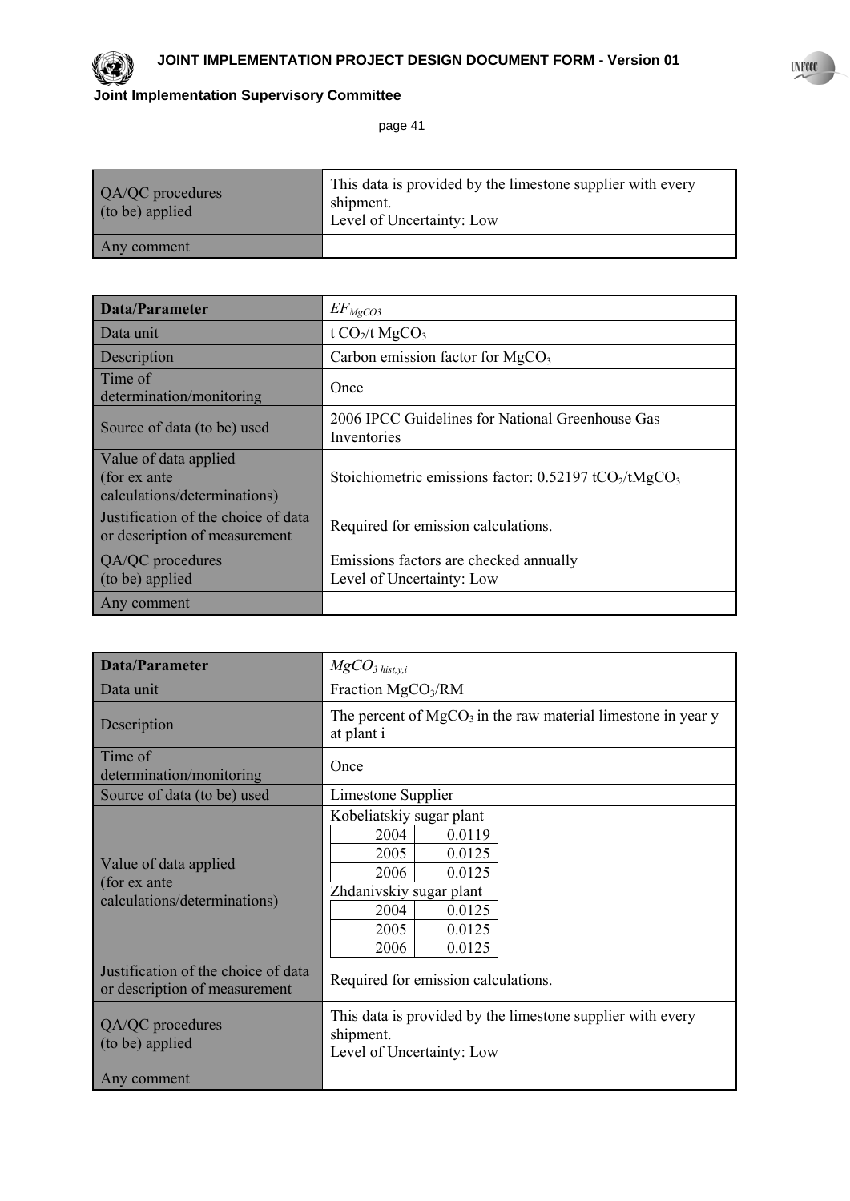| QA/QC procedures (to be) applied | This data is provided by the limestone supplier with every shipment. Level of Uncertainty: Low |
|---|---|
| Any comment | |

| **Data/Parameter** | $EF_{MgCO3}$ |
|---|---|
| Data unit | t $CO_2$/t $MgCO_3$ |
| Description | Carbon emission factor for $MgCO_3$ |
| Time of determination/monitoring | Once |
| Source of data (to be) used | 2006 IPCC Guidelines for National Greenhouse Gas Inventories |
| Value of data applied (for ex ante calculations/determinations) | Stoichiometric emissions factor: 0.52197 t$CO_2$/t$MgCO_3$ |
| Justification of the choice of data or description of measurement | Required for emission calculations. |
| QA/QC procedures (to be) applied | Emissions factors are checked annually Level of Uncertainty: Low |
| Any comment | |

| **Data/Parameter** | $MgCO_{3\ hist,y,i}$ |
|---|---|
| Data unit | Fraction $MgCO_3$/RM |
| Description | The percent of $MgCO_3$ in the raw material limestone in year y at plant i |
| Time of determination/monitoring | Once |
| Source of data (to be) used | Limestone Supplier |
| Value of data applied (for ex ante calculations/determinations) | Kobeliatskiy sugar plant: 2004 – 0.0119; 2005 – 0.0125; 2006 – 0.0125. Zhdanivskiy sugar plant: 2004 – 0.0125; 2005 – 0.0125; 2006 – 0.0125 |
| Justification of the choice of data or description of measurement | Required for emission calculations. |
| QA/QC procedures (to be) applied | This data is provided by the limestone supplier with every shipment. Level of Uncertainty: Low |
| Any comment | |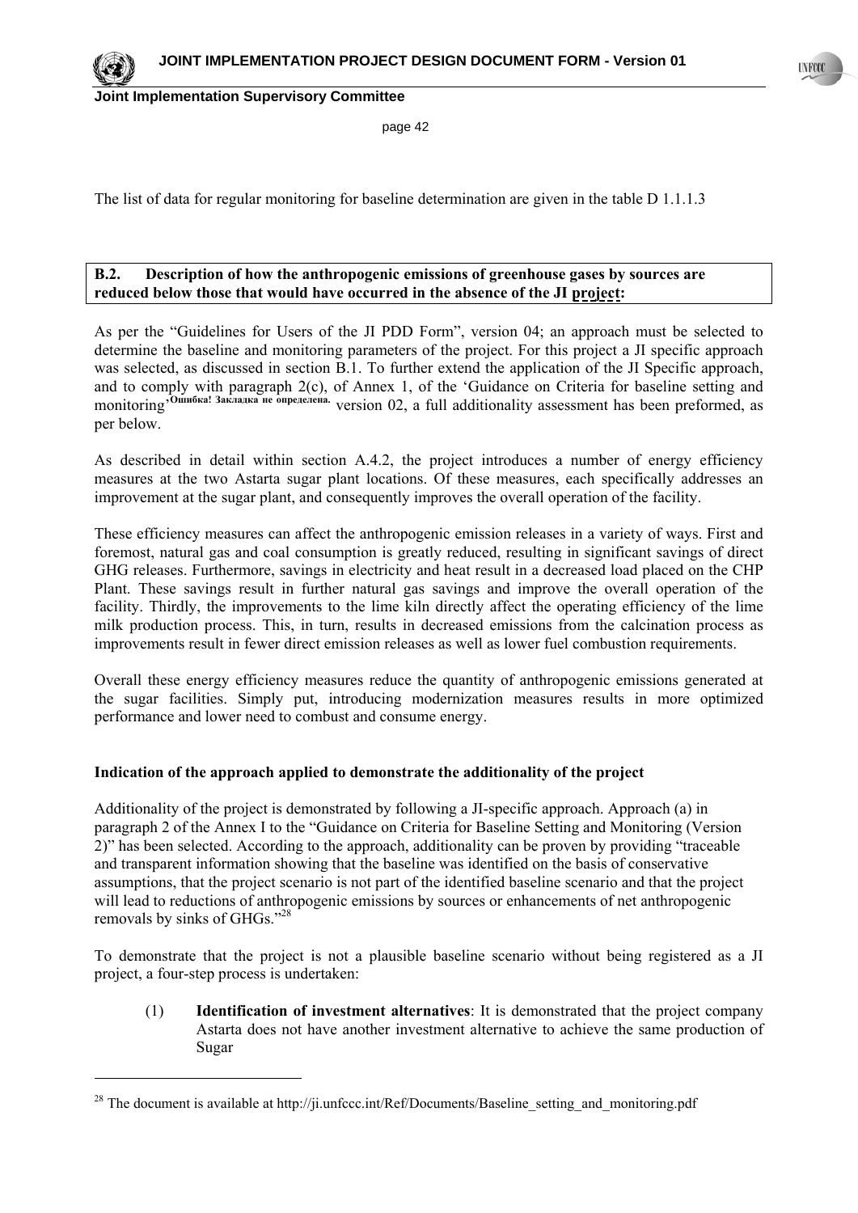The list of data for regular monitoring for baseline determination are given in the table D 1.1.1.3

**B.2. Description of how the anthropogenic emissions of greenhouse gases by sources are reduced below those that would have occurred in the absence of the JI project:**

As per the "Guidelines for Users of the JI PDD Form", version 04; an approach must be selected to determine the baseline and monitoring parameters of the project. For this project a JI specific approach was selected, as discussed in section B.1. To further extend the application of the JI Specific approach, and to comply with paragraph 2(c), of Annex 1, of the 'Guidance on Criteria for baseline setting and monitoring'**Ошибка! Закладка не определена.** version 02, a full additionality assessment has been preformed, as per below.

As described in detail within section A.4.2, the project introduces a number of energy efficiency measures at the two Astarta sugar plant locations. Of these measures, each specifically addresses an improvement at the sugar plant, and consequently improves the overall operation of the facility.

These efficiency measures can affect the anthropogenic emission releases in a variety of ways. First and foremost, natural gas and coal consumption is greatly reduced, resulting in significant savings of direct GHG releases. Furthermore, savings in electricity and heat result in a decreased load placed on the CHP Plant. These savings result in further natural gas savings and improve the overall operation of the facility. Thirdly, the improvements to the lime kiln directly affect the operating efficiency of the lime milk production process. This, in turn, results in decreased emissions from the calcination process as improvements result in fewer direct emission releases as well as lower fuel combustion requirements.

Overall these energy efficiency measures reduce the quantity of anthropogenic emissions generated at the sugar facilities. Simply put, introducing modernization measures results in more optimized performance and lower need to combust and consume energy.

**Indication of the approach applied to demonstrate the additionality of the project**

Additionality of the project is demonstrated by following a JI-specific approach. Approach (a) in paragraph 2 of the Annex I to the "Guidance on Criteria for Baseline Setting and Monitoring (Version 2)" has been selected. According to the approach, additionality can be proven by providing "traceable and transparent information showing that the baseline was identified on the basis of conservative assumptions, that the project scenario is not part of the identified baseline scenario and that the project will lead to reductions of anthropogenic emissions by sources or enhancements of net anthropogenic removals by sinks of GHGs."[28]

To demonstrate that the project is not a plausible baseline scenario without being registered as a JI project, a four-step process is undertaken:

(1) **Identification of investment alternatives**: It is demonstrated that the project company Astarta does not have another investment alternative to achieve the same production of Sugar

---

[28] The document is available at http://ji.unfccc.int/Ref/Documents/Baseline_setting_and_monitoring.pdf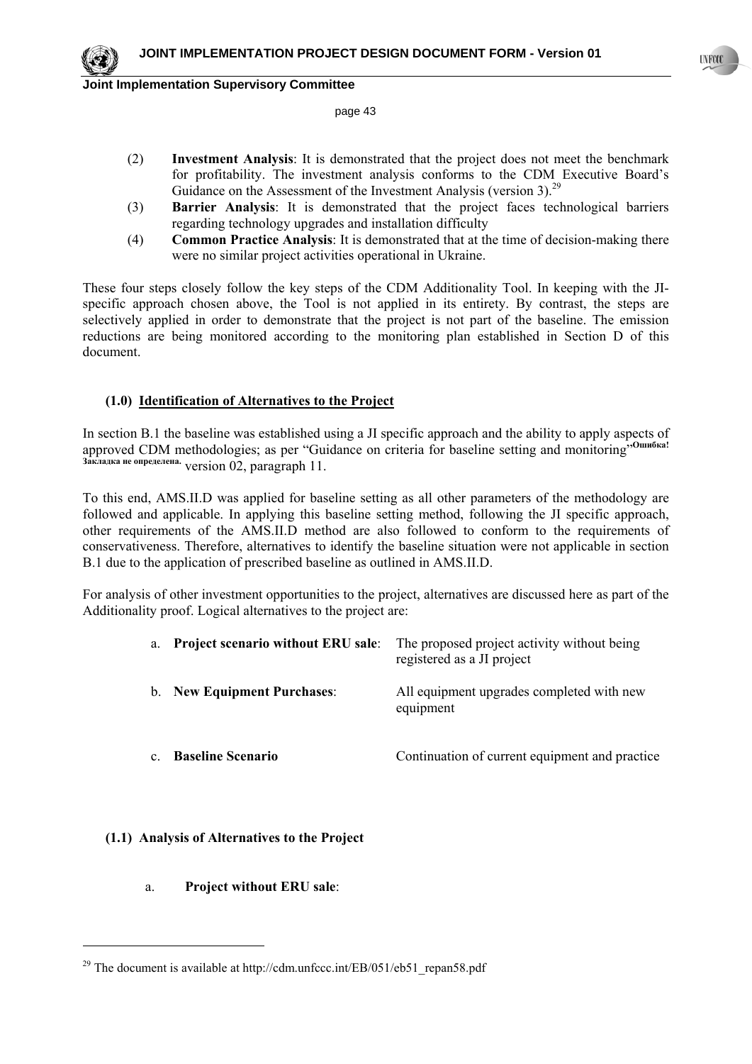(2) **Investment Analysis**: It is demonstrated that the project does not meet the benchmark for profitability. The investment analysis conforms to the CDM Executive Board's Guidance on the Assessment of the Investment Analysis (version 3).[29]

(3) **Barrier Analysis**: It is demonstrated that the project faces technological barriers regarding technology upgrades and installation difficulty

(4) **Common Practice Analysis**: It is demonstrated that at the time of decision-making there were no similar project activities operational in Ukraine.

These four steps closely follow the key steps of the CDM Additionality Tool. In keeping with the JI-specific approach chosen above, the Tool is not applied in its entirety. By contrast, the steps are selectively applied in order to demonstrate that the project is not part of the baseline. The emission reductions are being monitored according to the monitoring plan established in Section D of this document.

**(1.0) Identification of Alternatives to the Project**

In section B.1 the baseline was established using a JI specific approach and the ability to apply aspects of approved CDM methodologies; as per "Guidance on criteria for baseline setting and monitoring"Ошибка! Закладка не определена. version 02, paragraph 11.

To this end, AMS.II.D was applied for baseline setting as all other parameters of the methodology are followed and applicable. In applying this baseline setting method, following the JI specific approach, other requirements of the AMS.II.D method are also followed to conform to the requirements of conservativeness. Therefore, alternatives to identify the baseline situation were not applicable in section B.1 due to the application of prescribed baseline as outlined in AMS.II.D.

For analysis of other investment opportunities to the project, alternatives are discussed here as part of the Additionality proof. Logical alternatives to the project are:

| | |
|---|---|
| a. **Project scenario without ERU sale**: | The proposed project activity without being registered as a JI project |
| b. **New Equipment Purchases**: | All equipment upgrades completed with new equipment |
| c. **Baseline Scenario** | Continuation of current equipment and practice |

**(1.1) Analysis of Alternatives to the Project**

a. **Project without ERU sale**:

[29] The document is available at http://cdm.unfccc.int/EB/051/eb51_repan58.pdf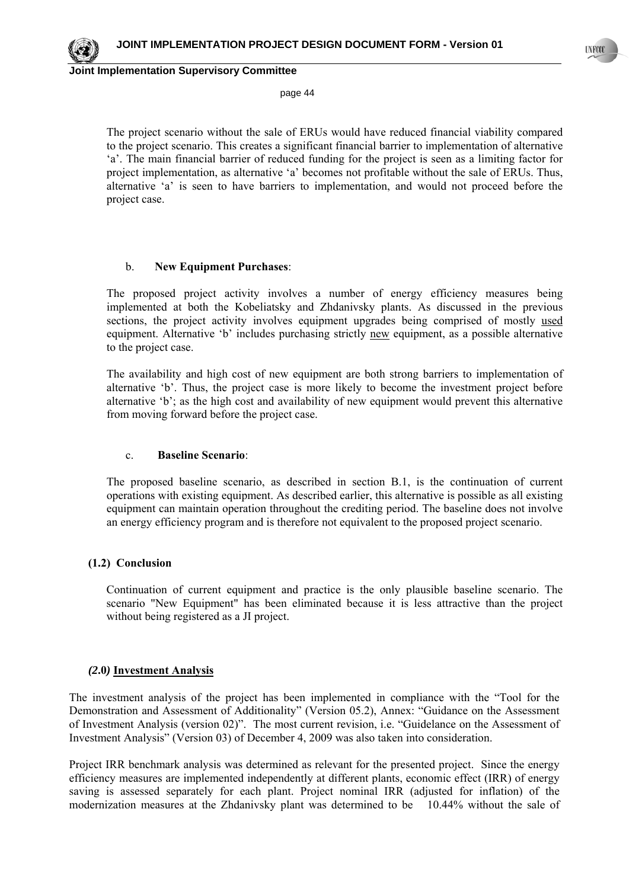The project scenario without the sale of ERUs would have reduced financial viability compared to the project scenario. This creates a significant financial barrier to implementation of alternative 'a'. The main financial barrier of reduced funding for the project is seen as a limiting factor for project implementation, as alternative 'a' becomes not profitable without the sale of ERUs. Thus, alternative 'a' is seen to have barriers to implementation, and would not proceed before the project case.

b. **New Equipment Purchases**:

The proposed project activity involves a number of energy efficiency measures being implemented at both the Kobeliatsky and Zhdanivsky plants. As discussed in the previous sections, the project activity involves equipment upgrades being comprised of mostly <u>used</u> equipment. Alternative 'b' includes purchasing strictly <u>new</u> equipment, as a possible alternative to the project case.

The availability and high cost of new equipment are both strong barriers to implementation of alternative 'b'. Thus, the project case is more likely to become the investment project before alternative 'b'; as the high cost and availability of new equipment would prevent this alternative from moving forward before the project case.

c. **Baseline Scenario**:

The proposed baseline scenario, as described in section B.1, is the continuation of current operations with existing equipment. As described earlier, this alternative is possible as all existing equipment can maintain operation throughout the crediting period. The baseline does not involve an energy efficiency program and is therefore not equivalent to the proposed project scenario.

**(1.2) Conclusion**

Continuation of current equipment and practice is the only plausible baseline scenario. The scenario "New Equipment" has been eliminated because it is less attractive than the project without being registered as a JI project.

***(2.0)* <u>Investment Analysis</u>**

The investment analysis of the project has been implemented in compliance with the "Tool for the Demonstration and Assessment of Additionality" (Version 05.2), Annex: "Guidance on the Assessment of Investment Analysis (version 02)". The most current revision, i.e. "Guidelance on the Assessment of Investment Analysis" (Version 03) of December 4, 2009 was also taken into consideration.

Project IRR benchmark analysis was determined as relevant for the presented project. Since the energy efficiency measures are implemented independently at different plants, economic effect (IRR) of energy saving is assessed separately for each plant. Project nominal IRR (adjusted for inflation) of the modernization measures at the Zhdanivsky plant was determined to be 10.44% without the sale of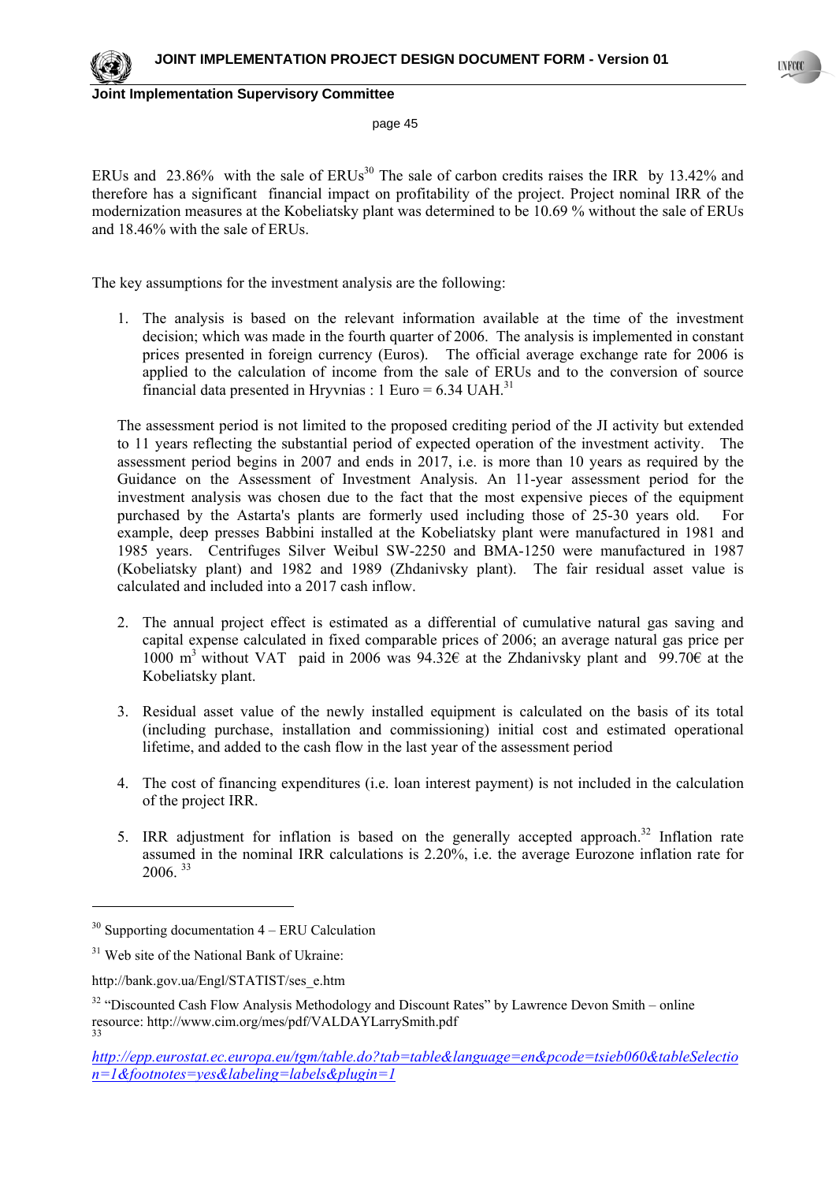ERUs and 23.86% with the sale of ERUs[30] The sale of carbon credits raises the IRR by 13.42% and therefore has a significant financial impact on profitability of the project. Project nominal IRR of the modernization measures at the Kobeliatsky plant was determined to be 10.69 % without the sale of ERUs and 18.46% with the sale of ERUs.

The key assumptions for the investment analysis are the following:

1. The analysis is based on the relevant information available at the time of the investment decision; which was made in the fourth quarter of 2006. The analysis is implemented in constant prices presented in foreign currency (Euros). The official average exchange rate for 2006 is applied to the calculation of income from the sale of ERUs and to the conversion of source financial data presented in Hryvnias : 1 Euro = 6.34 UAH.[31]

   The assessment period is not limited to the proposed crediting period of the JI activity but extended to 11 years reflecting the substantial period of expected operation of the investment activity. The assessment period begins in 2007 and ends in 2017, i.e. is more than 10 years as required by the Guidance on the Assessment of Investment Analysis. An 11-year assessment period for the investment analysis was chosen due to the fact that the most expensive pieces of the equipment purchased by the Astarta's plants are formerly used including those of 25-30 years old. For example, deep presses Babbini installed at the Kobeliatsky plant were manufactured in 1981 and 1985 years. Centrifuges Silver Weibul SW-2250 and BMA-1250 were manufactured in 1987 (Kobeliatsky plant) and 1982 and 1989 (Zhdanivsky plant). The fair residual asset value is calculated and included into a 2017 cash inflow.

2. The annual project effect is estimated as a differential of cumulative natural gas saving and capital expense calculated in fixed comparable prices of 2006; an average natural gas price per 1000 $m^3$ without VAT paid in 2006 was 94.32€ at the Zhdanivsky plant and 99.70€ at the Kobeliatsky plant.

3. Residual asset value of the newly installed equipment is calculated on the basis of its total (including purchase, installation and commissioning) initial cost and estimated operational lifetime, and added to the cash flow in the last year of the assessment period

4. The cost of financing expenditures (i.e. loan interest payment) is not included in the calculation of the project IRR.

5. IRR adjustment for inflation is based on the generally accepted approach.[32] Inflation rate assumed in the nominal IRR calculations is 2.20%, i.e. the average Eurozone inflation rate for 2006. [33]

---

[30] Supporting documentation 4 – ERU Calculation

[31] Web site of the National Bank of Ukraine: http://bank.gov.ua/Engl/STATIST/ses_e.htm

[32] "Discounted Cash Flow Analysis Methodology and Discount Rates" by Lawrence Devon Smith – online resource: http://www.cim.org/mes/pdf/VALDAYLarrySmith.pdf

[33] http://epp.eurostat.ec.europa.eu/tgm/table.do?tab=table&language=en&pcode=tsieb060&tableSelection=1&footnotes=yes&labeling=labels&plugin=1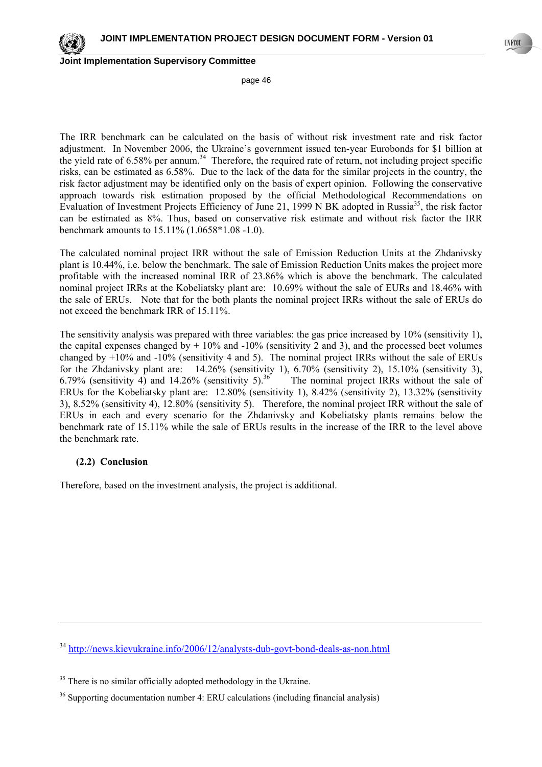The IRR benchmark can be calculated on the basis of without risk investment rate and risk factor adjustment. In November 2006, the Ukraine's government issued ten-year Eurobonds for $1 billion at the yield rate of 6.58% per annum.[34] Therefore, the required rate of return, not including project specific risks, can be estimated as 6.58%. Due to the lack of the data for the similar projects in the country, the risk factor adjustment may be identified only on the basis of expert opinion. Following the conservative approach towards risk estimation proposed by the official Methodological Recommendations on Evaluation of Investment Projects Efficiency of June 21, 1999 N BK adopted in Russia[35], the risk factor can be estimated as 8%. Thus, based on conservative risk estimate and without risk factor the IRR benchmark amounts to 15.11% (1.0658*1.08 -1.0).

The calculated nominal project IRR without the sale of Emission Reduction Units at the Zhdanivsky plant is 10.44%, i.e. below the benchmark. The sale of Emission Reduction Units makes the project more profitable with the increased nominal IRR of 23.86% which is above the benchmark. The calculated nominal project IRRs at the Kobeliatsky plant are: 10.69% without the sale of EURs and 18.46% with the sale of ERUs. Note that for the both plants the nominal project IRRs without the sale of ERUs do not exceed the benchmark IRR of 15.11%.

The sensitivity analysis was prepared with three variables: the gas price increased by 10% (sensitivity 1), the capital expenses changed by + 10% and -10% (sensitivity 2 and 3), and the processed beet volumes changed by +10% and -10% (sensitivity 4 and 5). The nominal project IRRs without the sale of ERUs for the Zhdanivsky plant are: 14.26% (sensitivity 1), 6.70% (sensitivity 2), 15.10% (sensitivity 3), 6.79% (sensitivity 4) and 14.26% (sensitivity 5).[36] The nominal project IRRs without the sale of ERUs for the Kobeliatsky plant are: 12.80% (sensitivity 1), 8.42% (sensitivity 2), 13.32% (sensitivity 3), 8.52% (sensitivity 4), 12.80% (sensitivity 5). Therefore, the nominal project IRR without the sale of ERUs in each and every scenario for the Zhdanivsky and Kobeliatsky plants remains below the benchmark rate of 15.11% while the sale of ERUs results in the increase of the IRR to the level above the benchmark rate.

**(2.2) Conclusion**

Therefore, based on the investment analysis, the project is additional.

---

[34] http://news.kievukraine.info/2006/12/analysts-dub-govt-bond-deals-as-non.html

[35] There is no similar officially adopted methodology in the Ukraine.

[36] Supporting documentation number 4: ERU calculations (including financial analysis)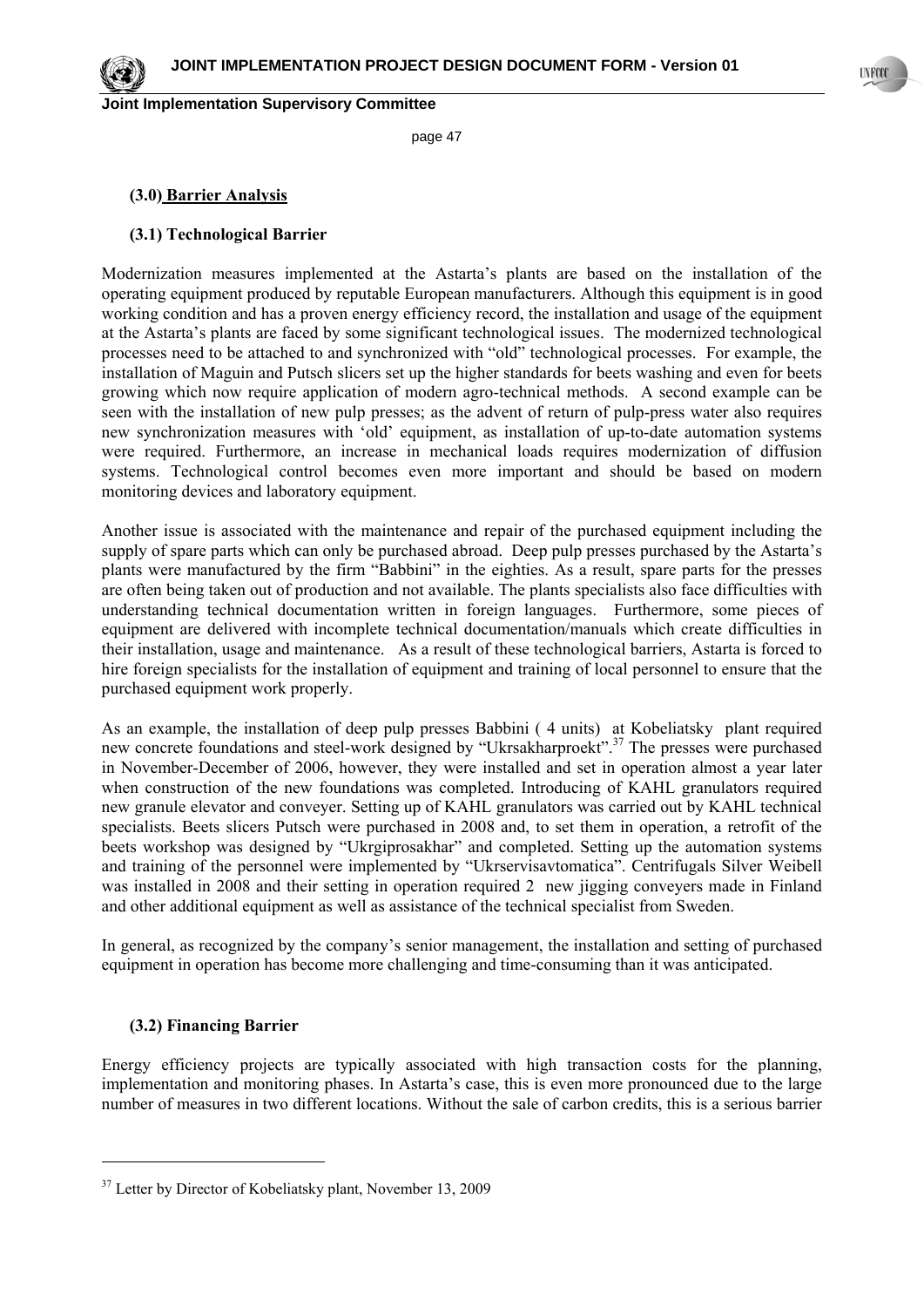**(3.0) Barrier Analysis**

**(3.1) Technological Barrier**

Modernization measures implemented at the Astarta's plants are based on the installation of the operating equipment produced by reputable European manufacturers. Although this equipment is in good working condition and has a proven energy efficiency record, the installation and usage of the equipment at the Astarta's plants are faced by some significant technological issues. The modernized technological processes need to be attached to and synchronized with "old" technological processes. For example, the installation of Maguin and Putsch slicers set up the higher standards for beets washing and even for beets growing which now require application of modern agro-technical methods. A second example can be seen with the installation of new pulp presses; as the advent of return of pulp-press water also requires new synchronization measures with 'old' equipment, as installation of up-to-date automation systems were required. Furthermore, an increase in mechanical loads requires modernization of diffusion systems. Technological control becomes even more important and should be based on modern monitoring devices and laboratory equipment.

Another issue is associated with the maintenance and repair of the purchased equipment including the supply of spare parts which can only be purchased abroad. Deep pulp presses purchased by the Astarta's plants were manufactured by the firm "Babbini" in the eighties. As a result, spare parts for the presses are often being taken out of production and not available. The plants specialists also face difficulties with understanding technical documentation written in foreign languages. Furthermore, some pieces of equipment are delivered with incomplete technical documentation/manuals which create difficulties in their installation, usage and maintenance. As a result of these technological barriers, Astarta is forced to hire foreign specialists for the installation of equipment and training of local personnel to ensure that the purchased equipment work properly.

As an example, the installation of deep pulp presses Babbini ( 4 units) at Kobeliatsky plant required new concrete foundations and steel-work designed by "Ukrsakharproekt".[37] The presses were purchased in November-December of 2006, however, they were installed and set in operation almost a year later when construction of the new foundations was completed. Introducing of KAHL granulators required new granule elevator and conveyer. Setting up of KAHL granulators was carried out by KAHL technical specialists. Beets slicers Putsch were purchased in 2008 and, to set them in operation, a retrofit of the beets workshop was designed by "Ukrgiprosakhar" and completed. Setting up the automation systems and training of the personnel were implemented by "Ukrservisavtomatica". Centrifugals Silver Weibell was installed in 2008 and their setting in operation required 2 new jigging conveyers made in Finland and other additional equipment as well as assistance of the technical specialist from Sweden.

In general, as recognized by the company's senior management, the installation and setting of purchased equipment in operation has become more challenging and time-consuming than it was anticipated.

**(3.2) Financing Barrier**

Energy efficiency projects are typically associated with high transaction costs for the planning, implementation and monitoring phases. In Astarta's case, this is even more pronounced due to the large number of measures in two different locations. Without the sale of carbon credits, this is a serious barrier

[37] Letter by Director of Kobeliatsky plant, November 13, 2009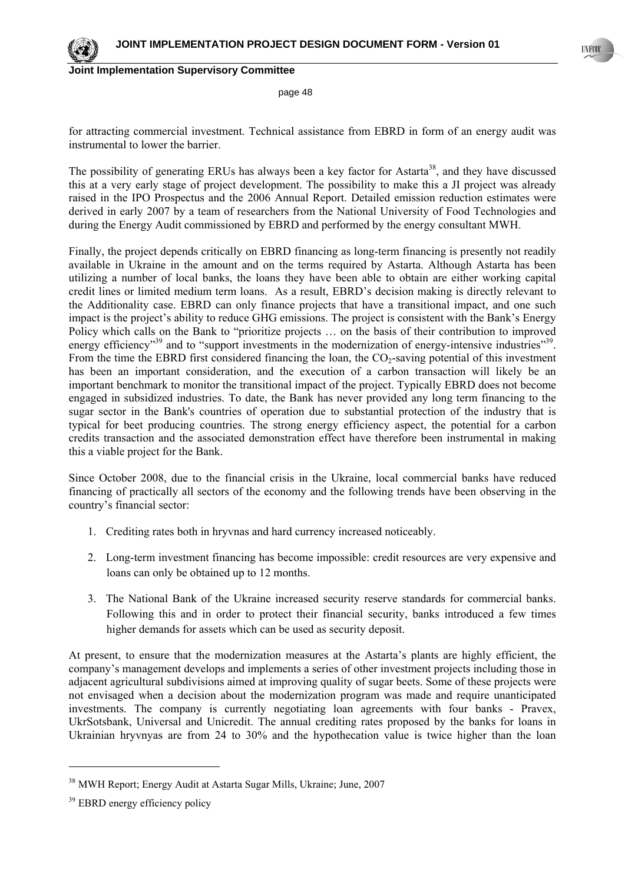for attracting commercial investment. Technical assistance from EBRD in form of an energy audit was instrumental to lower the barrier.

The possibility of generating ERUs has always been a key factor for Astarta[38], and they have discussed this at a very early stage of project development. The possibility to make this a JI project was already raised in the IPO Prospectus and the 2006 Annual Report. Detailed emission reduction estimates were derived in early 2007 by a team of researchers from the National University of Food Technologies and during the Energy Audit commissioned by EBRD and performed by the energy consultant MWH.

Finally, the project depends critically on EBRD financing as long-term financing is presently not readily available in Ukraine in the amount and on the terms required by Astarta. Although Astarta has been utilizing a number of local banks, the loans they have been able to obtain are either working capital credit lines or limited medium term loans. As a result, EBRD's decision making is directly relevant to the Additionality case. EBRD can only finance projects that have a transitional impact, and one such impact is the project's ability to reduce GHG emissions. The project is consistent with the Bank's Energy Policy which calls on the Bank to "prioritize projects … on the basis of their contribution to improved energy efficiency"[39] and to "support investments in the modernization of energy-intensive industries"[39]. From the time the EBRD first considered financing the loan, the $CO_2$-saving potential of this investment has been an important consideration, and the execution of a carbon transaction will likely be an important benchmark to monitor the transitional impact of the project. Typically EBRD does not become engaged in subsidized industries. To date, the Bank has never provided any long term financing to the sugar sector in the Bank's countries of operation due to substantial protection of the industry that is typical for beet producing countries. The strong energy efficiency aspect, the potential for a carbon credits transaction and the associated demonstration effect have therefore been instrumental in making this a viable project for the Bank.

Since October 2008, due to the financial crisis in the Ukraine, local commercial banks have reduced financing of practically all sectors of the economy and the following trends have been observing in the country's financial sector:

1. Crediting rates both in hryvnas and hard currency increased noticeably.
2. Long-term investment financing has become impossible: credit resources are very expensive and loans can only be obtained up to 12 months.
3. The National Bank of the Ukraine increased security reserve standards for commercial banks. Following this and in order to protect their financial security, banks introduced a few times higher demands for assets which can be used as security deposit.

At present, to ensure that the modernization measures at the Astarta's plants are highly efficient, the company's management develops and implements a series of other investment projects including those in adjacent agricultural subdivisions aimed at improving quality of sugar beets. Some of these projects were not envisaged when a decision about the modernization program was made and require unanticipated investments. The company is currently negotiating loan agreements with four banks - Pravex, UkrSotsbank, Universal and Unicredit. The annual crediting rates proposed by the banks for loans in Ukrainian hryvnyas are from 24 to 30% and the hypothecation value is twice higher than the loan

---

[38] MWH Report; Energy Audit at Astarta Sugar Mills, Ukraine; June, 2007

[39] EBRD energy efficiency policy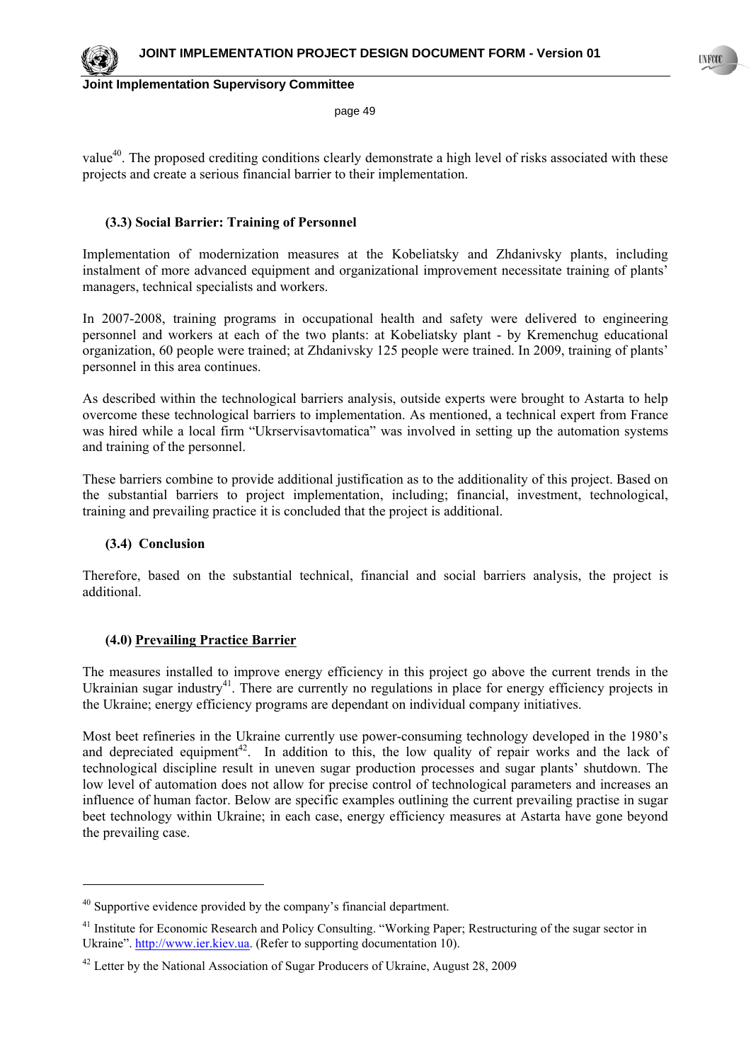value[40]. The proposed crediting conditions clearly demonstrate a high level of risks associated with these projects and create a serious financial barrier to their implementation.

**(3.3) Social Barrier: Training of Personnel**

Implementation of modernization measures at the Kobeliatsky and Zhdanivsky plants, including instalment of more advanced equipment and organizational improvement necessitate training of plants' managers, technical specialists and workers.

In 2007-2008, training programs in occupational health and safety were delivered to engineering personnel and workers at each of the two plants: at Kobeliatsky plant - by Kremenchug educational organization, 60 people were trained; at Zhdanivsky 125 people were trained. In 2009, training of plants' personnel in this area continues.

As described within the technological barriers analysis, outside experts were brought to Astarta to help overcome these technological barriers to implementation. As mentioned, a technical expert from France was hired while a local firm "Ukrservisavtomatica" was involved in setting up the automation systems and training of the personnel.

These barriers combine to provide additional justification as to the additionality of this project. Based on the substantial barriers to project implementation, including; financial, investment, technological, training and prevailing practice it is concluded that the project is additional.

**(3.4) Conclusion**

Therefore, based on the substantial technical, financial and social barriers analysis, the project is additional.

**(4.0) Prevailing Practice Barrier**

The measures installed to improve energy efficiency in this project go above the current trends in the Ukrainian sugar industry[41]. There are currently no regulations in place for energy efficiency projects in the Ukraine; energy efficiency programs are dependant on individual company initiatives.

Most beet refineries in the Ukraine currently use power-consuming technology developed in the 1980's and depreciated equipment[42]. In addition to this, the low quality of repair works and the lack of technological discipline result in uneven sugar production processes and sugar plants' shutdown. The low level of automation does not allow for precise control of technological parameters and increases an influence of human factor. Below are specific examples outlining the current prevailing practise in sugar beet technology within Ukraine; in each case, energy efficiency measures at Astarta have gone beyond the prevailing case.

---

[40] Supportive evidence provided by the company's financial department.

[41] Institute for Economic Research and Policy Consulting. "Working Paper; Restructuring of the sugar sector in Ukraine". http://www.ier.kiev.ua. (Refer to supporting documentation 10).

[42] Letter by the National Association of Sugar Producers of Ukraine, August 28, 2009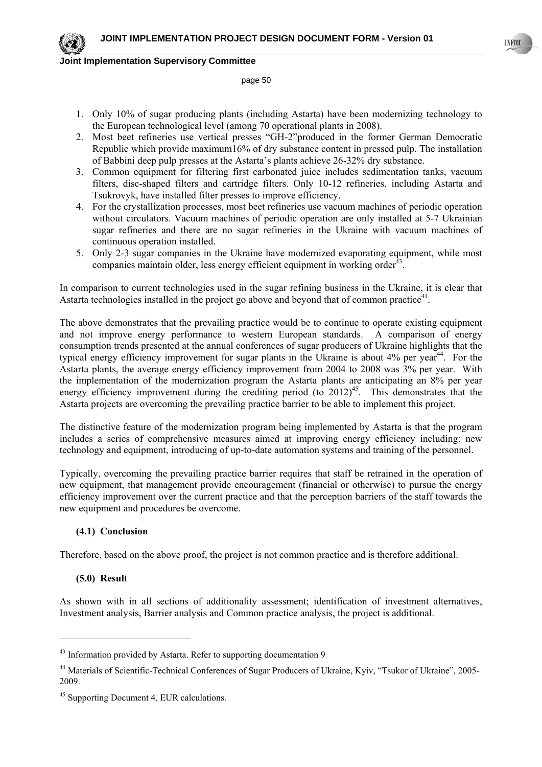1. Only 10% of sugar producing plants (including Astarta) have been modernizing technology to the European technological level (among 70 operational plants in 2008).
2. Most beet refineries use vertical presses "GH-2"produced in the former German Democratic Republic which provide maximum16% of dry substance content in pressed pulp. The installation of Babbini deep pulp presses at the Astarta's plants achieve 26-32% dry substance.
3. Common equipment for filtering first carbonated juice includes sedimentation tanks, vacuum filters, disc-shaped filters and cartridge filters. Only 10-12 refineries, including Astarta and Tsukrovyk, have installed filter presses to improve efficiency.
4. For the crystallization processes, most beet refineries use vacuum machines of periodic operation without circulators. Vacuum machines of periodic operation are only installed at 5-7 Ukrainian sugar refineries and there are no sugar refineries in the Ukraine with vacuum machines of continuous operation installed.
5. Only 2-3 sugar companies in the Ukraine have modernized evaporating equipment, while most companies maintain older, less energy efficient equipment in working order[43].

In comparison to current technologies used in the sugar refining business in the Ukraine, it is clear that Astarta technologies installed in the project go above and beyond that of common practice[41].

The above demonstrates that the prevailing practice would be to continue to operate existing equipment and not improve energy performance to western European standards. A comparison of energy consumption trends presented at the annual conferences of sugar producers of Ukraine highlights that the typical energy efficiency improvement for sugar plants in the Ukraine is about 4% per year[44]. For the Astarta plants, the average energy efficiency improvement from 2004 to 2008 was 3% per year. With the implementation of the modernization program the Astarta plants are anticipating an 8% per year energy efficiency improvement during the crediting period (to 2012)[45]. This demonstrates that the Astarta projects are overcoming the prevailing practice barrier to be able to implement this project.

The distinctive feature of the modernization program being implemented by Astarta is that the program includes a series of comprehensive measures aimed at improving energy efficiency including: new technology and equipment, introducing of up-to-date automation systems and training of the personnel.

Typically, overcoming the prevailing practice barrier requires that staff be retrained in the operation of new equipment, that management provide encouragement (financial or otherwise) to pursue the energy efficiency improvement over the current practice and that the perception barriers of the staff towards the new equipment and procedures be overcome.

**(4.1) Conclusion**

Therefore, based on the above proof, the project is not common practice and is therefore additional.

**(5.0) Result**

As shown with in all sections of additionality assessment; identification of investment alternatives, Investment analysis, Barrier analysis and Common practice analysis, the project is additional.

---

[43] Information provided by Astarta. Refer to supporting documentation 9

[44] Materials of Scientific-Technical Conferences of Sugar Producers of Ukraine, Kyiv, "Tsukor of Ukraine", 2005-2009.

[45] Supporting Document 4, EUR calculations.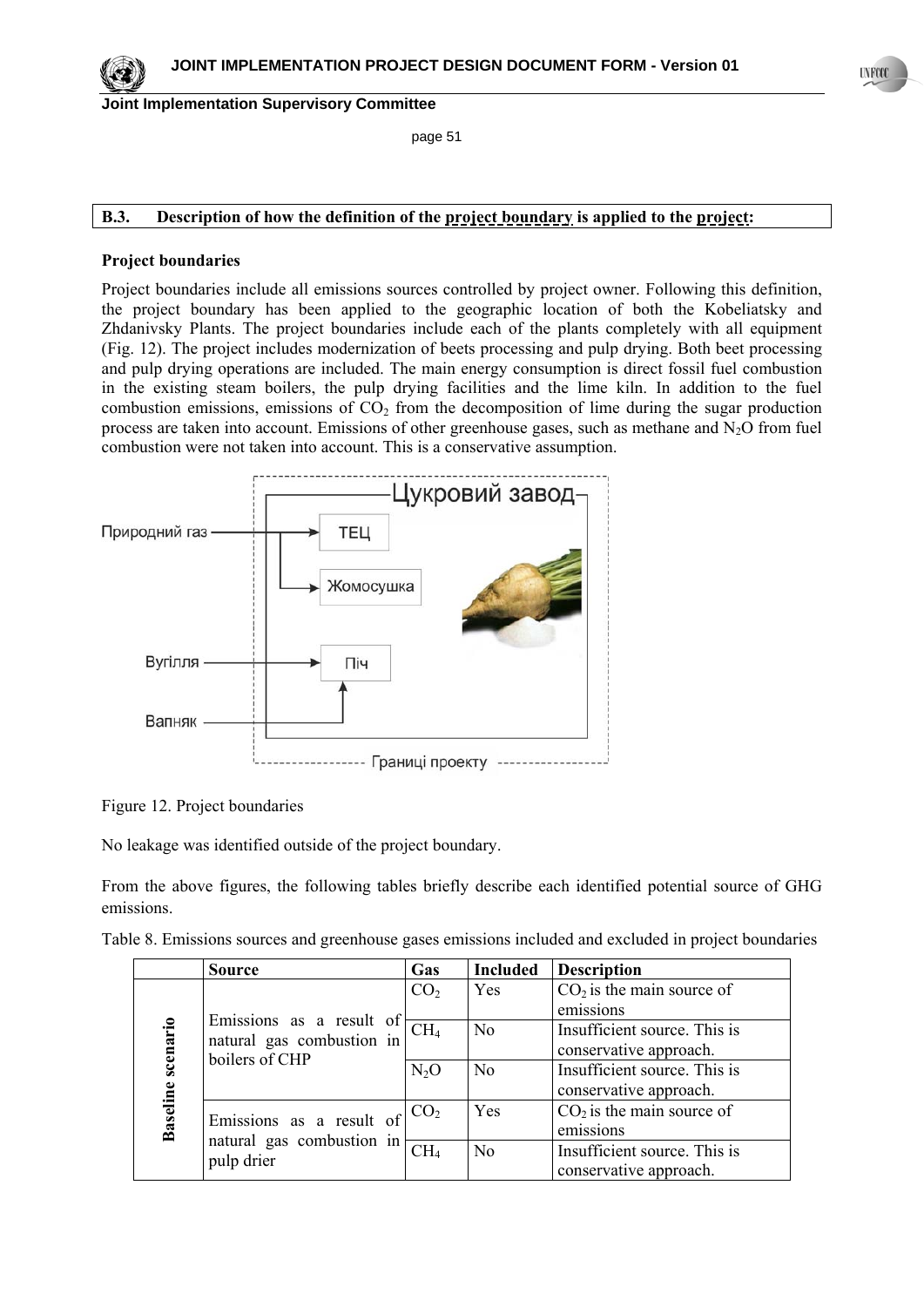## B.3. Description of how the definition of the project boundary is applied to the project:

**Project boundaries**

Project boundaries include all emissions sources controlled by project owner. Following this definition, the project boundary has been applied to the geographic location of both the Kobeliatsky and Zhdanivsky Plants. The project boundaries include each of the plants completely with all equipment (Fig. 12). The project includes modernization of beets processing and pulp drying. Both beet processing and pulp drying operations are included. The main energy consumption is direct fossil fuel combustion in the existing steam boilers, the pulp drying facilities and the lime kiln. In addition to the fuel combustion emissions, emissions of $CO_2$ from the decomposition of lime during the sugar production process are taken into account. Emissions of other greenhouse gases, such as methane and $N_2O$ from fuel combustion were not taken into account. This is a conservative assumption.

Цукровий завод

Природний газ → ТЕЦ, Жомосушка

Вугілля → Піч

Вапняк → Піч

Границі проекту

Figure 12. Project boundaries

No leakage was identified outside of the project boundary.

From the above figures, the following tables briefly describe each identified potential source of GHG emissions.

Table 8. Emissions sources and greenhouse gases emissions included and excluded in project boundaries

| | Source | Gas | Included | Description |
|---|---|---|---|---|
| **Baseline scenario** | Emissions as a result of natural gas combustion in boilers of CHP | $CO_2$ | Yes | $CO_2$ is the main source of emissions |
| | | $CH_4$ | No | Insufficient source. This is conservative approach. |
| | | $N_2O$ | No | Insufficient source. This is conservative approach. |
| | Emissions as a result of natural gas combustion in pulp drier | $CO_2$ | Yes | $CO_2$ is the main source of emissions |
| | | $CH_4$ | No | Insufficient source. This is conservative approach. |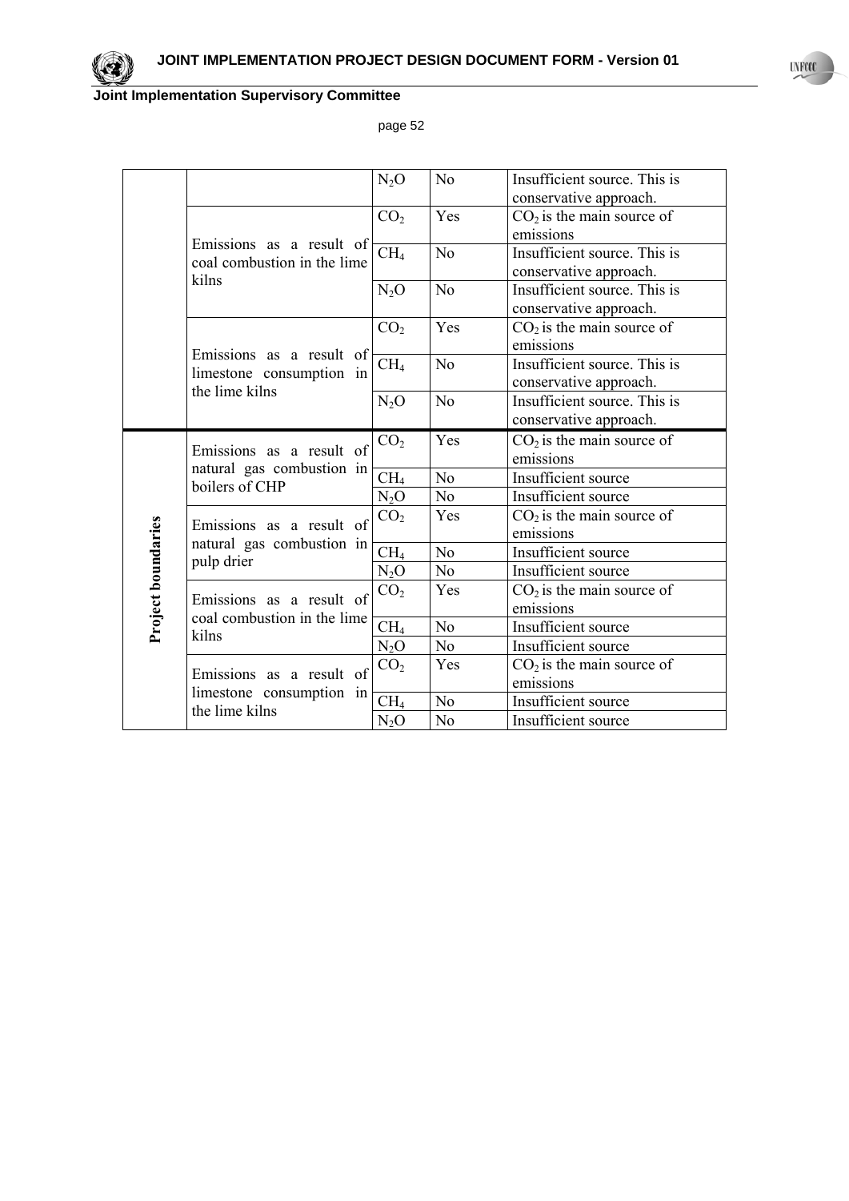| | | | | |
|---|---|---|---|---|
| | | $N_2O$ | No | Insufficient source. This is conservative approach. |
| | Emissions as a result of coal combustion in the lime kilns | $CO_2$ | Yes | $CO_2$ is the main source of emissions |
| | | $CH_4$ | No | Insufficient source. This is conservative approach. |
| | | $N_2O$ | No | Insufficient source. This is conservative approach. |
| | Emissions as a result of limestone consumption in the lime kilns | $CO_2$ | Yes | $CO_2$ is the main source of emissions |
| | | $CH_4$ | No | Insufficient source. This is conservative approach. |
| | | $N_2O$ | No | Insufficient source. This is conservative approach. |
| **Project boundaries** | Emissions as a result of natural gas combustion in boilers of CHP | $CO_2$ | Yes | $CO_2$ is the main source of emissions |
| | | $CH_4$ | No | Insufficient source |
| | | $N_2O$ | No | Insufficient source |
| | Emissions as a result of natural gas combustion in pulp drier | $CO_2$ | Yes | $CO_2$ is the main source of emissions |
| | | $CH_4$ | No | Insufficient source |
| | | $N_2O$ | No | Insufficient source |
| | Emissions as a result of coal combustion in the lime kilns | $CO_2$ | Yes | $CO_2$ is the main source of emissions |
| | | $CH_4$ | No | Insufficient source |
| | | $N_2O$ | No | Insufficient source |
| | Emissions as a result of limestone consumption in the lime kilns | $CO_2$ | Yes | $CO_2$ is the main source of emissions |
| | | $CH_4$ | No | Insufficient source |
| | | $N_2O$ | No | Insufficient source |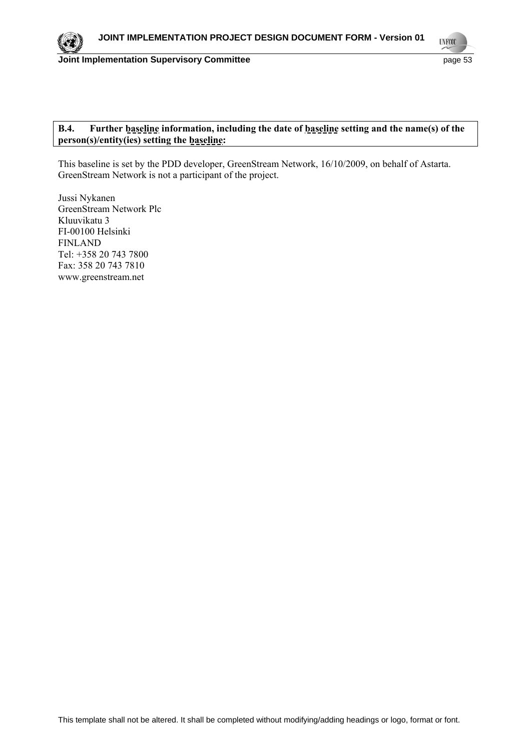**B.4. Further baseline information, including the date of baseline setting and the name(s) of the person(s)/entity(ies) setting the baseline:**

This baseline is set by the PDD developer, GreenStream Network, 16/10/2009, on behalf of Astarta. GreenStream Network is not a participant of the project.

Jussi Nykanen
GreenStream Network Plc
Kluuvikatu 3
FI-00100 Helsinki
FINLAND
Tel: +358 20 743 7800
Fax: 358 20 743 7810
www.greenstream.net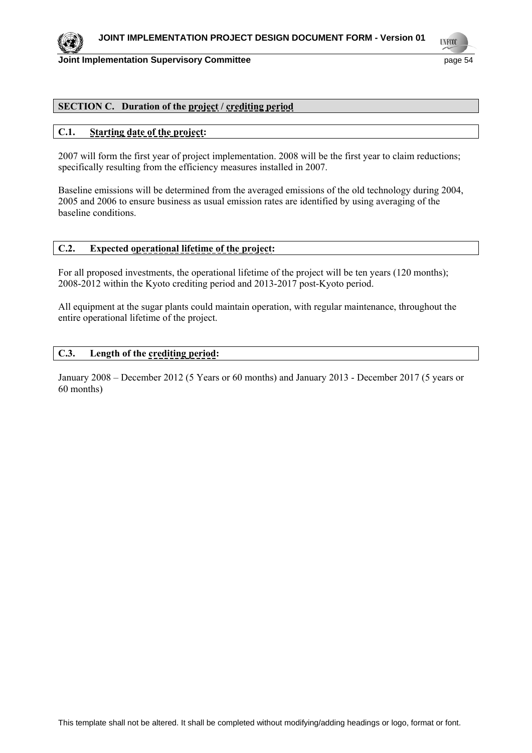## SECTION C. Duration of the project / crediting period

### C.1. Starting date of the project:

2007 will form the first year of project implementation. 2008 will be the first year to claim reductions; specifically resulting from the efficiency measures installed in 2007.

Baseline emissions will be determined from the averaged emissions of the old technology during 2004, 2005 and 2006 to ensure business as usual emission rates are identified by using averaging of the baseline conditions.

### C.2. Expected operational lifetime of the project:

For all proposed investments, the operational lifetime of the project will be ten years (120 months); 2008-2012 within the Kyoto crediting period and 2013-2017 post-Kyoto period.

All equipment at the sugar plants could maintain operation, with regular maintenance, throughout the entire operational lifetime of the project.

### C.3. Length of the crediting period:

January 2008 – December 2012 (5 Years or 60 months) and January 2013 - December 2017 (5 years or 60 months)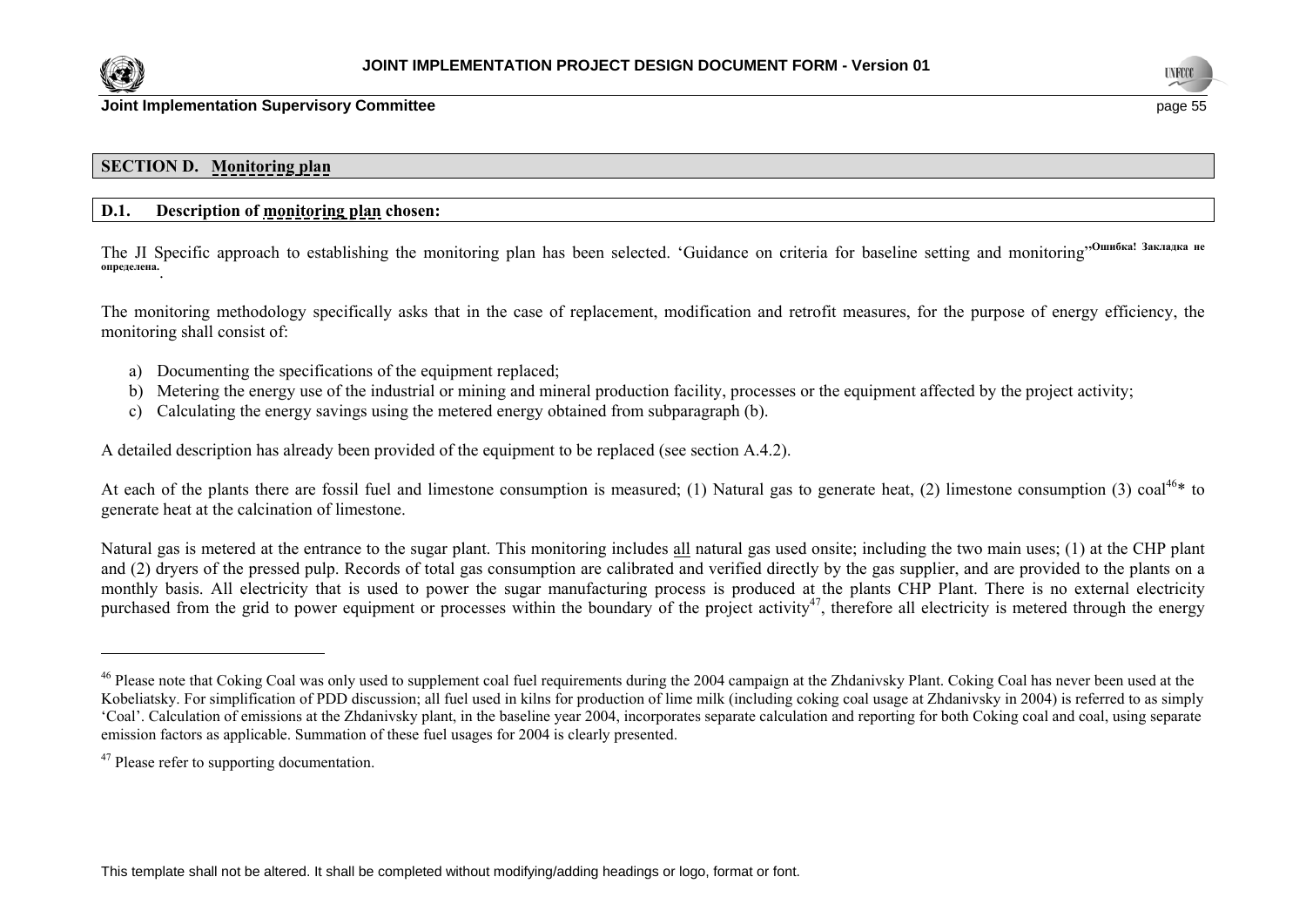## SECTION D. Monitoring plan

### D.1. Description of monitoring plan chosen:

The JI Specific approach to establishing the monitoring plan has been selected. 'Guidance on criteria for baseline setting and monitoring'**Ошибка! Закладка не определена.**.

The monitoring methodology specifically asks that in the case of replacement, modification and retrofit measures, for the purpose of energy efficiency, the monitoring shall consist of:

a) Documenting the specifications of the equipment replaced;
b) Metering the energy use of the industrial or mining and mineral production facility, processes or the equipment affected by the project activity;
c) Calculating the energy savings using the metered energy obtained from subparagraph (b).

A detailed description has already been provided of the equipment to be replaced (see section A.4.2).

At each of the plants there are fossil fuel and limestone consumption is measured; (1) Natural gas to generate heat, (2) limestone consumption (3) coal[46]* to generate heat at the calcination of limestone.

Natural gas is metered at the entrance to the sugar plant. This monitoring includes all natural gas used onsite; including the two main uses; (1) at the CHP plant and (2) dryers of the pressed pulp. Records of total gas consumption are calibrated and verified directly by the gas supplier, and are provided to the plants on a monthly basis. All electricity that is used to power the sugar manufacturing process is produced at the plants CHP Plant. There is no external electricity purchased from the grid to power equipment or processes within the boundary of the project activity[47], therefore all electricity is metered through the energy

---

[46] Please note that Coking Coal was only used to supplement coal fuel requirements during the 2004 campaign at the Zhdanivsky Plant. Coking Coal has never been used at the Kobeliatsky. For simplification of PDD discussion; all fuel used in kilns for production of lime milk (including coking coal usage at Zhdanivsky in 2004) is referred to as simply 'Coal'. Calculation of emissions at the Zhdanivsky plant, in the baseline year 2004, incorporates separate calculation and reporting for both Coking coal and coal, using separate emission factors as applicable. Summation of these fuel usages for 2004 is clearly presented.

[47] Please refer to supporting documentation.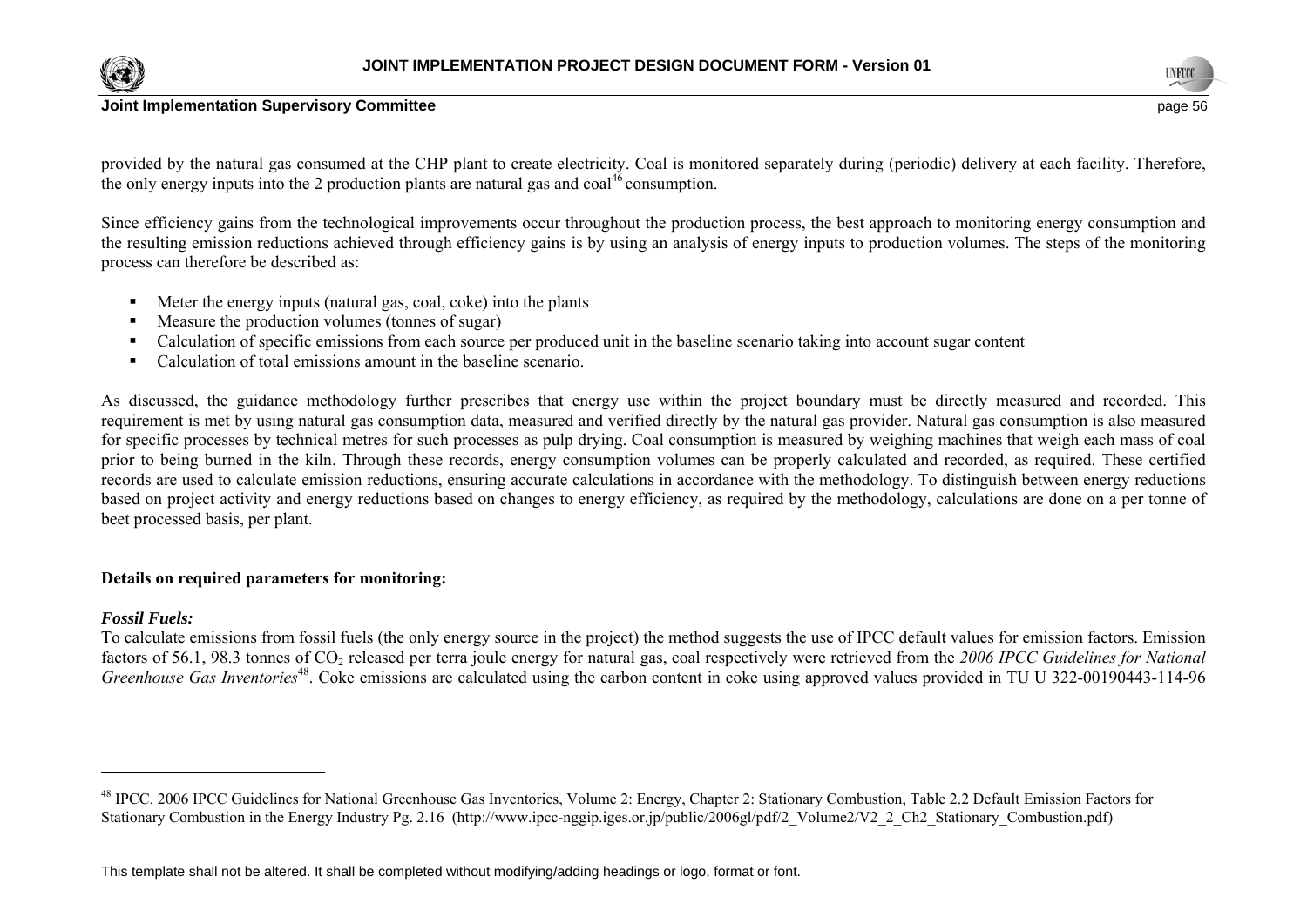provided by the natural gas consumed at the CHP plant to create electricity. Coal is monitored separately during (periodic) delivery at each facility. Therefore, the only energy inputs into the 2 production plants are natural gas and coal[46] consumption.

Since efficiency gains from the technological improvements occur throughout the production process, the best approach to monitoring energy consumption and the resulting emission reductions achieved through efficiency gains is by using an analysis of energy inputs to production volumes. The steps of the monitoring process can therefore be described as:

- Meter the energy inputs (natural gas, coal, coke) into the plants
- Measure the production volumes (tonnes of sugar)
- Calculation of specific emissions from each source per produced unit in the baseline scenario taking into account sugar content
- Calculation of total emissions amount in the baseline scenario.

As discussed, the guidance methodology further prescribes that energy use within the project boundary must be directly measured and recorded. This requirement is met by using natural gas consumption data, measured and verified directly by the natural gas provider. Natural gas consumption is also measured for specific processes by technical metres for such processes as pulp drying. Coal consumption is measured by weighing machines that weigh each mass of coal prior to being burned in the kiln. Through these records, energy consumption volumes can be properly calculated and recorded, as required. These certified records are used to calculate emission reductions, ensuring accurate calculations in accordance with the methodology. To distinguish between energy reductions based on project activity and energy reductions based on changes to energy efficiency, as required by the methodology, calculations are done on a per tonne of beet processed basis, per plant.

**Details on required parameters for monitoring:**

***Fossil Fuels:***
To calculate emissions from fossil fuels (the only energy source in the project) the method suggests the use of IPCC default values for emission factors. Emission factors of 56.1, 98.3 tonnes of $CO_2$ released per terra joule energy for natural gas, coal respectively were retrieved from the *2006 IPCC Guidelines for National Greenhouse Gas Inventories*[48]. Coke emissions are calculated using the carbon content in coke using approved values provided in TU U 322-00190443-114-96

---

[48] IPCC. 2006 IPCC Guidelines for National Greenhouse Gas Inventories, Volume 2: Energy, Chapter 2: Stationary Combustion, Table 2.2 Default Emission Factors for Stationary Combustion in the Energy Industry Pg. 2.16 (http://www.ipcc-nggip.iges.or.jp/public/2006gl/pdf/2_Volume2/V2_2_Ch2_Stationary_Combustion.pdf)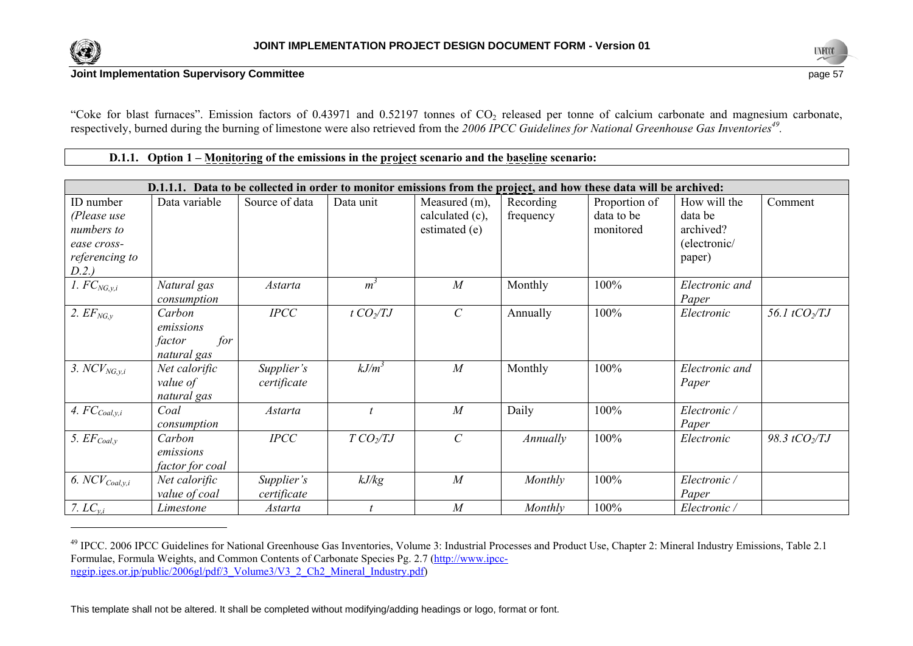"Coke for blast furnaces". Emission factors of 0.43971 and 0.52197 tonnes of $CO_2$ released per tonne of calcium carbonate and magnesium carbonate, respectively, burned during the burning of limestone were also retrieved from the *2006 IPCC Guidelines for National Greenhouse Gas Inventories*[49].

**D.1.1. Option 1 – Monitoring of the emissions in the project scenario and the baseline scenario:**

| **D.1.1.1. Data to be collected in order to monitor emissions from the project, and how these data will be archived:** | | | | | | | | |
|---|---|---|---|---|---|---|---|---|
| ID number *(Please use numbers to ease cross-referencing to D.2.)* | Data variable | Source of data | Data unit | Measured (m), calculated (c), estimated (e) | Recording frequency | Proportion of data to be monitored | How will the data be archived? (electronic/ paper) | Comment |
| *1. $FC_{NG,y,i}$* | *Natural gas consumption* | *Astarta* | *$m^3$* | *M* | Monthly | 100% | *Electronic and Paper* | |
| *2. $EF_{NG,y}$* | *Carbon emissions factor for natural gas* | *IPCC* | *$t\ CO_2/TJ$* | *C* | Annually | 100% | *Electronic* | *56.1 $tCO_2/TJ$* |
| *3. $NCV_{NG,y,i}$* | *Net calorific value of natural gas* | *Supplier's certificate* | *$kJ/m^3$* | *M* | Monthly | 100% | *Electronic and Paper* | |
| *4. $FC_{Coal,y,i}$* | *Coal consumption* | *Astarta* | *t* | *M* | Daily | 100% | *Electronic / Paper* | |
| *5. $EF_{Coal,y}$* | *Carbon emissions factor for coal* | *IPCC* | *$T\ CO_2/TJ$* | *C* | *Annually* | 100% | *Electronic* | *98.3 $tCO_2/TJ$* |
| *6. $NCV_{Coal,y,i}$* | *Net calorific value of coal* | *Supplier's certificate* | *kJ/kg* | *M* | *Monthly* | 100% | *Electronic / Paper* | |
| *7. $LC_{y,i}$* | *Limestone* | *Astarta* | *t* | *M* | *Monthly* | 100% | *Electronic /* | |

[49] IPCC. 2006 IPCC Guidelines for National Greenhouse Gas Inventories, Volume 3: Industrial Processes and Product Use, Chapter 2: Mineral Industry Emissions, Table 2.1 Formulae, Formula Weights, and Common Contents of Carbonate Species Pg. 2.7 (http://www.ipcc-nggip.iges.or.jp/public/2006gl/pdf/3_Volume3/V3_2_Ch2_Mineral_Industry.pdf)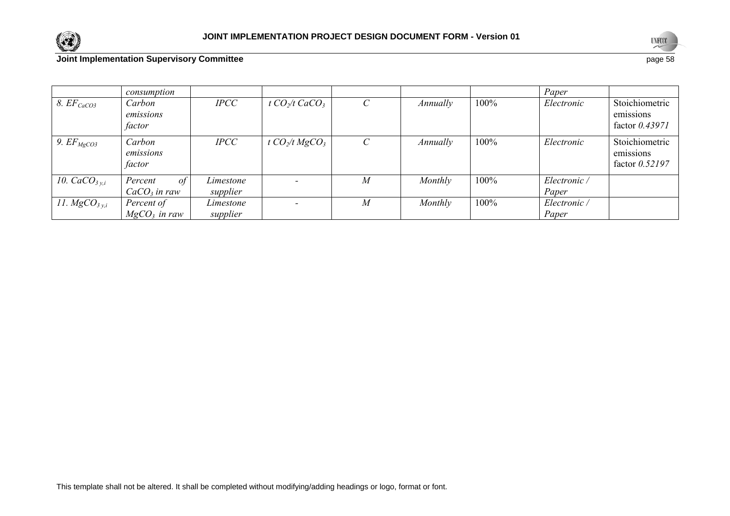|  | consumption |  |  |  |  |  | Paper |  |
|---|---|---|---|---|---|---|---|---|
| 8. $EF_{CaCO3}$ | *Carbon emissions factor* | *IPCC* | *t $CO_2$/t $CaCO_3$* | *C* | *Annually* | 100% | *Electronic* | Stoichiometric emissions factor *0.43971* |
| 9. $EF_{MgCO3}$ | *Carbon emissions factor* | *IPCC* | *t $CO_2$/t $MgCO_3$* | *C* | *Annually* | 100% | *Electronic* | Stoichiometric emissions factor *0.52197* |
| 10. $CaCO_{3\,y,i}$ | *Percent of $CaCO_3$ in raw* | *Limestone supplier* | - | *M* | *Monthly* | 100% | *Electronic / Paper* |  |
| 11. $MgCO_{3\,y,i}$ | *Percent of $MgCO_3$ in raw* | *Limestone supplier* | - | *M* | *Monthly* | 100% | *Electronic / Paper* |  |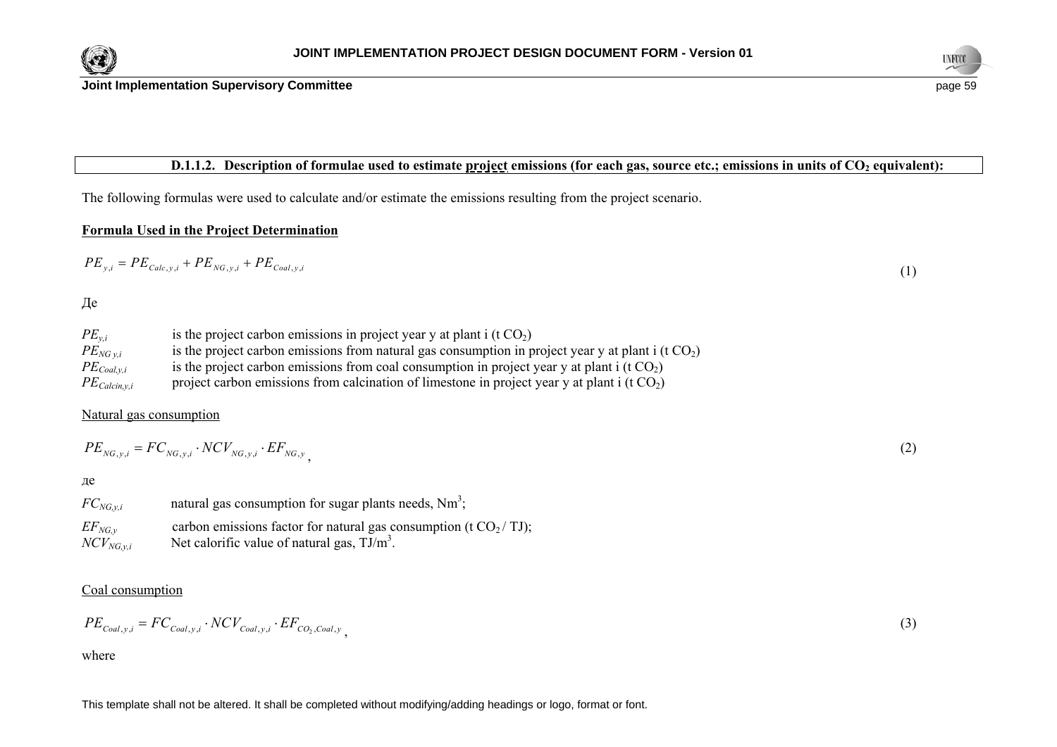**D.1.1.2. Description of formulae used to estimate project emissions (for each gas, source etc.; emissions in units of $CO_2$ equivalent):**

The following formulas were used to calculate and/or estimate the emissions resulting from the project scenario.

**Formula Used in the Project Determination**

$$PE_{y,i} = PE_{Calc,y,i} + PE_{NG,y,i} + PE_{Coal,y,i} \quad (1)$$

Де

$PE_{y,i}$ is the project carbon emissions in project year y at plant i (t $CO_2$)
$PE_{NG\,y,i}$ is the project carbon emissions from natural gas consumption in project year y at plant i (t $CO_2$)
$PE_{Coal,y,i}$ is the project carbon emissions from coal consumption in project year y at plant i (t $CO_2$)
$PE_{Calcin,y,i}$ project carbon emissions from calcination of limestone in project year y at plant i (t $CO_2$)

Natural gas consumption

$$PE_{NG,y,i} = FC_{NG,y,i} \cdot NCV_{NG,y,i} \cdot EF_{NG,y}, \quad (2)$$

де

$FC_{NG,y,i}$ natural gas consumption for sugar plants needs, $Nm^3$;
$EF_{NG,y}$ carbon emissions factor for natural gas consumption (t $CO_2$ / TJ);
$NCV_{NG,y,i}$ Net calorific value of natural gas, $TJ/m^3$.

Coal consumption

$$PE_{Coal,y,i} = FC_{Coal,y,i} \cdot NCV_{Coal,y,i} \cdot EF_{CO_2,Coal,y}, \quad (3)$$

where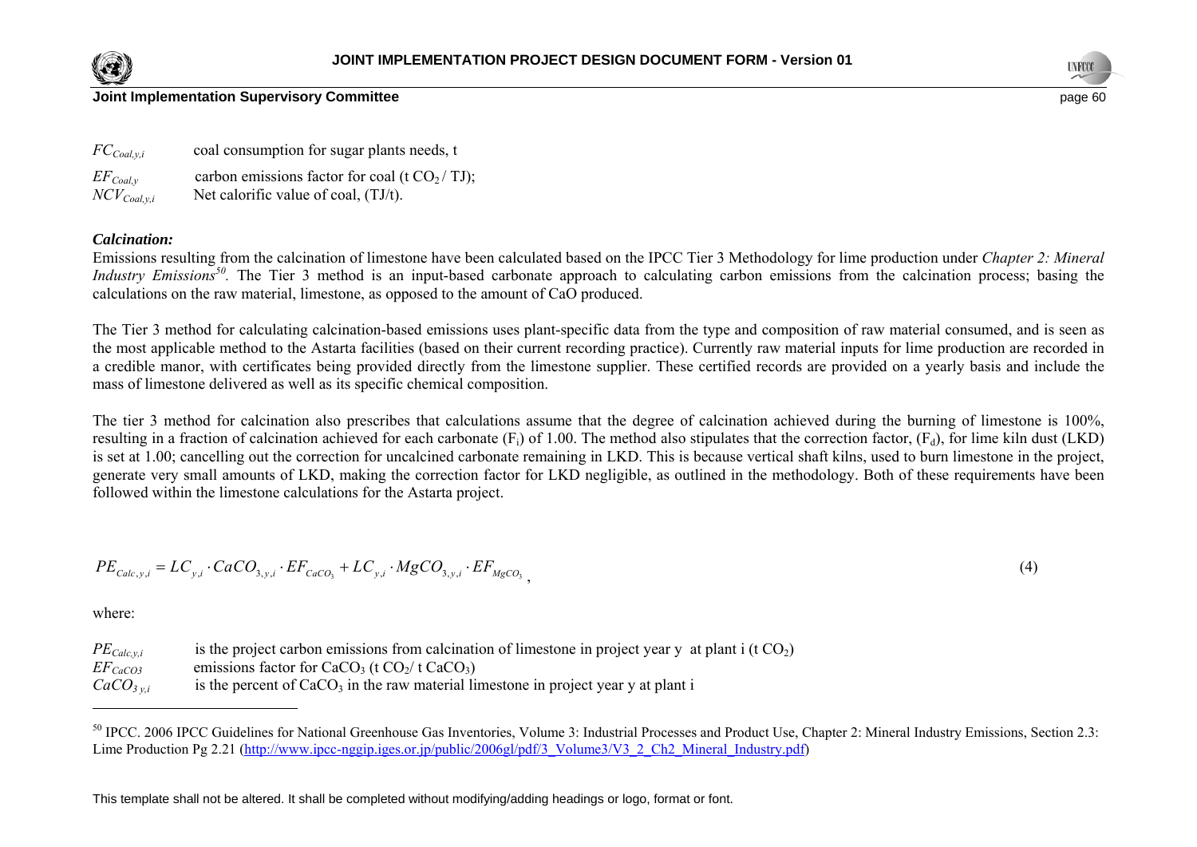| | |
|---|---|
| $FC_{Coal,y,i}$ | coal consumption for sugar plants needs, t |
| $EF_{Coal,y}$ | carbon emissions factor for coal (t $CO_2$ / TJ); |
| $NCV_{Coal,y,i}$ | Net calorific value of coal, (TJ/t). |

***Calcination:***

Emissions resulting from the calcination of limestone have been calculated based on the IPCC Tier 3 Methodology for lime production under *Chapter 2: Mineral Industry Emissions*[50]. The Tier 3 method is an input-based carbonate approach to calculating carbon emissions from the calcination process; basing the calculations on the raw material, limestone, as opposed to the amount of CaO produced.

The Tier 3 method for calculating calcination-based emissions uses plant-specific data from the type and composition of raw material consumed, and is seen as the most applicable method to the Astarta facilities (based on their current recording practice). Currently raw material inputs for lime production are recorded in a credible manor, with certificates being provided directly from the limestone supplier. These certified records are provided on a yearly basis and include the mass of limestone delivered as well as its specific chemical composition.

The tier 3 method for calcination also prescribes that calculations assume that the degree of calcination achieved during the burning of limestone is 100%, resulting in a fraction of calcination achieved for each carbonate ($F_i$) of 1.00. The method also stipulates that the correction factor, ($F_d$), for lime kiln dust (LKD) is set at 1.00; cancelling out the correction for uncalcined carbonate remaining in LKD. This is because vertical shaft kilns, used to burn limestone in the project, generate very small amounts of LKD, making the correction factor for LKD negligible, as outlined in the methodology. Both of these requirements have been followed within the limestone calculations for the Astarta project.

$$PE_{Calc,y,i} = LC_{y,i} \cdot CaCO_{3,y,i} \cdot EF_{CaCO_3} + LC_{y,i} \cdot MgCO_{3,y,i} \cdot EF_{MgCO_3}, \tag{4}$$

where:

| | |
|---|---|
| $PE_{Calc,y,i}$ | is the project carbon emissions from calcination of limestone in project year y at plant i (t $CO_2$) |
| $EF_{CaCO3}$ | emissions factor for $CaCO_3$ (t $CO_2$/ t $CaCO_3$) |
| $CaCO_{3\,y,i}$ | is the percent of $CaCO_3$ in the raw material limestone in project year y at plant i |

[50] IPCC. 2006 IPCC Guidelines for National Greenhouse Gas Inventories, Volume 3: Industrial Processes and Product Use, Chapter 2: Mineral Industry Emissions, Section 2.3: Lime Production Pg 2.21 (http://www.ipcc-nggip.iges.or.jp/public/2006gl/pdf/3_Volume3/V3_2_Ch2_Mineral_Industry.pdf)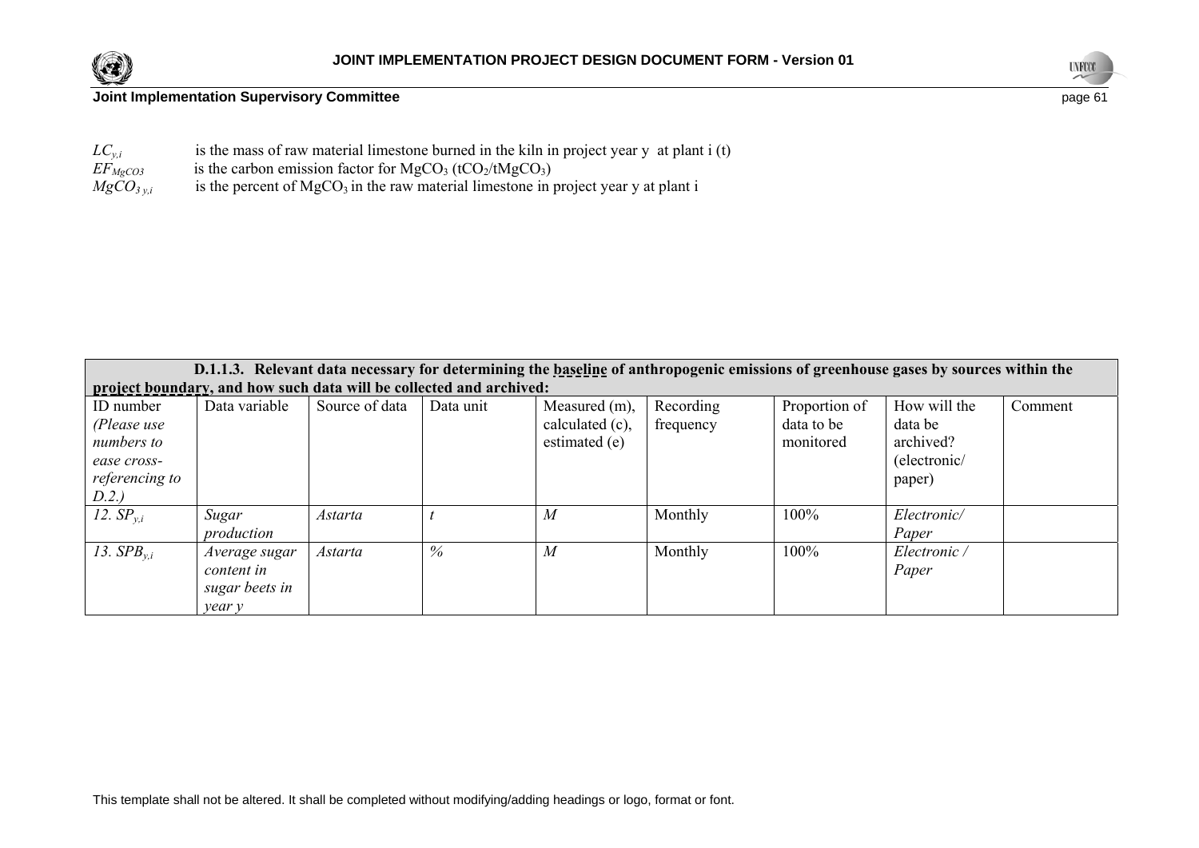$LC_{y,i}$ is the mass of raw material limestone burned in the kiln in project year y at plant i (t)
$EF_{MgCO3}$ is the carbon emission factor for $MgCO_3$ ($tCO_2/tMgCO_3$)
$MgCO_{3\,y,i}$ is the percent of $MgCO_3$ in the raw material limestone in project year y at plant i

| **D.1.1.3. Relevant data necessary for determining the baseline of anthropogenic emissions of greenhouse gases by sources within the project boundary, and how such data will be collected and archived:** | | | | | | | | |
|---|---|---|---|---|---|---|---|---|
| ID number *(Please use numbers to ease cross-referencing to D.2.)* | Data variable | Source of data | Data unit | Measured (m), calculated (c), estimated (e) | Recording frequency | Proportion of data to be monitored | How will the data be archived? (electronic/ paper) | Comment |
| *12. $SP_{y,i}$* | *Sugar production* | *Astarta* | *t* | *M* | Monthly | 100% | *Electronic/ Paper* | |
| *13. $SPB_{y,i}$* | *Average sugar content in sugar beets in year y* | *Astarta* | *%* | *M* | Monthly | 100% | *Electronic / Paper* | |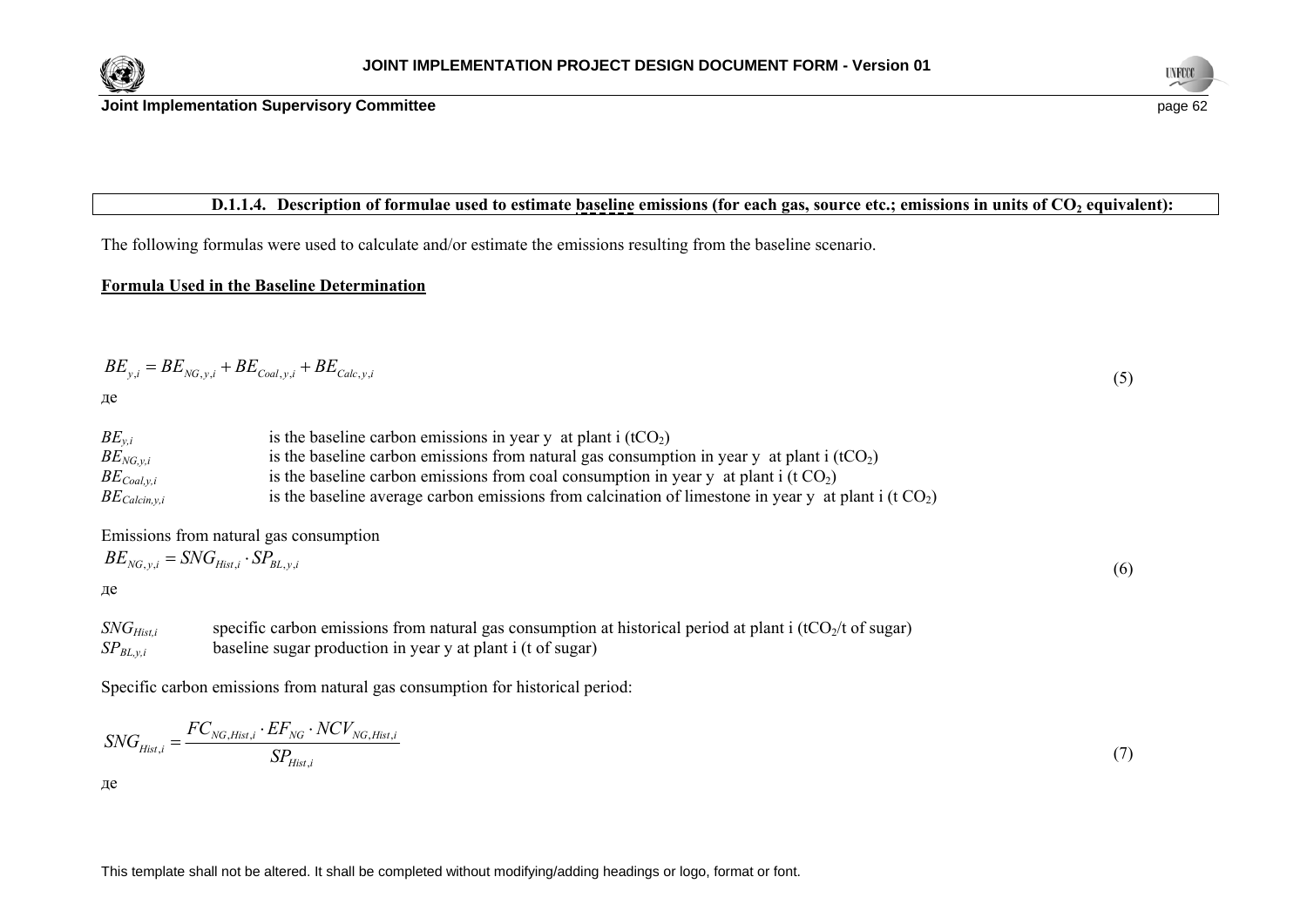**D.1.1.4. Description of formulae used to estimate baseline emissions (for each gas, source etc.; emissions in units of $CO_2$ equivalent):**

The following formulas were used to calculate and/or estimate the emissions resulting from the baseline scenario.

**Formula Used in the Baseline Determination**

$$BE_{y,i} = BE_{NG,y,i} + BE_{Coal,y,i} + BE_{Calc,y,i} \tag{5}$$

де

| | |
|---|---|
| $BE_{y,i}$ | is the baseline carbon emissions in year y at plant i ($tCO_2$) |
| $BE_{NG,y,i}$ | is the baseline carbon emissions from natural gas consumption in year y at plant i ($tCO_2$) |
| $BE_{Coal,y,i}$ | is the baseline carbon emissions from coal consumption in year y at plant i ($t\ CO_2$) |
| $BE_{Calcin,y,i}$ | is the baseline average carbon emissions from calcination of limestone in year y at plant i ($t\ CO_2$) |

Emissions from natural gas consumption

$$BE_{NG,y,i} = SNG_{Hist,i} \cdot SP_{BL,y,i} \tag{6}$$

де

| | |
|---|---|
| $SNG_{Hist,i}$ | specific carbon emissions from natural gas consumption at historical period at plant i ($tCO_2$/t of sugar) |
| $SP_{BL,y,i}$ | baseline sugar production in year y at plant i (t of sugar) |

Specific carbon emissions from natural gas consumption for historical period:

$$SNG_{Hist,i} = \frac{FC_{NG,Hist,i} \cdot EF_{NG} \cdot NCV_{NG,Hist,i}}{SP_{Hist,i}} \tag{7}$$

де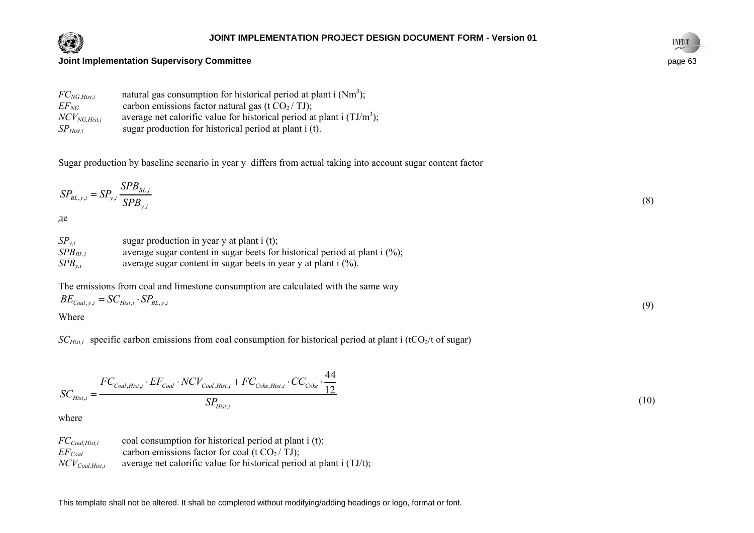| | |
|---|---|
| $FC_{NG,Hist,i}$ | natural gas consumption for historical period at plant i ($Nm^3$); |
| $EF_{NG}$ | carbon emissions factor natural gas (t $CO_2$ / TJ); |
| $NCV_{NG,Hist,i}$ | average net calorific value for historical period at plant i ($TJ/m^3$); |
| $SP_{Hist,i}$ | sugar production for historical period at plant i (t). |

Sugar production by baseline scenario in year y differs from actual taking into account sugar content factor

$$SP_{BL,y,i} = SP_{y,i} \frac{SPB_{BL,i}}{SPB_{y,i}} \tag{8}$$

де

| | |
|---|---|
| $SP_{y,i}$ | sugar production in year y at plant i (t); |
| $SPB_{BL,i}$ | average sugar content in sugar beets for historical period at plant i (%); |
| $SPB_{y,i}$ | average sugar content in sugar beets in year y at plant i (%). |

The emissions from coal and limestone consumption are calculated with the same way

$$BE_{Coal,y,i} = SC_{Hist,i} \cdot SP_{BL,y,i} \tag{9}$$

Where

$SC_{Hist,i}$ specific carbon emissions from coal consumption for historical period at plant i ($tCO_2$/t of sugar)

$$SC_{Hist,i} = \frac{FC_{Coal,Hist,i} \cdot EF_{Coal} \cdot NCV_{Coal,Hist,i} + FC_{Coke,Hist,i} \cdot CC_{Coke} \cdot \frac{44}{12}}{SP_{Hist,i}} \tag{10}$$

where

| | |
|---|---|
| $FC_{Coal,Hist,i}$ | coal consumption for historical period at plant i (t); |
| $EF_{Coal}$ | carbon emissions factor for coal (t $CO_2$ / TJ); |
| $NCV_{Coal,Hist,i}$ | average net calorific value for historical period at plant i (TJ/t); |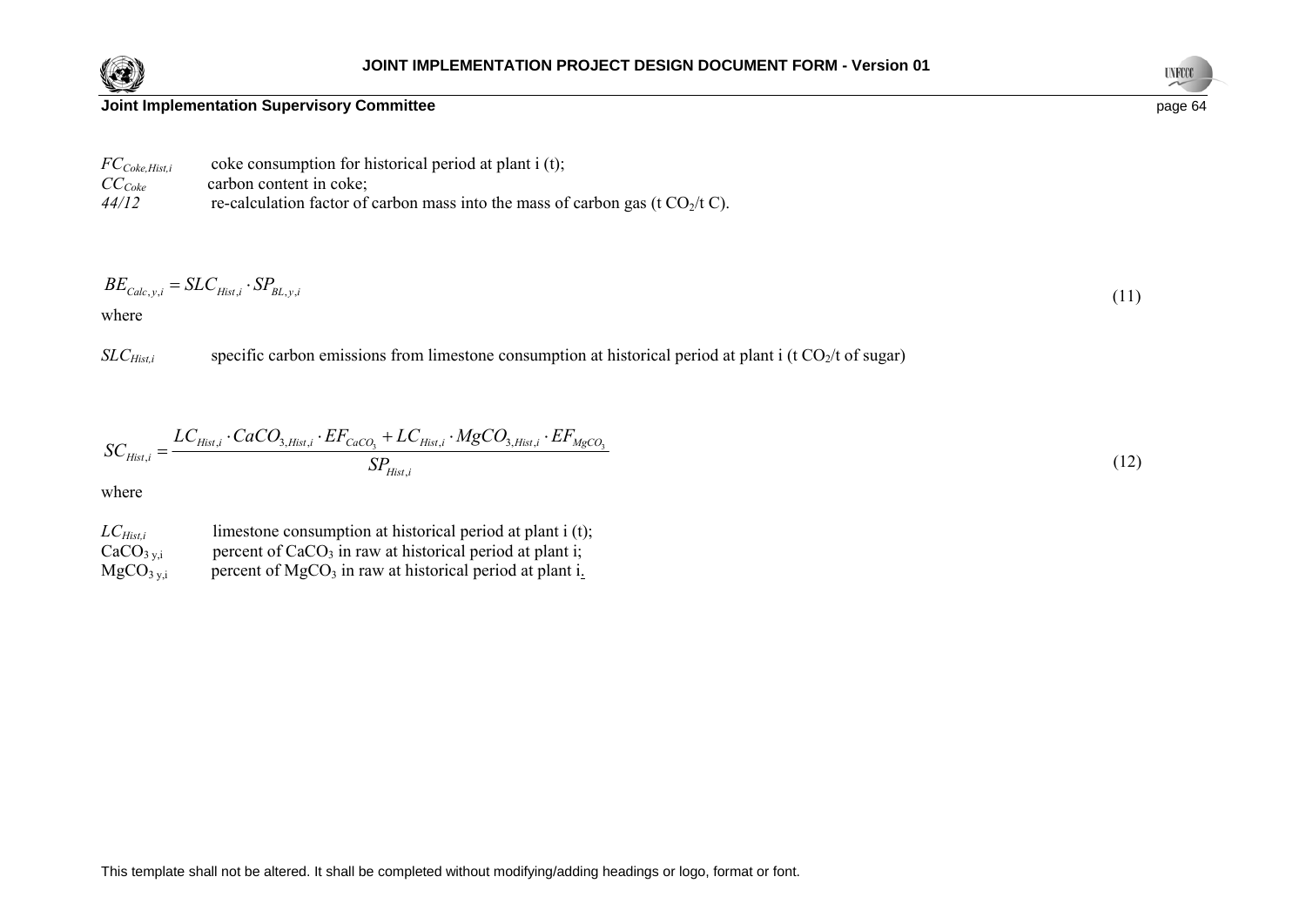$FC_{Coke,Hist,i}$ coke consumption for historical period at plant i (t);
$CC_{Coke}$ carbon content in coke;
*44/12* re-calculation factor of carbon mass into the mass of carbon gas (t $CO_2$/t C).

$$BE_{Calc,y,i} = SLC_{Hist,i} \cdot SP_{BL,y,i} \tag{11}$$

where

$SLC_{Hist,i}$ specific carbon emissions from limestone consumption at historical period at plant i (t $CO_2$/t of sugar)

$$SC_{Hist,i} = \frac{LC_{Hist,i} \cdot CaCO_{3,Hist,i} \cdot EF_{CaCO_3} + LC_{Hist,i} \cdot MgCO_{3,Hist,i} \cdot EF_{MgCO_3}}{SP_{Hist,i}} \tag{12}$$

where

$LC_{Hist,i}$ limestone consumption at historical period at plant i (t);
$CaCO_{3\,y,i}$ percent of $CaCO_3$ in raw at historical period at plant i;
$MgCO_{3\,y,i}$ percent of $MgCO_3$ in raw at historical period at plant i.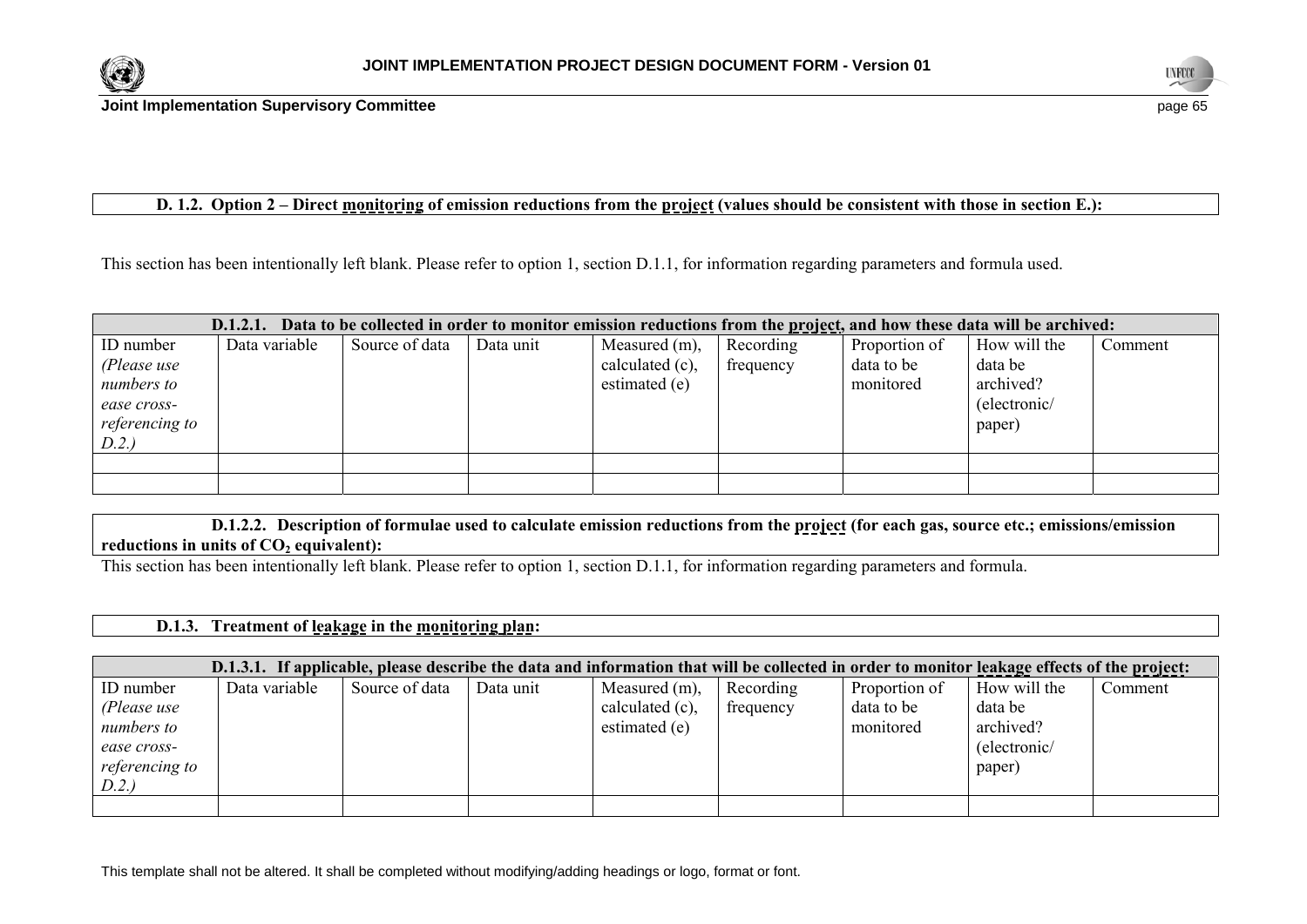**D. 1.2. Option 2 – Direct monitoring of emission reductions from the project (values should be consistent with those in section E.):**

This section has been intentionally left blank. Please refer to option 1, section D.1.1, for information regarding parameters and formula used.

| **D.1.2.1. Data to be collected in order to monitor emission reductions from the project, and how these data will be archived:** | | | | | | | | |
|---|---|---|---|---|---|---|---|---|
| ID number *(Please use numbers to ease cross-referencing to D.2.)* | Data variable | Source of data | Data unit | Measured (m), calculated (c), estimated (e) | Recording frequency | Proportion of data to be monitored | How will the data be archived? (electronic/ paper) | Comment |
| | | | | | | | | |
| | | | | | | | | |

**D.1.2.2. Description of formulae used to calculate emission reductions from the project (for each gas, source etc.; emissions/emission reductions in units of $CO_2$ equivalent):**

This section has been intentionally left blank. Please refer to option 1, section D.1.1, for information regarding parameters and formula.

**D.1.3. Treatment of leakage in the monitoring plan:**

| **D.1.3.1. If applicable, please describe the data and information that will be collected in order to monitor leakage effects of the project:** | | | | | | | | |
|---|---|---|---|---|---|---|---|---|
| ID number *(Please use numbers to ease cross-referencing to D.2.)* | Data variable | Source of data | Data unit | Measured (m), calculated (c), estimated (e) | Recording frequency | Proportion of data to be monitored | How will the data be archived? (electronic/ paper) | Comment |
| | | | | | | | | |

This template shall not be altered. It shall be completed without modifying/adding headings or logo, format or font.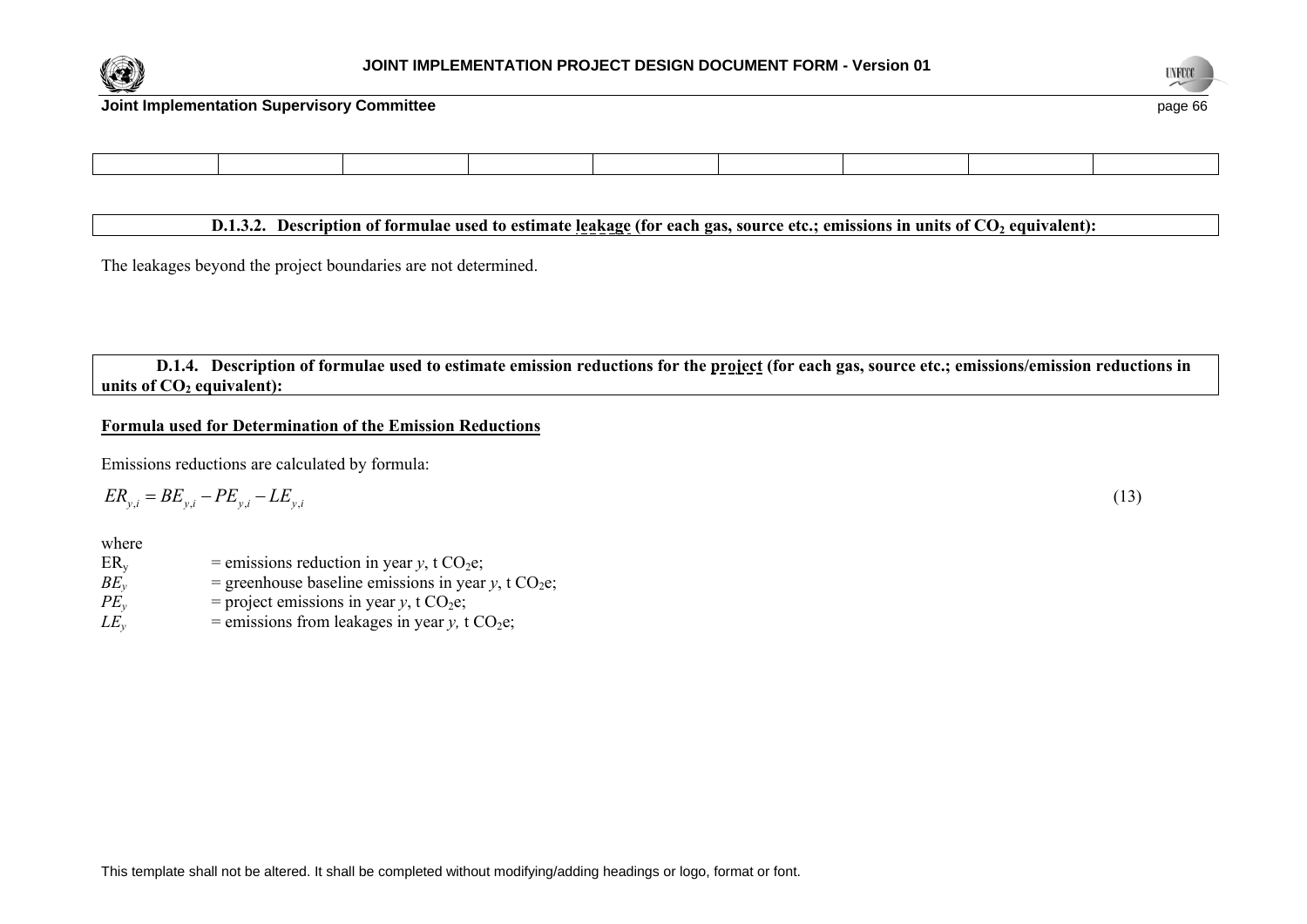|  |  |  |  |  |  |  |  |  |
|---|---|---|---|---|---|---|---|---|
|  |  |  |  |  |  |  |  |  |

**D.1.3.2. Description of formulae used to estimate leakage (for each gas, source etc.; emissions in units of $CO_2$ equivalent):**

The leakages beyond the project boundaries are not determined.

**D.1.4. Description of formulae used to estimate emission reductions for the project (for each gas, source etc.; emissions/emission reductions in units of $CO_2$ equivalent):**

**Formula used for Determination of the Emission Reductions**

Emissions reductions are calculated by formula:

$$ER_{y,i} = BE_{y,i} - PE_{y,i} - LE_{y,i} \tag{13}$$

where

$ER_y$ = emissions reduction in year $y$, t $CO_2$e;

$BE_y$ = greenhouse baseline emissions in year $y$, t $CO_2$e;

$PE_y$ = project emissions in year $y$, t $CO_2$e;

$LE_y$ = emissions from leakages in year $y$, t $CO_2$e;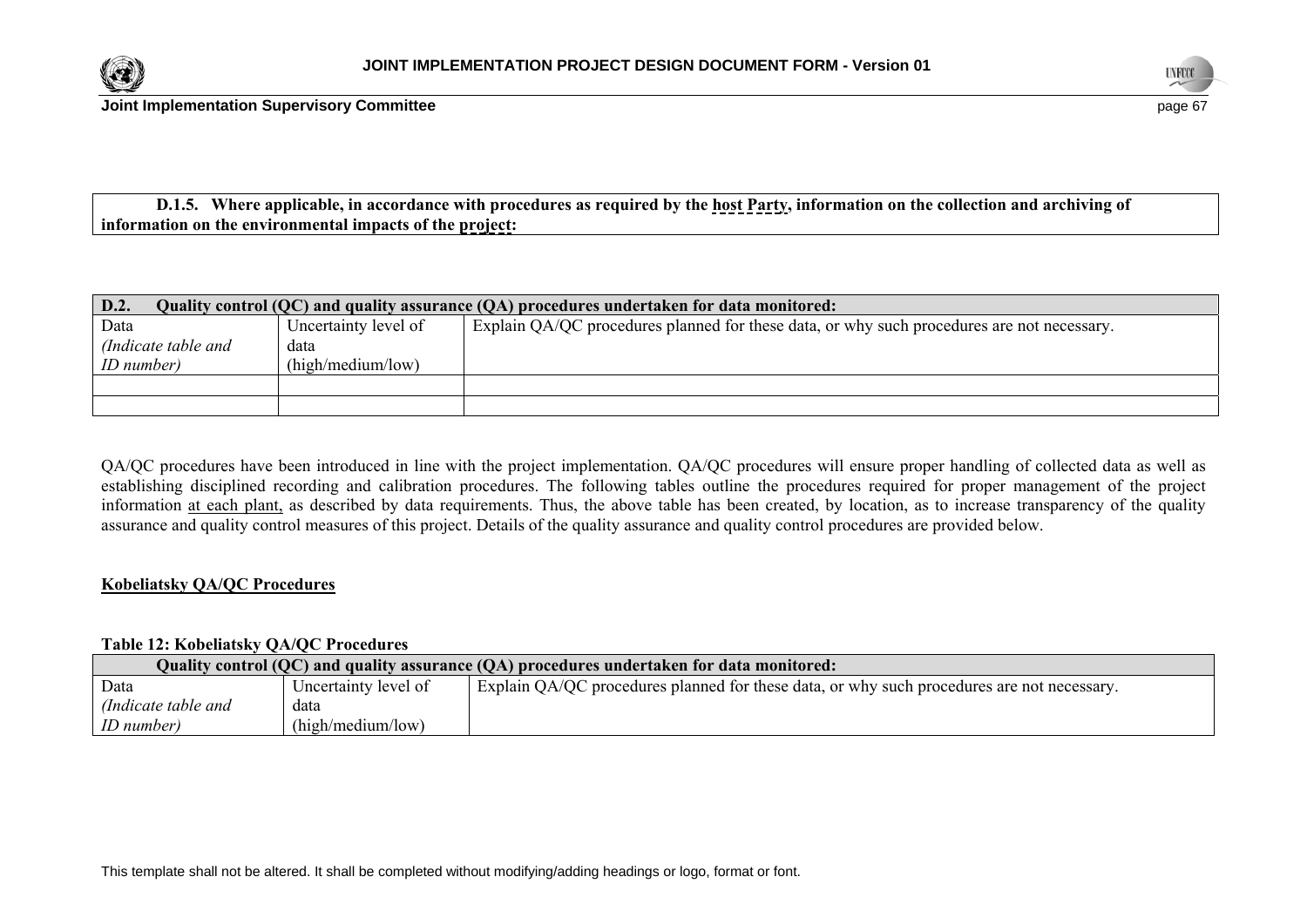**D.1.5. Where applicable, in accordance with procedures as required by the host Party, information on the collection and archiving of information on the environmental impacts of the project:**

| **D.2. Quality control (QC) and quality assurance (QA) procedures undertaken for data monitored:** | | |
|---|---|---|
| Data *(Indicate table and ID number)* | Uncertainty level of data (high/medium/low) | Explain QA/QC procedures planned for these data, or why such procedures are not necessary. |
| | | |
| | | |

QA/QC procedures have been introduced in line with the project implementation. QA/QC procedures will ensure proper handling of collected data as well as establishing disciplined recording and calibration procedures. The following tables outline the procedures required for proper management of the project information at each plant, as described by data requirements. Thus, the above table has been created, by location, as to increase transparency of the quality assurance and quality control measures of this project. Details of the quality assurance and quality control procedures are provided below.

**Kobeliatsky QA/QC Procedures**

**Table 12: Kobeliatsky QA/QC Procedures**

| **Quality control (QC) and quality assurance (QA) procedures undertaken for data monitored:** | | |
|---|---|---|
| Data *(Indicate table and ID number)* | Uncertainty level of data (high/medium/low) | Explain QA/QC procedures planned for these data, or why such procedures are not necessary. |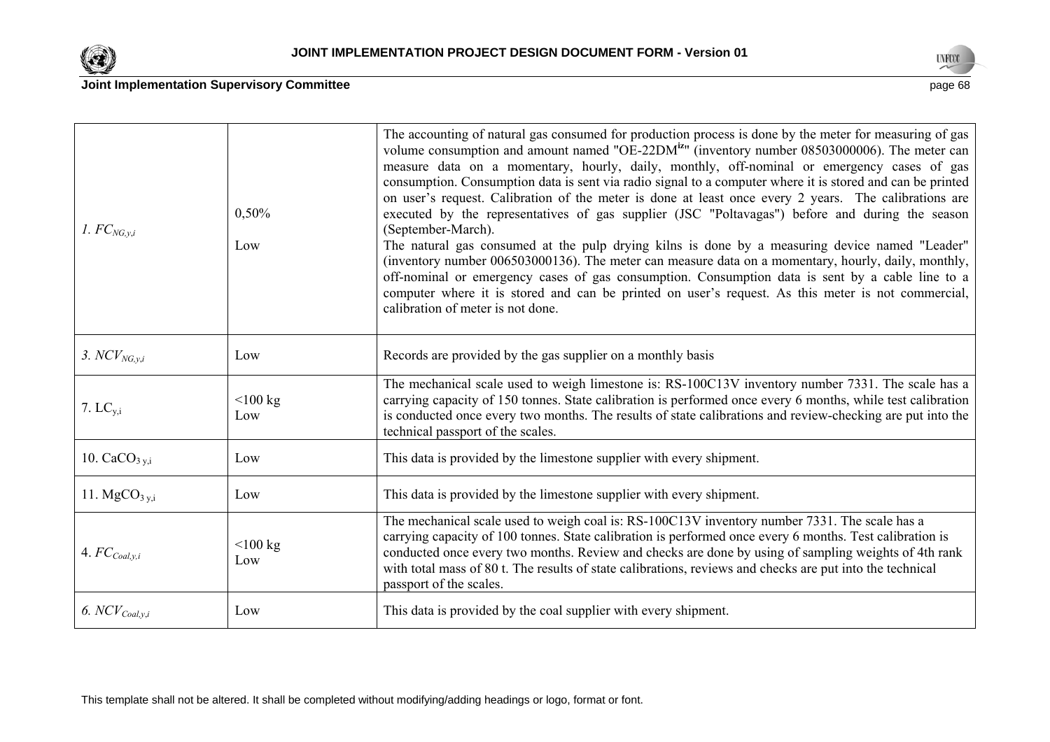| | | |
|---|---|---|
| 1. $FC_{NG,y,i}$ | 0,50%<br><br>Low | The accounting of natural gas consumed for production process is done by the meter for measuring of gas volume consumption and amount named "OE-22DM$^{iz}$" (inventory number 08503000006). The meter can measure data on a momentary, hourly, daily, monthly, off-nominal or emergency cases of gas consumption. Consumption data is sent via radio signal to a computer where it is stored and can be printed on user's request. Calibration of the meter is done at least once every 2 years. The calibrations are executed by the representatives of gas supplier (JSC "Poltavagas") before and during the season (September-March).<br>The natural gas consumed at the pulp drying kilns is done by a measuring device named "Leader" (inventory number 006503000136). The meter can measure data on a momentary, hourly, daily, monthly, off-nominal or emergency cases of gas consumption. Consumption data is sent by a cable line to a computer where it is stored and can be printed on user's request. As this meter is not commercial, calibration of meter is not done. |
| 3. $NCV_{NG,y,i}$ | Low | Records are provided by the gas supplier on a monthly basis |
| 7. $LC_{y,i}$ | <100 kg<br>Low | The mechanical scale used to weigh limestone is: RS-100C13V inventory number 7331. The scale has a carrying capacity of 150 tonnes. State calibration is performed once every 6 months, while test calibration is conducted once every two months. The results of state calibrations and review-checking are put into the technical passport of the scales. |
| 10. $CaCO_{3\ y,i}$ | Low | This data is provided by the limestone supplier with every shipment. |
| 11. $MgCO_{3\ y,i}$ | Low | This data is provided by the limestone supplier with every shipment. |
| 4. $FC_{Coal,y,i}$ | <100 kg<br>Low | The mechanical scale used to weigh coal is: RS-100C13V inventory number 7331. The scale has a carrying capacity of 100 tonnes. State calibration is performed once every 6 months. Test calibration is conducted once every two months. Review and checks are done by using of sampling weights of 4th rank with total mass of 80 t. The results of state calibrations, reviews and checks are put into the technical passport of the scales. |
| 6. $NCV_{Coal,y,i}$ | Low | This data is provided by the coal supplier with every shipment. |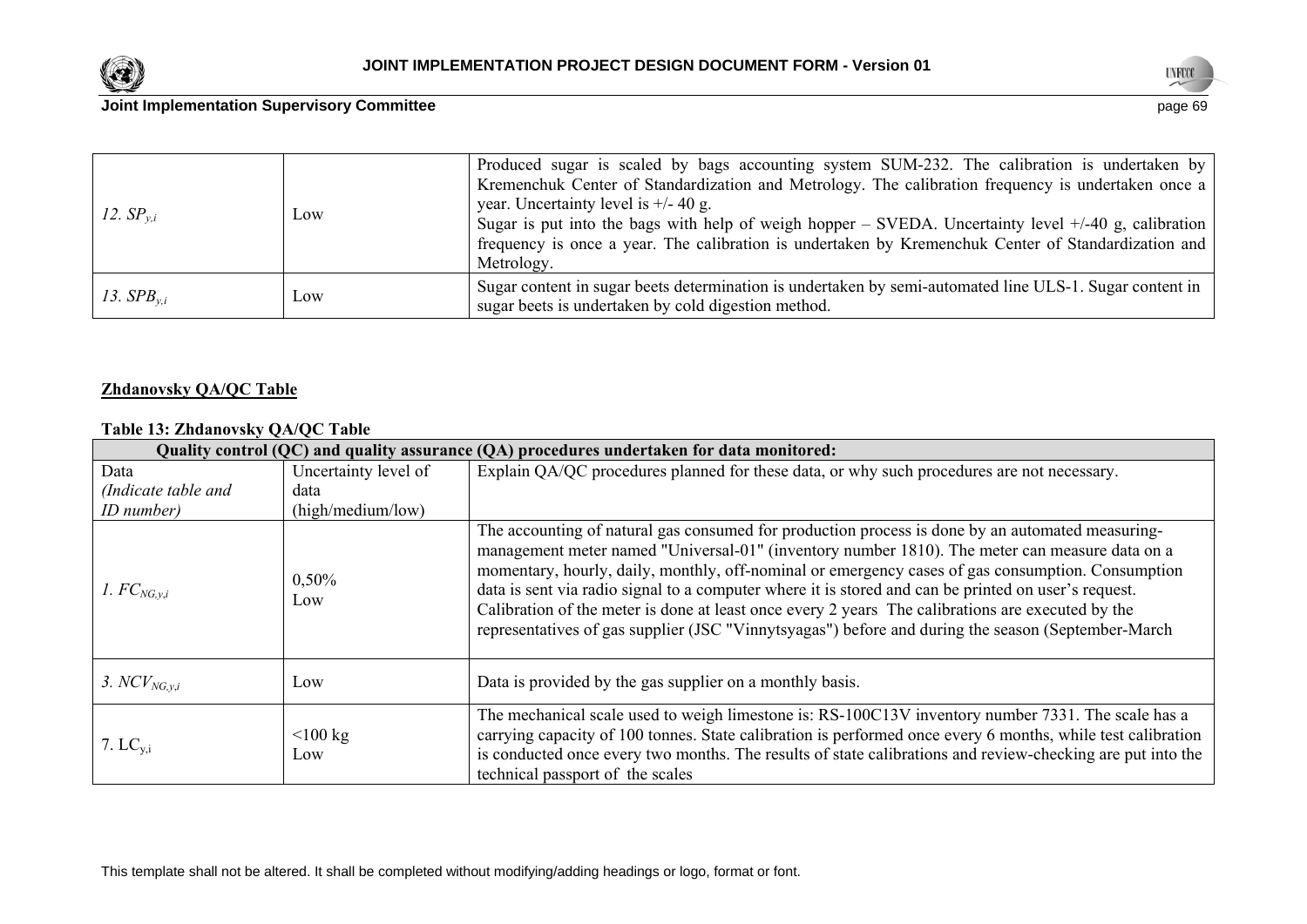| | | |
|---|---|---|
| *12.* $SP_{y,i}$ | Low | Produced sugar is scaled by bags accounting system SUM-232. The calibration is undertaken by Kremenchuk Center of Standardization and Metrology. The calibration frequency is undertaken once a year. Uncertainty level is +/- 40 g.<br>Sugar is put into the bags with help of weigh hopper – SVEDA. Uncertainty level +/-40 g, calibration frequency is once a year. The calibration is undertaken by Kremenchuk Center of Standardization and Metrology. |
| *13.* $SPB_{y,i}$ | Low | Sugar content in sugar beets determination is undertaken by semi-automated line ULS-1. Sugar content in sugar beets is undertaken by cold digestion method. |

**Zhdanovsky QA/QC Table**

**Table 13: Zhdanovsky QA/QC Table**

| **Quality control (QC) and quality assurance (QA) procedures undertaken for data monitored:** | | |
|---|---|---|
| Data<br>*(Indicate table and ID number)* | Uncertainty level of data<br>(high/medium/low) | Explain QA/QC procedures planned for these data, or why such procedures are not necessary. |
| *1.* $FC_{NG,y,i}$ | 0,50%<br>Low | The accounting of natural gas consumed for production process is done by an automated measuring-management meter named "Universal-01" (inventory number 1810). The meter can measure data on a momentary, hourly, daily, monthly, off-nominal or emergency cases of gas consumption. Consumption data is sent via radio signal to a computer where it is stored and can be printed on user's request. Calibration of the meter is done at least once every 2 years The calibrations are executed by the representatives of gas supplier (JSC "Vinnytsyagas") before and during the season (September-March |
| *3.* $NCV_{NG,y,i}$ | Low | Data is provided by the gas supplier on a monthly basis. |
| 7. $LC_{y,i}$ | <100 kg<br>Low | The mechanical scale used to weigh limestone is: RS-100C13V inventory number 7331. The scale has a carrying capacity of 100 tonnes. State calibration is performed once every 6 months, while test calibration is conducted once every two months. The results of state calibrations and review-checking are put into the technical passport of the scales |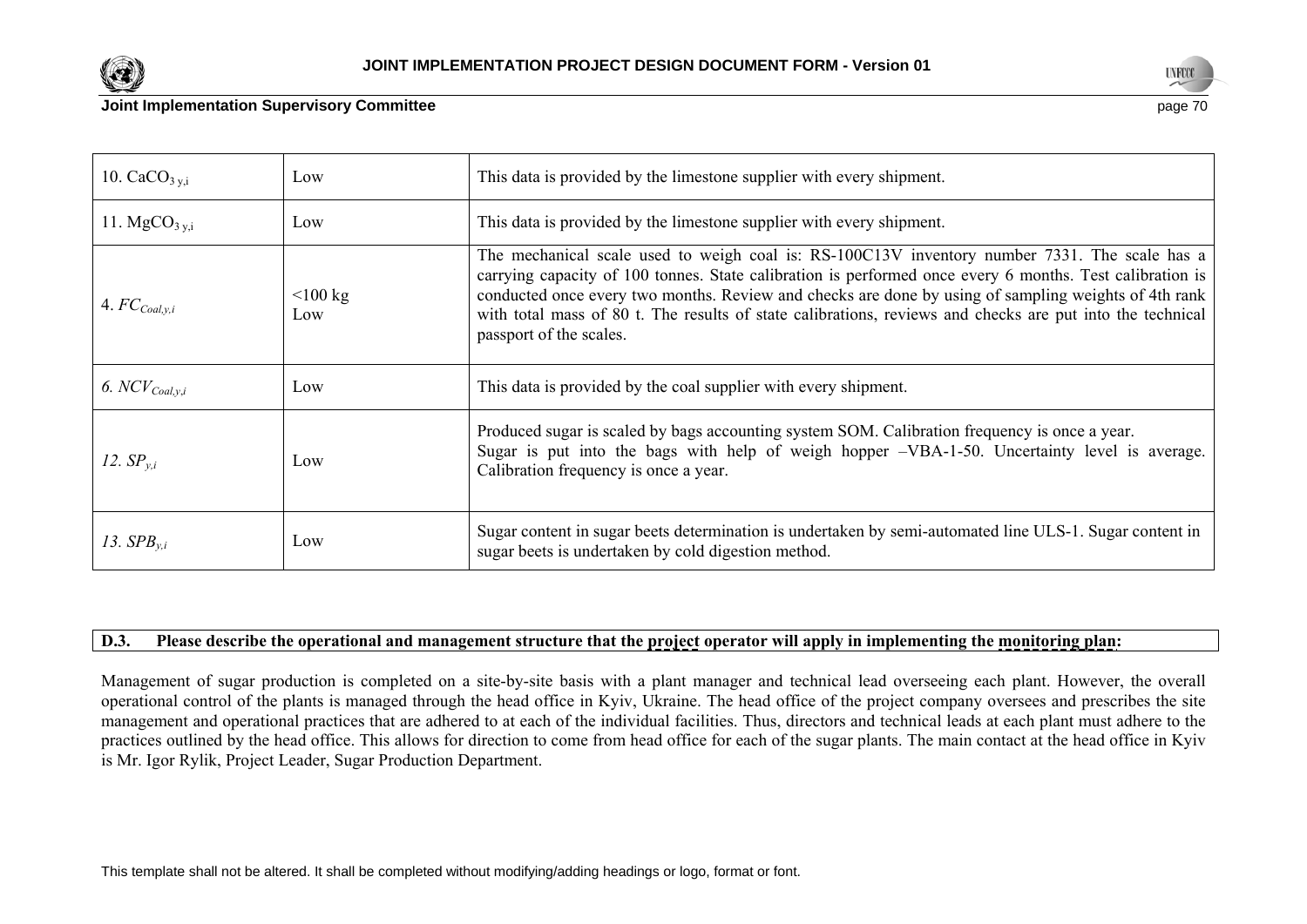| 10. $CaCO_{3\ y,i}$ | Low | This data is provided by the limestone supplier with every shipment. |
|---|---|---|
| 11. $MgCO_{3\ y,i}$ | Low | This data is provided by the limestone supplier with every shipment. |
| 4. $FC_{Coal,y,i}$ | <100 kg<br>Low | The mechanical scale used to weigh coal is: RS-100C13V inventory number 7331. The scale has a carrying capacity of 100 tonnes. State calibration is performed once every 6 months. Test calibration is conducted once every two months. Review and checks are done by using of sampling weights of 4th rank with total mass of 80 t. The results of state calibrations, reviews and checks are put into the technical passport of the scales. |
| 6. $NCV_{Coal,y,i}$ | Low | This data is provided by the coal supplier with every shipment. |
| 12. $SP_{y,i}$ | Low | Produced sugar is scaled by bags accounting system SOM. Calibration frequency is once a year.<br>Sugar is put into the bags with help of weigh hopper –VBA-1-50. Uncertainty level is average. Calibration frequency is once a year. |
| 13. $SPB_{y,i}$ | Low | Sugar content in sugar beets determination is undertaken by semi-automated line ULS-1. Sugar content in sugar beets is undertaken by cold digestion method. |

**D.3. Please describe the operational and management structure that the project operator will apply in implementing the monitoring plan:**

Management of sugar production is completed on a site-by-site basis with a plant manager and technical lead overseeing each plant. However, the overall operational control of the plants is managed through the head office in Kyiv, Ukraine. The head office of the project company oversees and prescribes the site management and operational practices that are adhered to at each of the individual facilities. Thus, directors and technical leads at each plant must adhere to the practices outlined by the head office. This allows for direction to come from head office for each of the sugar plants. The main contact at the head office in Kyiv is Mr. Igor Rylik, Project Leader, Sugar Production Department.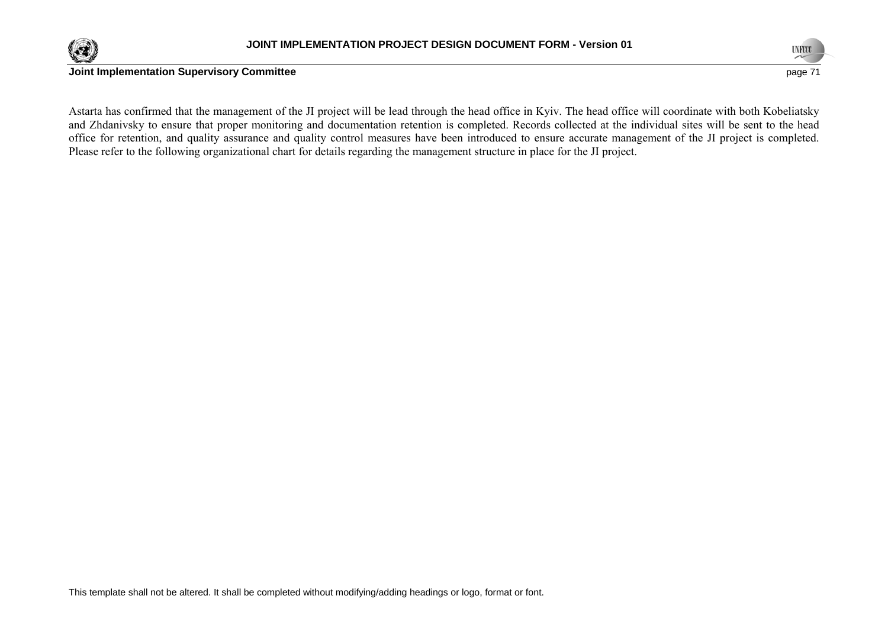Astarta has confirmed that the management of the JI project will be lead through the head office in Kyiv. The head office will coordinate with both Kobeliatsky and Zhdanivsky to ensure that proper monitoring and documentation retention is completed. Records collected at the individual sites will be sent to the head office for retention, and quality assurance and quality control measures have been introduced to ensure accurate management of the JI project is completed. Please refer to the following organizational chart for details regarding the management structure in place for the JI project.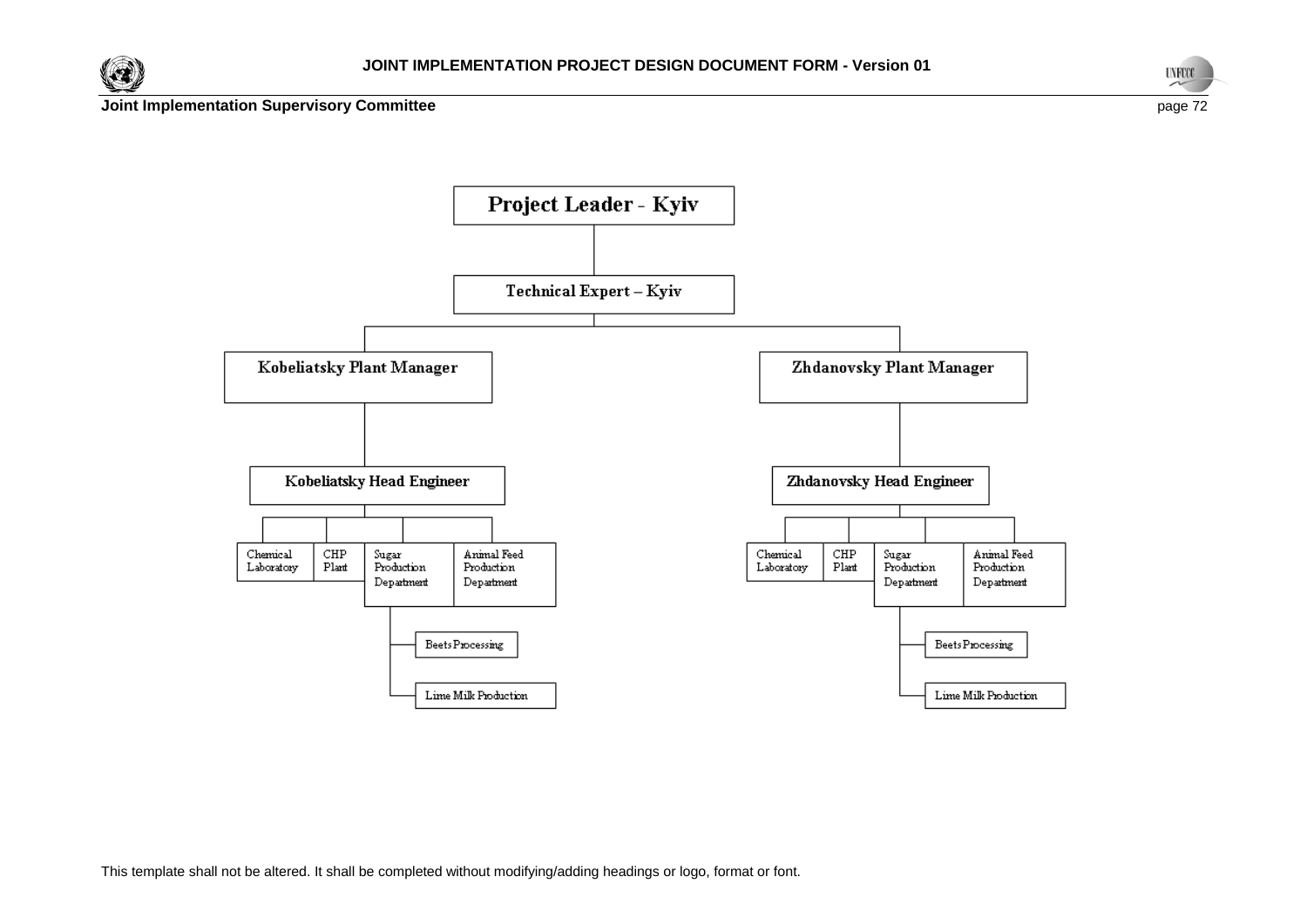Project Leader - Kyiv

Technical Expert – Kyiv

- Kobeliatsky Plant Manager
  - Kobeliatsky Head Engineer
    - Chemical Laboratory
    - CHP Plant
    - Sugar Production Department
      - Beets Processing
      - Lime Milk Production
    - Animal Feed Production Department
- Zhdanovsky Plant Manager
  - Zhdanovsky Head Engineer
    - Chemical Laboratory
    - CHP Plant
    - Sugar Production Department
      - Beets Processing
      - Lime Milk Production
    - Animal Feed Production Department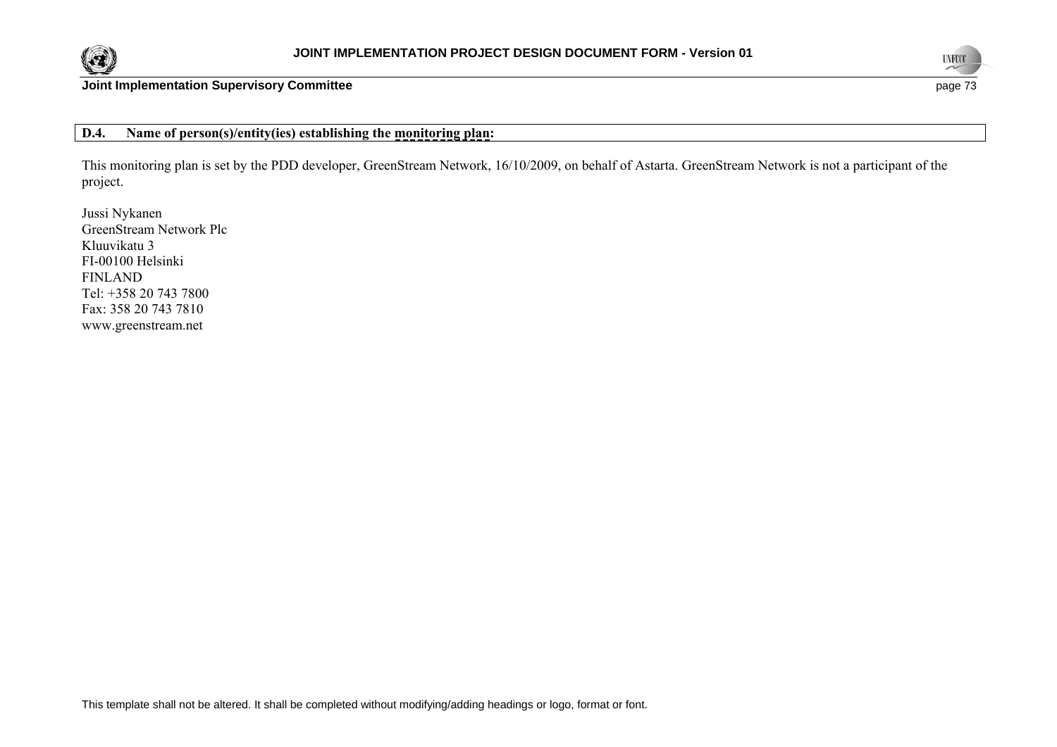**D.4. Name of person(s)/entity(ies) establishing the monitoring plan:**

This monitoring plan is set by the PDD developer, GreenStream Network, 16/10/2009, on behalf of Astarta. GreenStream Network is not a participant of the project.

Jussi Nykanen
GreenStream Network Plc
Kluuvikatu 3
FI-00100 Helsinki
FINLAND
Tel: +358 20 743 7800
Fax: 358 20 743 7810
www.greenstream.net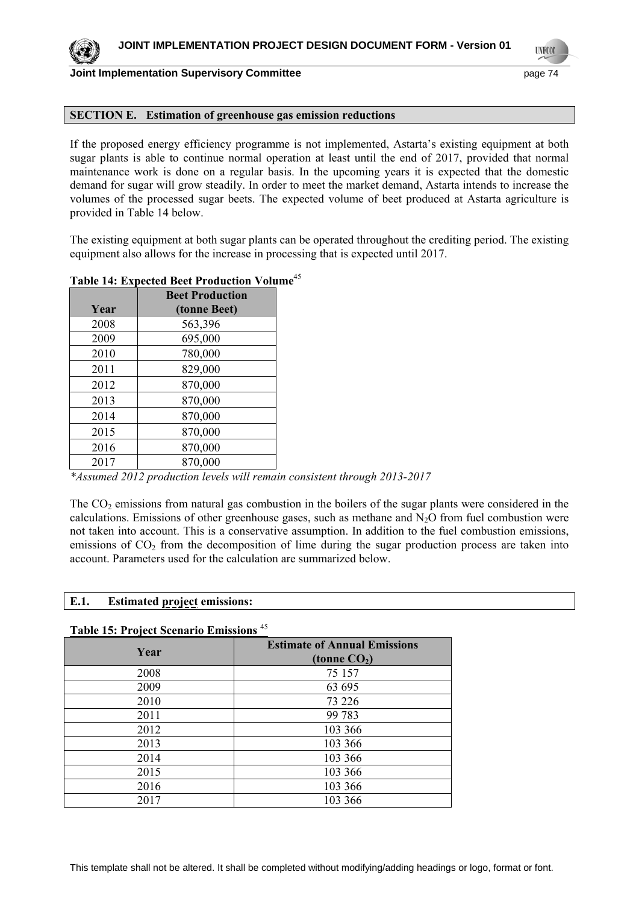## SECTION E. Estimation of greenhouse gas emission reductions

If the proposed energy efficiency programme is not implemented, Astarta's existing equipment at both sugar plants is able to continue normal operation at least until the end of 2017, provided that normal maintenance work is done on a regular basis. In the upcoming years it is expected that the domestic demand for sugar will grow steadily. In order to meet the market demand, Astarta intends to increase the volumes of the processed sugar beets. The expected volume of beet produced at Astarta agriculture is provided in Table 14 below.

The existing equipment at both sugar plants can be operated throughout the crediting period. The existing equipment also allows for the increase in processing that is expected until 2017.

**Table 14: Expected Beet Production Volume**[45]

| Year | Beet Production (tonne Beet) |
|---|---|
| 2008 | 563,396 |
| 2009 | 695,000 |
| 2010 | 780,000 |
| 2011 | 829,000 |
| 2012 | 870,000 |
| 2013 | 870,000 |
| 2014 | 870,000 |
| 2015 | 870,000 |
| 2016 | 870,000 |
| 2017 | 870,000 |

*\*Assumed 2012 production levels will remain consistent through 2013-2017*

The $CO_2$ emissions from natural gas combustion in the boilers of the sugar plants were considered in the calculations. Emissions of other greenhouse gases, such as methane and $N_2O$ from fuel combustion were not taken into account. This is a conservative assumption. In addition to the fuel combustion emissions, emissions of $CO_2$ from the decomposition of lime during the sugar production process are taken into account. Parameters used for the calculation are summarized below.

### E.1. Estimated project emissions:

**Table 15: Project Scenario Emissions** [45]

| Year | Estimate of Annual Emissions (tonne $CO_2$) |
|---|---|
| 2008 | 75 157 |
| 2009 | 63 695 |
| 2010 | 73 226 |
| 2011 | 99 783 |
| 2012 | 103 366 |
| 2013 | 103 366 |
| 2014 | 103 366 |
| 2015 | 103 366 |
| 2016 | 103 366 |
| 2017 | 103 366 |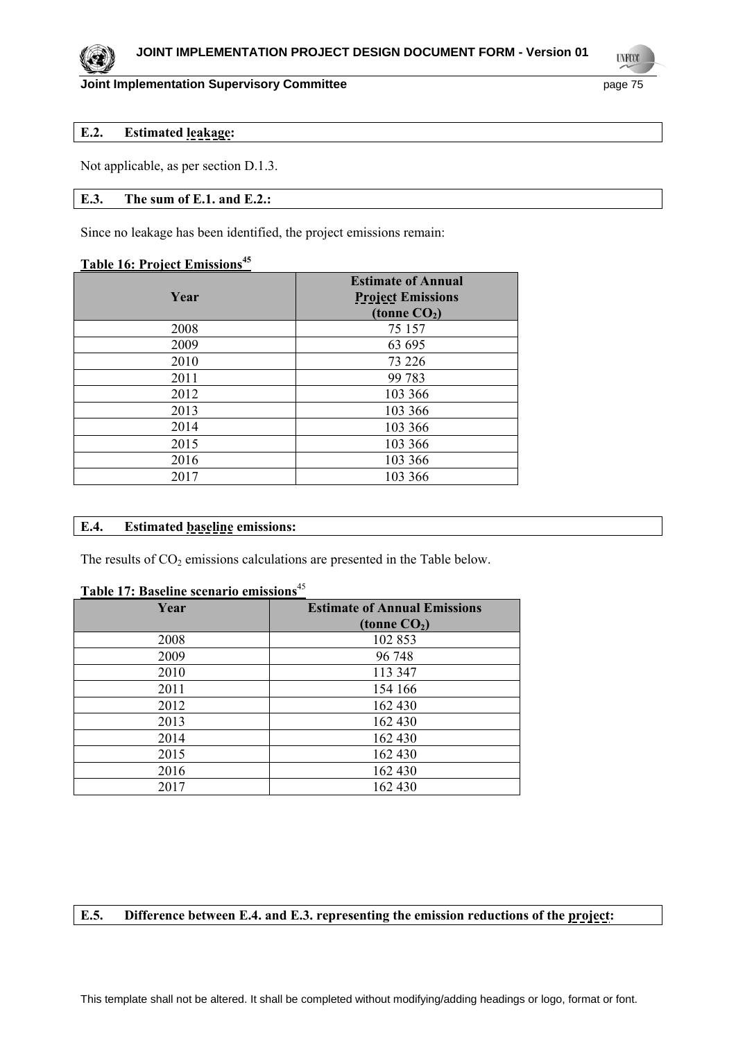### E.2. Estimated leakage:

Not applicable, as per section D.1.3.

### E.3. The sum of E.1. and E.2.:

Since no leakage has been identified, the project emissions remain:

**Table 16: Project Emissions[45]**

| Year | Estimate of Annual Project Emissions (tonne $CO_2$) |
|---|---|
| 2008 | 75 157 |
| 2009 | 63 695 |
| 2010 | 73 226 |
| 2011 | 99 783 |
| 2012 | 103 366 |
| 2013 | 103 366 |
| 2014 | 103 366 |
| 2015 | 103 366 |
| 2016 | 103 366 |
| 2017 | 103 366 |

### E.4. Estimated baseline emissions:

The results of $CO_2$ emissions calculations are presented in the Table below.

**Table 17: Baseline scenario emissions[45]**

| Year | Estimate of Annual Emissions (tonne $CO_2$) |
|---|---|
| 2008 | 102 853 |
| 2009 | 96 748 |
| 2010 | 113 347 |
| 2011 | 154 166 |
| 2012 | 162 430 |
| 2013 | 162 430 |
| 2014 | 162 430 |
| 2015 | 162 430 |
| 2016 | 162 430 |
| 2017 | 162 430 |

### E.5. Difference between E.4. and E.3. representing the emission reductions of the project: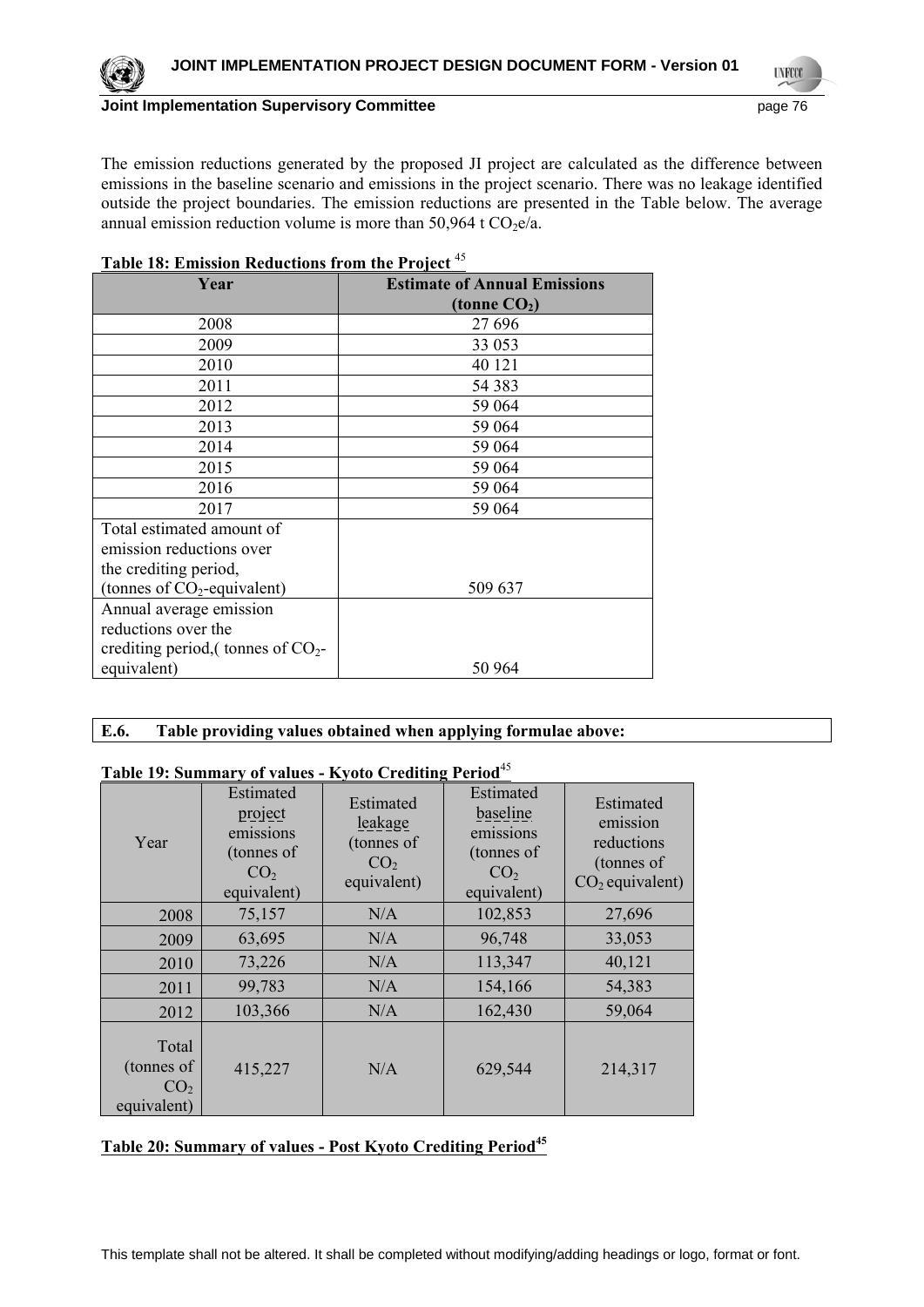The emission reductions generated by the proposed JI project are calculated as the difference between emissions in the baseline scenario and emissions in the project scenario. There was no leakage identified outside the project boundaries. The emission reductions are presented in the Table below. The average annual emission reduction volume is more than 50,964 t $CO_2e$/a.

**Table 18: Emission Reductions from the Project** [45]

| Year | Estimate of Annual Emissions (tonne $CO_2$) |
|---|---|
| 2008 | 27 696 |
| 2009 | 33 053 |
| 2010 | 40 121 |
| 2011 | 54 383 |
| 2012 | 59 064 |
| 2013 | 59 064 |
| 2014 | 59 064 |
| 2015 | 59 064 |
| 2016 | 59 064 |
| 2017 | 59 064 |
| Total estimated amount of emission reductions over the crediting period, (tonnes of $CO_2$-equivalent) | 509 637 |
| Annual average emission reductions over the crediting period,( tonnes of $CO_2$-equivalent) | 50 964 |

**E.6. Table providing values obtained when applying formulae above:**

**Table 19: Summary of values - Kyoto Crediting Period**[45]

| Year | Estimated project emissions (tonnes of $CO_2$ equivalent) | Estimated leakage (tonnes of $CO_2$ equivalent) | Estimated baseline emissions (tonnes of $CO_2$ equivalent) | Estimated emission reductions (tonnes of $CO_2$ equivalent) |
|---|---|---|---|---|
| 2008 | 75,157 | N/A | 102,853 | 27,696 |
| 2009 | 63,695 | N/A | 96,748 | 33,053 |
| 2010 | 73,226 | N/A | 113,347 | 40,121 |
| 2011 | 99,783 | N/A | 154,166 | 54,383 |
| 2012 | 103,366 | N/A | 162,430 | 59,064 |
| Total (tonnes of $CO_2$ equivalent) | 415,227 | N/A | 629,544 | 214,317 |

**Table 20: Summary of values - Post Kyoto Crediting Period**[45]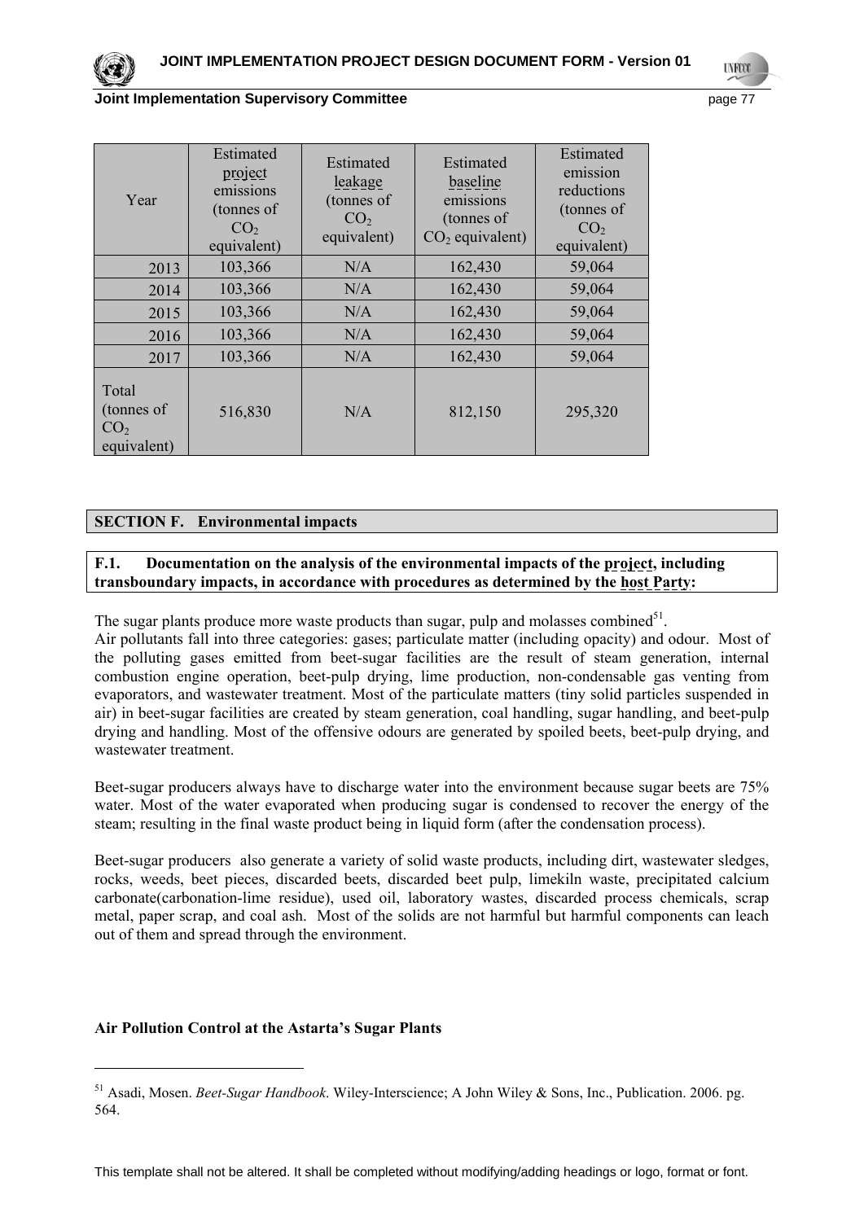| Year | Estimated project emissions (tonnes of $CO_2$ equivalent) | Estimated leakage (tonnes of $CO_2$ equivalent) | Estimated baseline emissions (tonnes of $CO_2$ equivalent) | Estimated emission reductions (tonnes of $CO_2$ equivalent) |
|---|---|---|---|---|
| 2013 | 103,366 | N/A | 162,430 | 59,064 |
| 2014 | 103,366 | N/A | 162,430 | 59,064 |
| 2015 | 103,366 | N/A | 162,430 | 59,064 |
| 2016 | 103,366 | N/A | 162,430 | 59,064 |
| 2017 | 103,366 | N/A | 162,430 | 59,064 |
| Total (tonnes of $CO_2$ equivalent) | 516,830 | N/A | 812,150 | 295,320 |

## SECTION F. Environmental impacts

### F.1. Documentation on the analysis of the environmental impacts of the project, including transboundary impacts, in accordance with procedures as determined by the host Party:

The sugar plants produce more waste products than sugar, pulp and molasses combined[51].

Air pollutants fall into three categories: gases; particulate matter (including opacity) and odour. Most of the polluting gases emitted from beet-sugar facilities are the result of steam generation, internal combustion engine operation, beet-pulp drying, lime production, non-condensable gas venting from evaporators, and wastewater treatment. Most of the particulate matters (tiny solid particles suspended in air) in beet-sugar facilities are created by steam generation, coal handling, sugar handling, and beet-pulp drying and handling. Most of the offensive odours are generated by spoiled beets, beet-pulp drying, and wastewater treatment.

Beet-sugar producers always have to discharge water into the environment because sugar beets are 75% water. Most of the water evaporated when producing sugar is condensed to recover the energy of the steam; resulting in the final waste product being in liquid form (after the condensation process).

Beet-sugar producers also generate a variety of solid waste products, including dirt, wastewater sledges, rocks, weeds, beet pieces, discarded beets, discarded beet pulp, limekiln waste, precipitated calcium carbonate(carbonation-lime residue), used oil, laboratory wastes, discarded process chemicals, scrap metal, paper scrap, and coal ash. Most of the solids are not harmful but harmful components can leach out of them and spread through the environment.

**Air Pollution Control at the Astarta's Sugar Plants**

---

[51] Asadi, Mosen. *Beet-Sugar Handbook*. Wiley-Interscience; A John Wiley & Sons, Inc., Publication. 2006. pg. 564.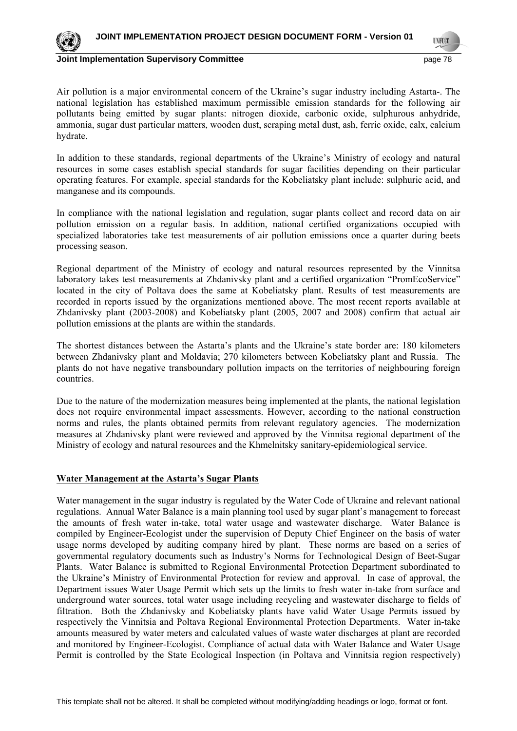Air pollution is a major environmental concern of the Ukraine's sugar industry including Astarta-. The national legislation has established maximum permissible emission standards for the following air pollutants being emitted by sugar plants: nitrogen dioxide, carbonic oxide, sulphurous anhydride, ammonia, sugar dust particular matters, wooden dust, scraping metal dust, ash, ferric oxide, calx, calcium hydrate.

In addition to these standards, regional departments of the Ukraine's Ministry of ecology and natural resources in some cases establish special standards for sugar facilities depending on their particular operating features. For example, special standards for the Kobeliatsky plant include: sulphuric acid, and manganese and its compounds.

In compliance with the national legislation and regulation, sugar plants collect and record data on air pollution emission on a regular basis. In addition, national certified organizations occupied with specialized laboratories take test measurements of air pollution emissions once a quarter during beets processing season.

Regional department of the Ministry of ecology and natural resources represented by the Vinnitsa laboratory takes test measurements at Zhdanivsky plant and a certified organization "PromEcoService" located in the city of Poltava does the same at Kobeliatsky plant. Results of test measurements are recorded in reports issued by the organizations mentioned above. The most recent reports available at Zhdanivsky plant (2003-2008) and Kobeliatsky plant (2005, 2007 and 2008) confirm that actual air pollution emissions at the plants are within the standards.

The shortest distances between the Astarta's plants and the Ukraine's state border are: 180 kilometers between Zhdanivsky plant and Moldavia; 270 kilometers between Kobeliatsky plant and Russia. The plants do not have negative transboundary pollution impacts on the territories of neighbouring foreign countries.

Due to the nature of the modernization measures being implemented at the plants, the national legislation does not require environmental impact assessments. However, according to the national construction norms and rules, the plants obtained permits from relevant regulatory agencies. The modernization measures at Zhdanivsky plant were reviewed and approved by the Vinnitsa regional department of the Ministry of ecology and natural resources and the Khmelnitsky sanitary-epidemiological service.

**Water Management at the Astarta's Sugar Plants**

Water management in the sugar industry is regulated by the Water Code of Ukraine and relevant national regulations. Annual Water Balance is a main planning tool used by sugar plant's management to forecast the amounts of fresh water in-take, total water usage and wastewater discharge. Water Balance is compiled by Engineer-Ecologist under the supervision of Deputy Chief Engineer on the basis of water usage norms developed by auditing company hired by plant. These norms are based on a series of governmental regulatory documents such as Industry's Norms for Technological Design of Beet-Sugar Plants. Water Balance is submitted to Regional Environmental Protection Department subordinated to the Ukraine's Ministry of Environmental Protection for review and approval. In case of approval, the Department issues Water Usage Permit which sets up the limits to fresh water in-take from surface and underground water sources, total water usage including recycling and wastewater discharge to fields of filtration. Both the Zhdanivsky and Kobeliatsky plants have valid Water Usage Permits issued by respectively the Vinnitsia and Poltava Regional Environmental Protection Departments. Water in-take amounts measured by water meters and calculated values of waste water discharges at plant are recorded and monitored by Engineer-Ecologist. Compliance of actual data with Water Balance and Water Usage Permit is controlled by the State Ecological Inspection (in Poltava and Vinnitsia region respectively)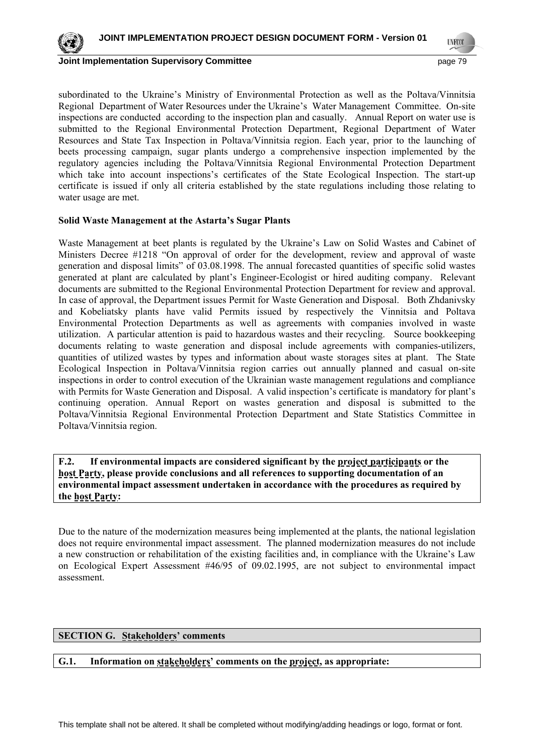subordinated to the Ukraine's Ministry of Environmental Protection as well as the Poltava/Vinnitsia Regional Department of Water Resources under the Ukraine's Water Management Committee. On-site inspections are conducted according to the inspection plan and casually. Annual Report on water use is submitted to the Regional Environmental Protection Department, Regional Department of Water Resources and State Tax Inspection in Poltava/Vinnitsia region. Each year, prior to the launching of beets processing campaign, sugar plants undergo a comprehensive inspection implemented by the regulatory agencies including the Poltava/Vinnitsia Regional Environmental Protection Department which take into account inspections's certificates of the State Ecological Inspection. The start-up certificate is issued if only all criteria established by the state regulations including those relating to water usage are met.

**Solid Waste Management at the Astarta's Sugar Plants**

Waste Management at beet plants is regulated by the Ukraine's Law on Solid Wastes and Cabinet of Ministers Decree #1218 "On approval of order for the development, review and approval of waste generation and disposal limits" of 03.08.1998. The annual forecasted quantities of specific solid wastes generated at plant are calculated by plant's Engineer-Ecologist or hired auditing company. Relevant documents are submitted to the Regional Environmental Protection Department for review and approval. In case of approval, the Department issues Permit for Waste Generation and Disposal. Both Zhdanivsky and Kobeliatsky plants have valid Permits issued by respectively the Vinnitsia and Poltava Environmental Protection Departments as well as agreements with companies involved in waste utilization. A particular attention is paid to hazardous wastes and their recycling. Source bookkeeping documents relating to waste generation and disposal include agreements with companies-utilizers, quantities of utilized wastes by types and information about waste storages sites at plant. The State Ecological Inspection in Poltava/Vinnitsia region carries out annually planned and casual on-site inspections in order to control execution of the Ukrainian waste management regulations and compliance with Permits for Waste Generation and Disposal. A valid inspection's certificate is mandatory for plant's continuing operation. Annual Report on wastes generation and disposal is submitted to the Poltava/Vinnitsia Regional Environmental Protection Department and State Statistics Committee in Poltava/Vinnitsia region.

**F.2. If environmental impacts are considered significant by the project participants or the host Party, please provide conclusions and all references to supporting documentation of an environmental impact assessment undertaken in accordance with the procedures as required by the host Party:**

Due to the nature of the modernization measures being implemented at the plants, the national legislation does not require environmental impact assessment. The planned modernization measures do not include a new construction or rehabilitation of the existing facilities and, in compliance with the Ukraine's Law on Ecological Expert Assessment #46/95 of 09.02.1995, are not subject to environmental impact assessment.

## SECTION G. Stakeholders' comments

**G.1. Information on stakeholders' comments on the project, as appropriate:**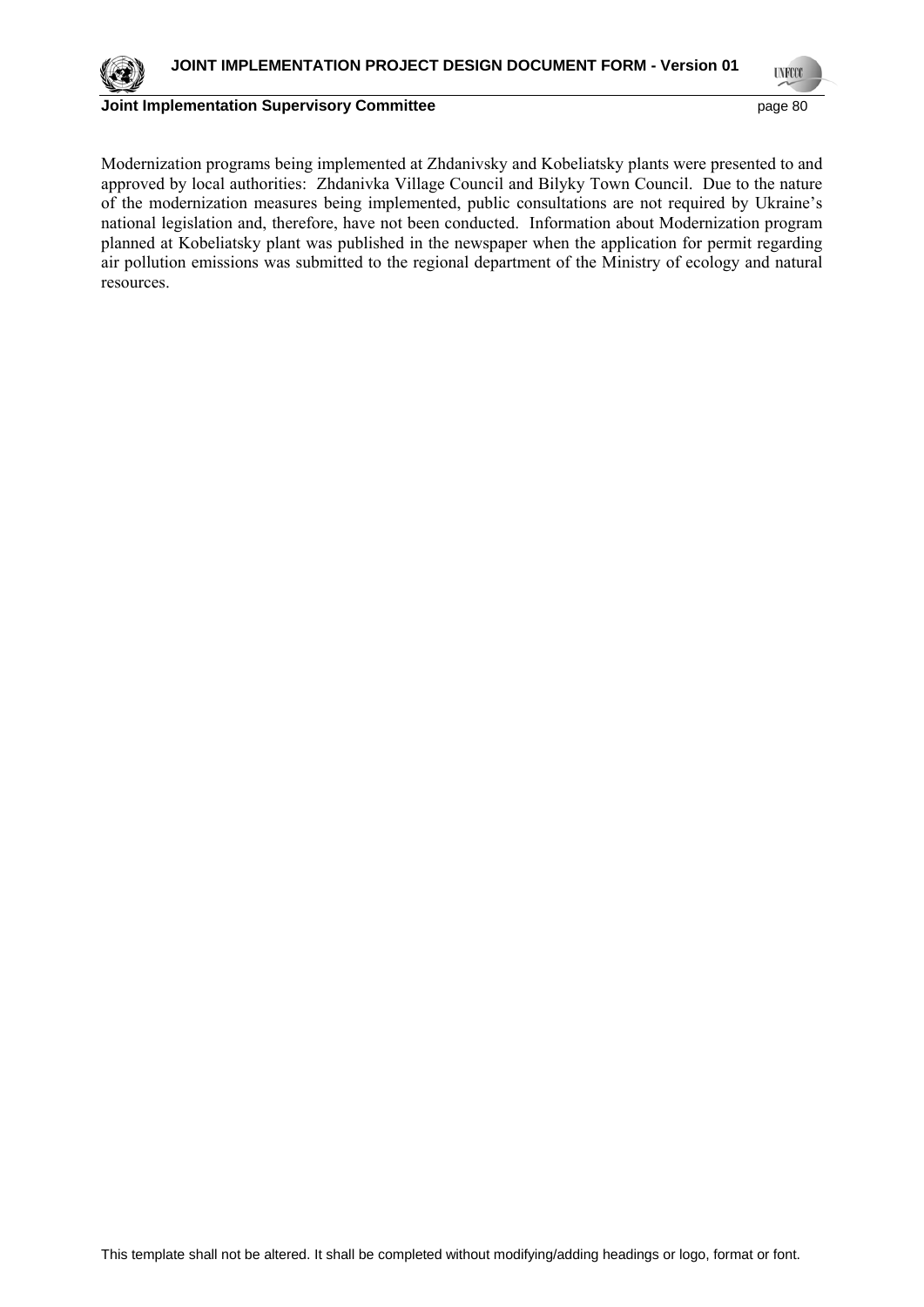Modernization programs being implemented at Zhdanivsky and Kobeliatsky plants were presented to and approved by local authorities: Zhdanivka Village Council and Bilyky Town Council. Due to the nature of the modernization measures being implemented, public consultations are not required by Ukraine's national legislation and, therefore, have not been conducted. Information about Modernization program planned at Kobeliatsky plant was published in the newspaper when the application for permit regarding air pollution emissions was submitted to the regional department of the Ministry of ecology and natural resources.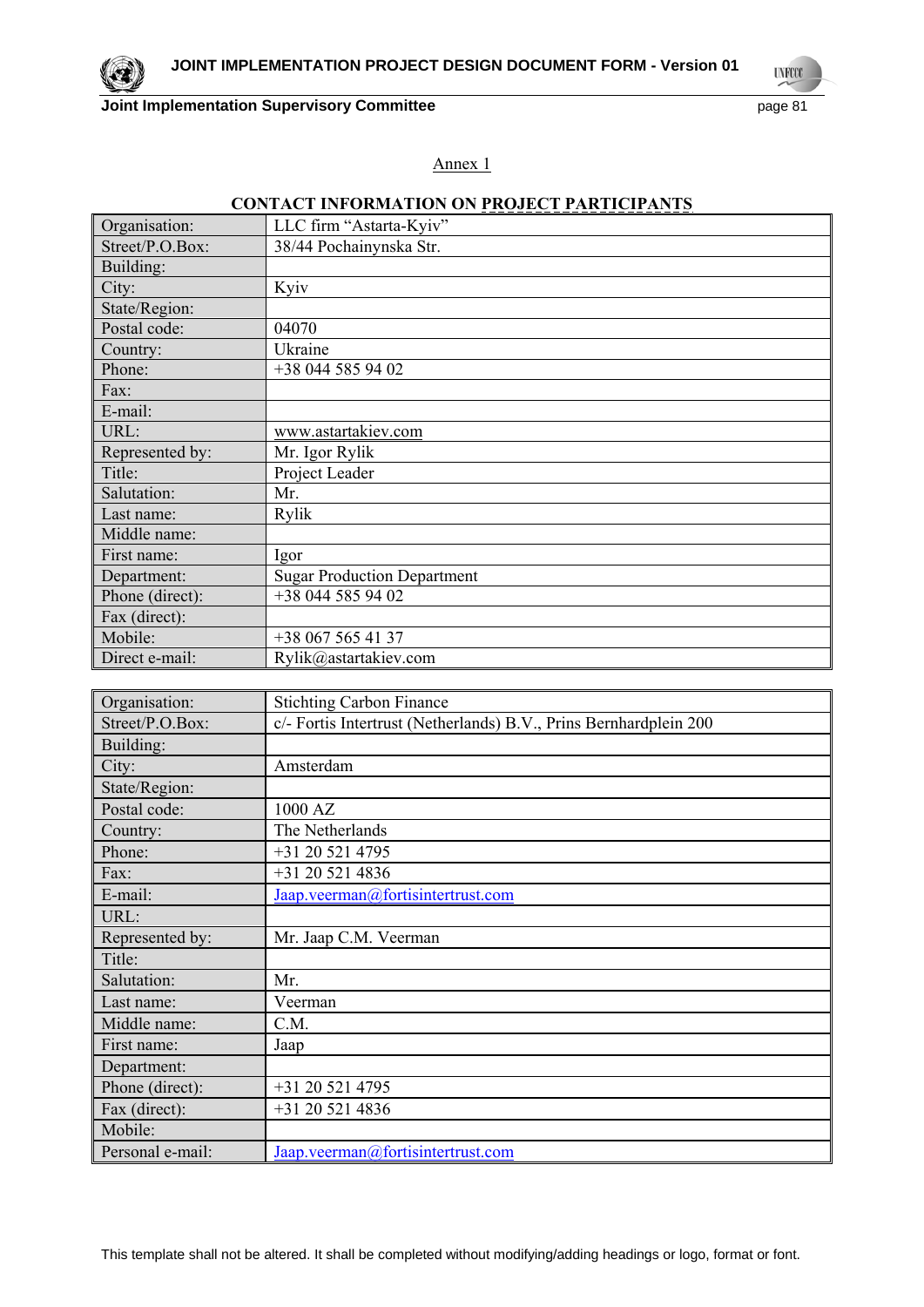Annex 1

**CONTACT INFORMATION ON PROJECT PARTICIPANTS**

| Organisation: | LLC firm "Astarta-Kyiv" |
|---|---|
| Street/P.O.Box: | 38/44 Pochainynska Str. |
| Building: | |
| City: | Kyiv |
| State/Region: | |
| Postal code: | 04070 |
| Country: | Ukraine |
| Phone: | +38 044 585 94 02 |
| Fax: | |
| E-mail: | |
| URL: | www.astartakiev.com |
| Represented by: | Mr. Igor Rylik |
| Title: | Project Leader |
| Salutation: | Mr. |
| Last name: | Rylik |
| Middle name: | |
| First name: | Igor |
| Department: | Sugar Production Department |
| Phone (direct): | +38 044 585 94 02 |
| Fax (direct): | |
| Mobile: | +38 067 565 41 37 |
| Direct e-mail: | Rylik@astartakiev.com |

| Organisation: | Stichting Carbon Finance |
|---|---|
| Street/P.O.Box: | c/- Fortis Intertrust (Netherlands) B.V., Prins Bernhardplein 200 |
| Building: | |
| City: | Amsterdam |
| State/Region: | |
| Postal code: | 1000 AZ |
| Country: | The Netherlands |
| Phone: | +31 20 521 4795 |
| Fax: | +31 20 521 4836 |
| E-mail: | Jaap.veerman@fortisintertrust.com |
| URL: | |
| Represented by: | Mr. Jaap C.M. Veerman |
| Title: | |
| Salutation: | Mr. |
| Last name: | Veerman |
| Middle name: | C.M. |
| First name: | Jaap |
| Department: | |
| Phone (direct): | +31 20 521 4795 |
| Fax (direct): | +31 20 521 4836 |
| Mobile: | |
| Personal e-mail: | Jaap.veerman@fortisintertrust.com |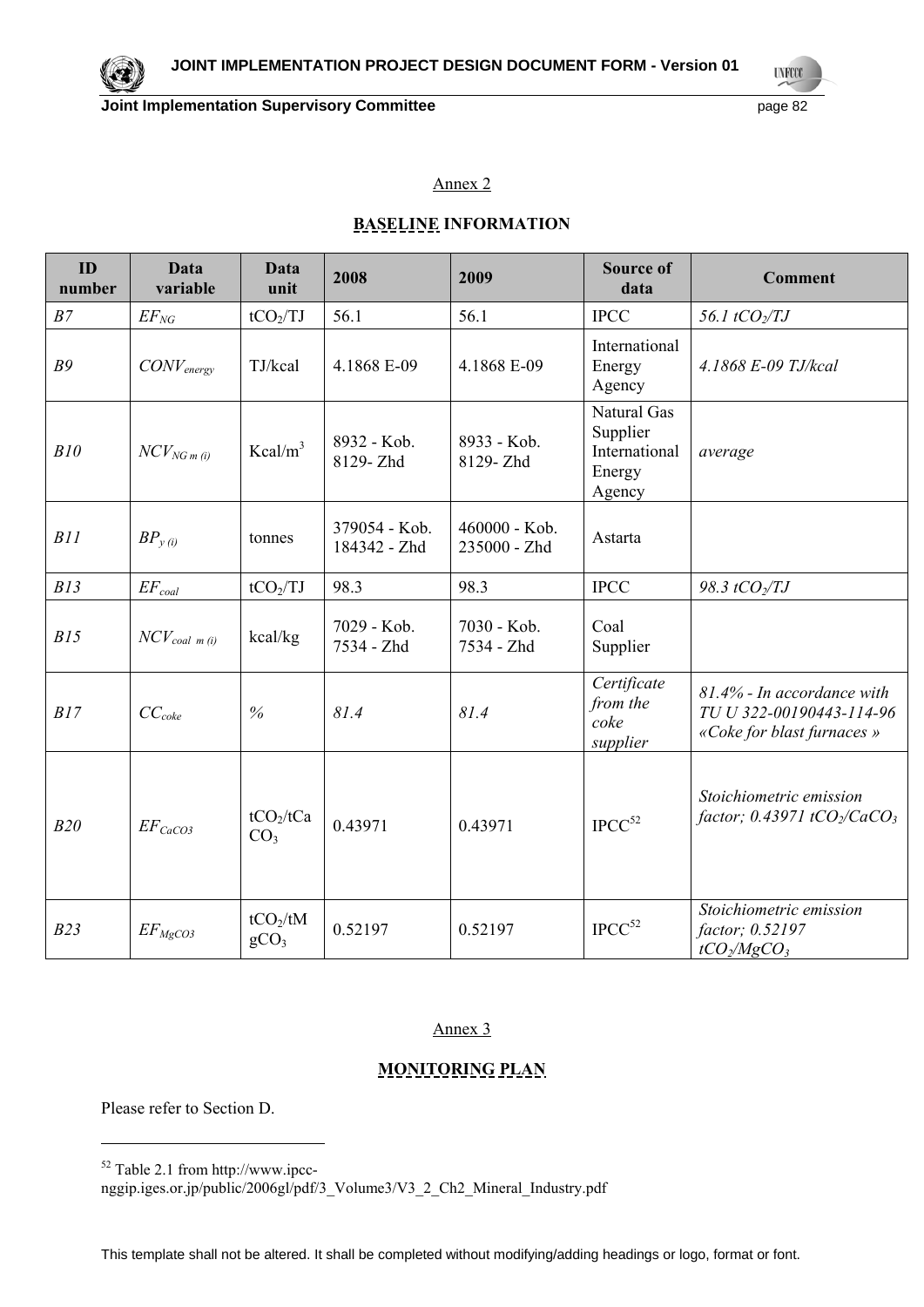Annex 2

## BASELINE INFORMATION

| ID number | Data variable | Data unit | 2008 | 2009 | Source of data | Comment |
|---|---|---|---|---|---|---|
| *B7* | $EF_{NG}$ | $tCO_2/TJ$ | 56.1 | 56.1 | IPCC | *56.1 $tCO_2/TJ$* |
| *B9* | $CONV_{energy}$ | TJ/kcal | 4.1868 E-09 | 4.1868 E-09 | International Energy Agency | *4.1868 E-09 TJ/kcal* |
| *B10* | $NCV_{NG\ m\ (i)}$ | $Kcal/m^3$ | 8932 - Kob. 8129- Zhd | 8933 - Kob. 8129- Zhd | Natural Gas Supplier International Energy Agency | *average* |
| *B11* | $BP_{y\ (i)}$ | tonnes | 379054 - Kob. 184342 - Zhd | 460000 - Kob. 235000 - Zhd | Astarta | |
| *B13* | $EF_{coal}$ | $tCO_2/TJ$ | 98.3 | 98.3 | IPCC | *98.3 $tCO_2/TJ$* |
| *B15* | $NCV_{coal\ m\ (i)}$ | kcal/kg | 7029 - Kob. 7534 - Zhd | 7030 - Kob. 7534 - Zhd | Coal Supplier | |
| *B17* | $CC_{coke}$ | *%* | *81.4* | *81.4* | *Certificate from the coke supplier* | *81.4% - In accordance with TU U 322-00190443-114-96 «Coke for blast furnaces »* |
| *B20* | $EF_{CaCO3}$ | $tCO_2/tCaCO_3$ | 0.43971 | 0.43971 | IPCC[52] | *Stoichiometric emission factor; 0.43971 $tCO_2/CaCO_3$* |
| *B23* | $EF_{MgCO3}$ | $tCO_2/tMgCO_3$ | 0.52197 | 0.52197 | IPCC[52] | *Stoichiometric emission factor; 0.52197 $tCO_2/MgCO_3$* |

Annex 3

## MONITORING PLAN

Please refer to Section D.

---

[52] Table 2.1 from http://www.ipcc-nggip.iges.or.jp/public/2006gl/pdf/3_Volume3/V3_2_Ch2_Mineral_Industry.pdf